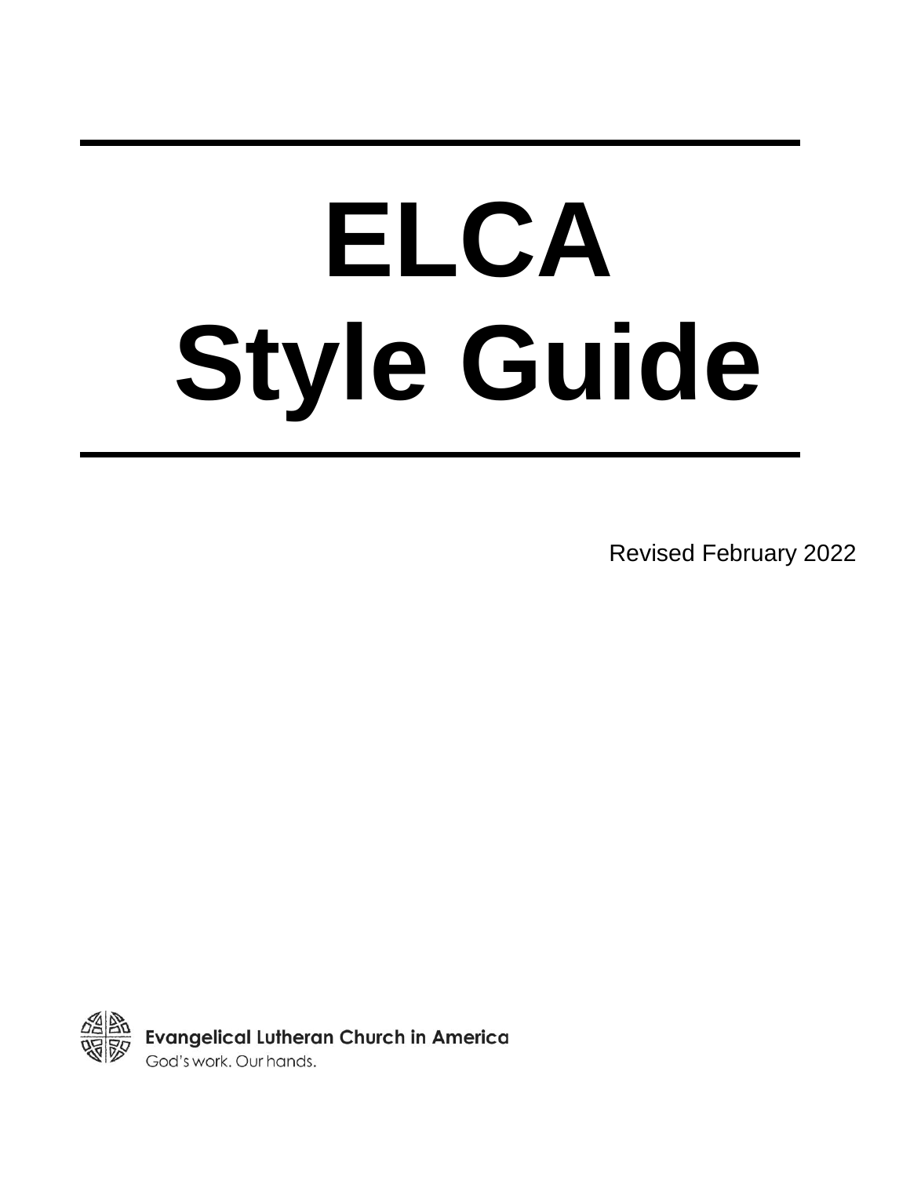# ELCA Style Guide

Revised February 2022

Evangelical Lutheran Church in America

God's work. Our hands.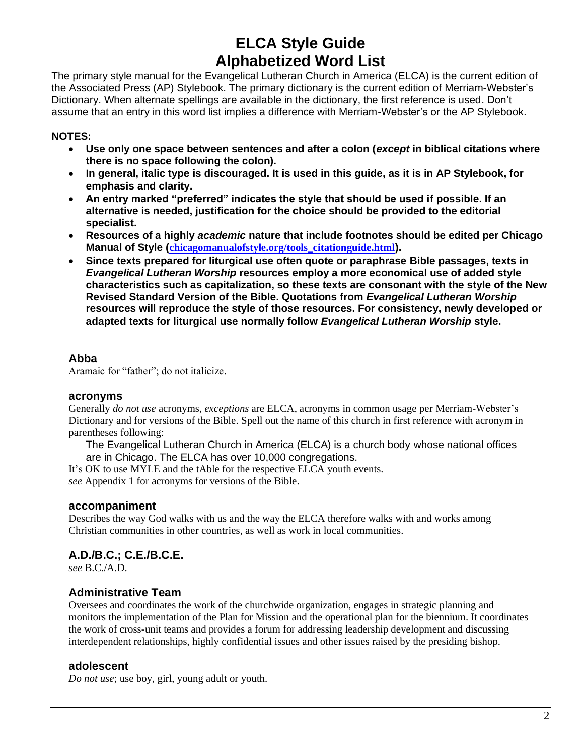# ELCA Style Guide
# Alphabetized Word List

The primary style manual for the Evangelical Lutheran Church in America (ELCA) is the current edition of the Associated Press (AP) Stylebook. The primary dictionary is the current edition of Merriam-Webster's Dictionary. When alternate spellings are available in the dictionary, the first reference is used. Don't assume that an entry in this word list implies a difference with Merriam-Webster's or the AP Stylebook.

**NOTES:**

- **Use only one space between sentences and after a colon (*except* in biblical citations where there is no space following the colon).**
- **In general, italic type is discouraged. It is used in this guide, as it is in AP Stylebook, for emphasis and clarity.**
- **An entry marked "preferred" indicates the style that should be used if possible. If an alternative is needed, justification for the choice should be provided to the editorial specialist.**
- **Resources of a highly *academic* nature that include footnotes should be edited per Chicago Manual of Style (chicagomanualofstyle.org/tools_citationguide.html).**
- **Since texts prepared for liturgical use often quote or paraphrase Bible passages, texts in *Evangelical Lutheran Worship* resources employ a more economical use of added style characteristics such as capitalization, so these texts are consonant with the style of the New Revised Standard Version of the Bible. Quotations from *Evangelical Lutheran Worship* resources will reproduce the style of those resources. For consistency, newly developed or adapted texts for liturgical use normally follow *Evangelical Lutheran Worship* style.**

### Abba

Aramaic for "father"; do not italicize.

### acronyms

Generally *do not use* acronyms, *exceptions* are ELCA, acronyms in common usage per Merriam-Webster's Dictionary and for versions of the Bible. Spell out the name of this church in first reference with acronym in parentheses following:

> The Evangelical Lutheran Church in America (ELCA) is a church body whose national offices are in Chicago. The ELCA has over 10,000 congregations.

It's OK to use MYLE and the tAble for the respective ELCA youth events.

*see* Appendix 1 for acronyms for versions of the Bible.

### accompaniment

Describes the way God walks with us and the way the ELCA therefore walks with and works among Christian communities in other countries, as well as work in local communities.

### A.D./B.C.; C.E./B.C.E.

*see* B.C./A.D.

### Administrative Team

Oversees and coordinates the work of the churchwide organization, engages in strategic planning and monitors the implementation of the Plan for Mission and the operational plan for the biennium. It coordinates the work of cross-unit teams and provides a forum for addressing leadership development and discussing interdependent relationships, highly confidential issues and other issues raised by the presiding bishop.

### adolescent

*Do not use*; use boy, girl, young adult or youth.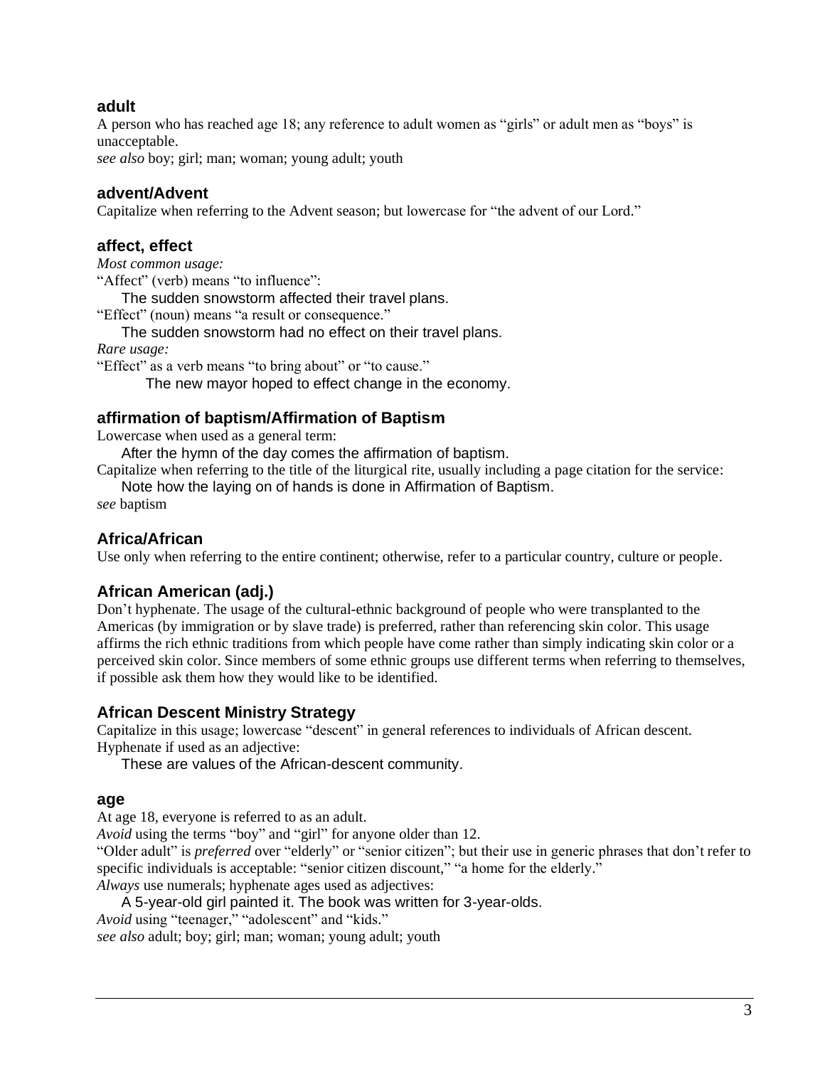### adult

A person who has reached age 18; any reference to adult women as "girls" or adult men as "boys" is unacceptable.

*see also* boy; girl; man; woman; young adult; youth

### advent/Advent

Capitalize when referring to the Advent season; but lowercase for "the advent of our Lord."

### affect, effect

*Most common usage:*

"Affect" (verb) means "to influence":

> The sudden snowstorm affected their travel plans.

"Effect" (noun) means "a result or consequence."

> The sudden snowstorm had no effect on their travel plans.

*Rare usage:*

"Effect" as a verb means "to bring about" or "to cause."

> The new mayor hoped to effect change in the economy.

### affirmation of baptism/Affirmation of Baptism

Lowercase when used as a general term:

> After the hymn of the day comes the affirmation of baptism.

Capitalize when referring to the title of the liturgical rite, usually including a page citation for the service:

> Note how the laying on of hands is done in Affirmation of Baptism.

*see* baptism

### Africa/African

Use only when referring to the entire continent; otherwise, refer to a particular country, culture or people.

### African American (adj.)

Don't hyphenate. The usage of the cultural-ethnic background of people who were transplanted to the Americas (by immigration or by slave trade) is preferred, rather than referencing skin color. This usage affirms the rich ethnic traditions from which people have come rather than simply indicating skin color or a perceived skin color. Since members of some ethnic groups use different terms when referring to themselves, if possible ask them how they would like to be identified.

### African Descent Ministry Strategy

Capitalize in this usage; lowercase "descent" in general references to individuals of African descent. Hyphenate if used as an adjective:

> These are values of the African-descent community.

### age

At age 18, everyone is referred to as an adult.

*Avoid* using the terms "boy" and "girl" for anyone older than 12.

"Older adult" is *preferred* over "elderly" or "senior citizen"; but their use in generic phrases that don't refer to specific individuals is acceptable: "senior citizen discount," "a home for the elderly."

*Always* use numerals; hyphenate ages used as adjectives:

> A 5-year-old girl painted it. The book was written for 3-year-olds.

*Avoid* using "teenager," "adolescent" and "kids."

*see also* adult; boy; girl; man; woman; young adult; youth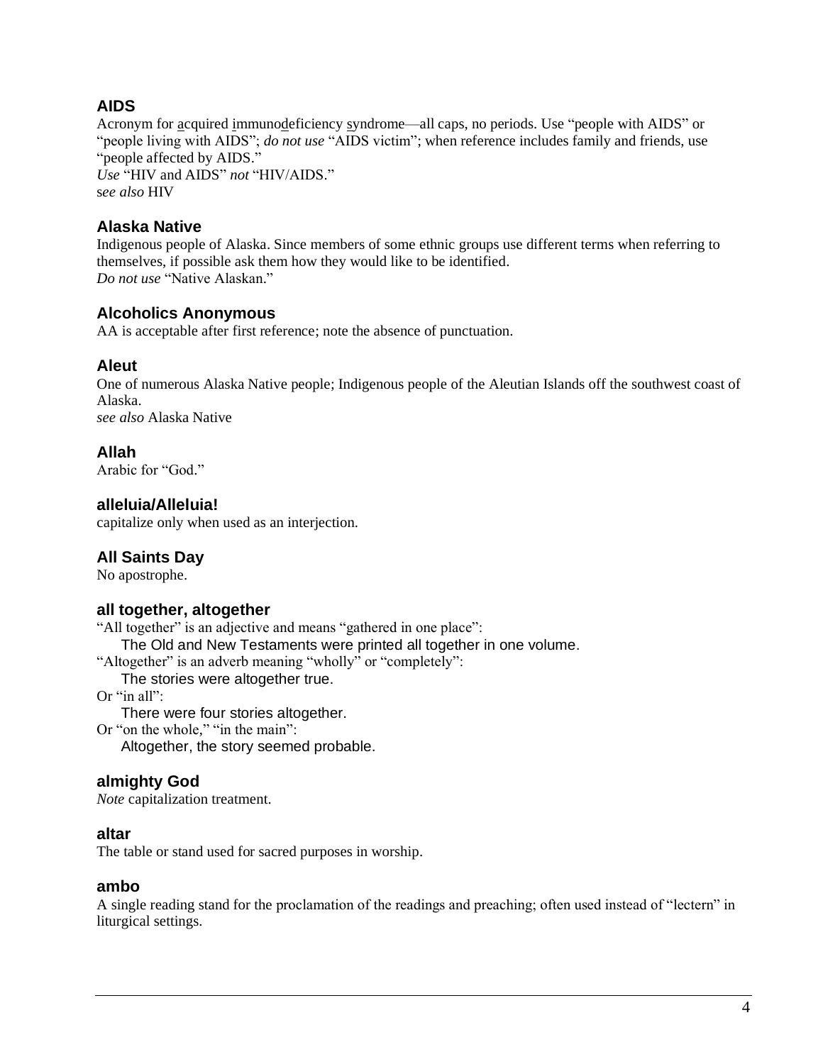### AIDS

Acronym for acquired immunodeficiency syndrome—all caps, no periods. Use “people with AIDS” or “people living with AIDS”; *do not use* “AIDS victim”; when reference includes family and friends, use “people affected by AIDS.”
*Use* “HIV and AIDS” *not* “HIV/AIDS.”
s*ee also* HIV

### Alaska Native

Indigenous people of Alaska. Since members of some ethnic groups use different terms when referring to themselves, if possible ask them how they would like to be identified.
*Do not use* “Native Alaskan.”

### Alcoholics Anonymous

AA is acceptable after first reference; note the absence of punctuation.

### Aleut

One of numerous Alaska Native people; Indigenous people of the Aleutian Islands off the southwest coast of Alaska.
*see also* Alaska Native

### Allah

Arabic for “God.”

### alleluia/Alleluia!

capitalize only when used as an interjection.

### All Saints Day

No apostrophe.

### all together, altogether

“All together” is an adjective and means “gathered in one place”:

> The Old and New Testaments were printed all together in one volume.

“Altogether” is an adverb meaning “wholly” or “completely”:

> The stories were altogether true.

Or “in all”:

> There were four stories altogether.

Or “on the whole,” “in the main”:

> Altogether, the story seemed probable.

### almighty God

*Note* capitalization treatment.

### altar

The table or stand used for sacred purposes in worship.

### ambo

A single reading stand for the proclamation of the readings and preaching; often used instead of “lectern” in liturgical settings.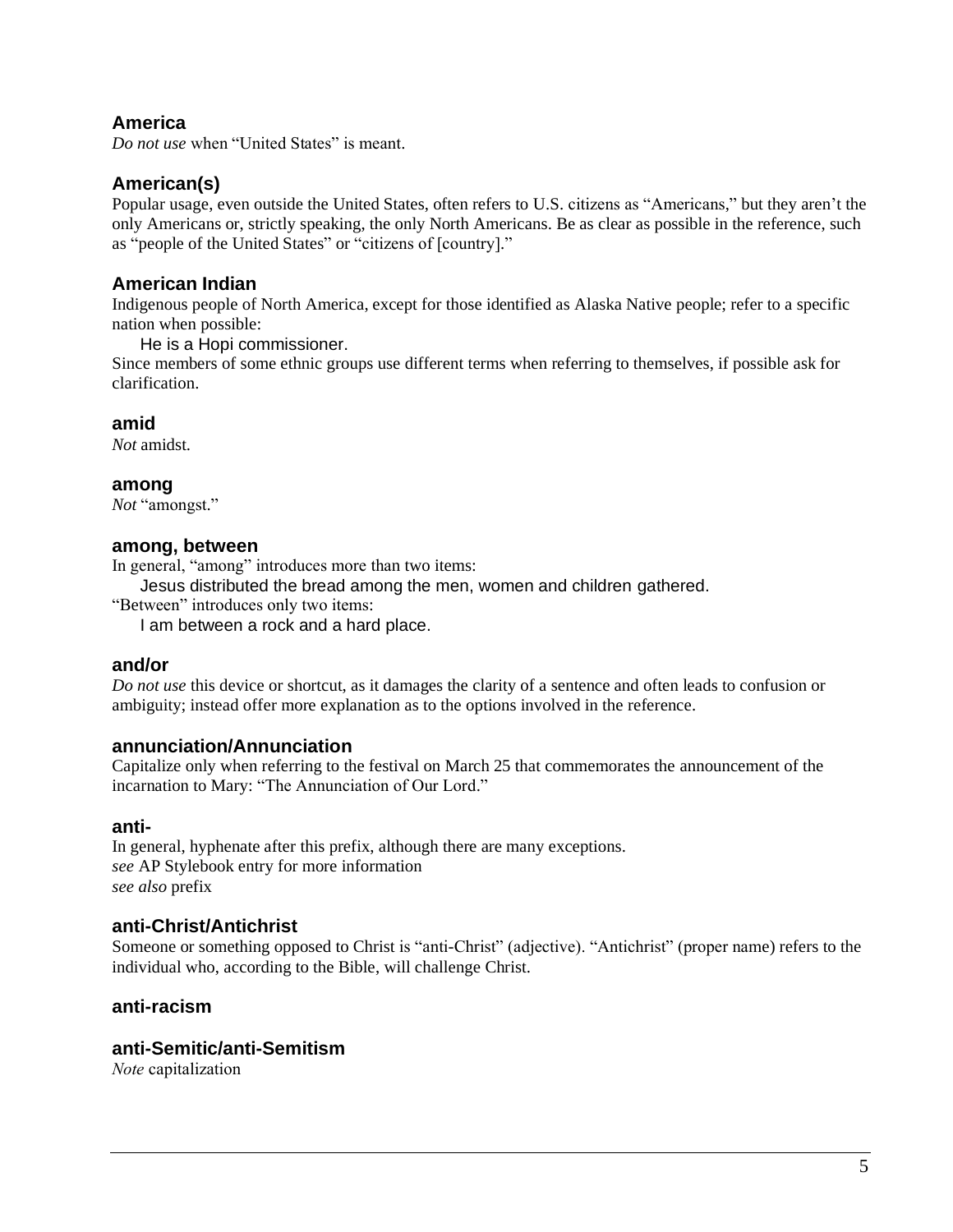### America

*Do not use* when “United States” is meant.

### American(s)

Popular usage, even outside the United States, often refers to U.S. citizens as “Americans,” but they aren’t the only Americans or, strictly speaking, the only North Americans. Be as clear as possible in the reference, such as “people of the United States” or “citizens of [country].”

### American Indian

Indigenous people of North America, except for those identified as Alaska Native people; refer to a specific nation when possible:

> He is a Hopi commissioner.

Since members of some ethnic groups use different terms when referring to themselves, if possible ask for clarification.

### amid

*Not* amidst.

### among

*Not* “amongst.”

### among, between

In general, “among” introduces more than two items:

> Jesus distributed the bread among the men, women and children gathered.

“Between” introduces only two items:

> I am between a rock and a hard place.

### and/or

*Do not use* this device or shortcut, as it damages the clarity of a sentence and often leads to confusion or ambiguity; instead offer more explanation as to the options involved in the reference.

### annunciation/Annunciation

Capitalize only when referring to the festival on March 25 that commemorates the announcement of the incarnation to Mary: “The Annunciation of Our Lord.”

### anti-

In general, hyphenate after this prefix, although there are many exceptions.
*see* AP Stylebook entry for more information
*see also* prefix

### anti-Christ/Antichrist

Someone or something opposed to Christ is “anti-Christ” (adjective). “Antichrist” (proper name) refers to the individual who, according to the Bible, will challenge Christ.

### anti-racism

### anti-Semitic/anti-Semitism

*Note* capitalization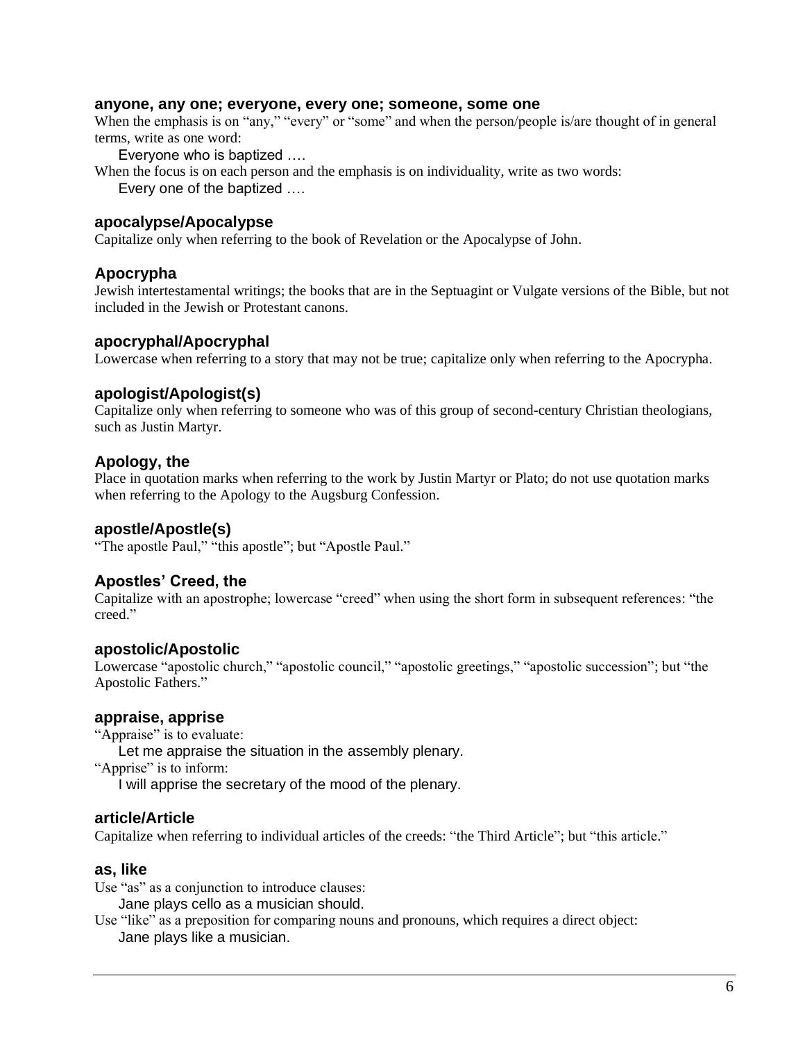### anyone, any one; everyone, every one; someone, some one

When the emphasis is on "any," "every" or "some" and when the person/people is/are thought of in general terms, write as one word:

Everyone who is baptized ….

When the focus is on each person and the emphasis is on individuality, write as two words:

Every one of the baptized ….

### apocalypse/Apocalypse

Capitalize only when referring to the book of Revelation or the Apocalypse of John.

### Apocrypha

Jewish intertestamental writings; the books that are in the Septuagint or Vulgate versions of the Bible, but not included in the Jewish or Protestant canons.

### apocryphal/Apocryphal

Lowercase when referring to a story that may not be true; capitalize only when referring to the Apocrypha.

### apologist/Apologist(s)

Capitalize only when referring to someone who was of this group of second-century Christian theologians, such as Justin Martyr.

### Apology, the

Place in quotation marks when referring to the work by Justin Martyr or Plato; do not use quotation marks when referring to the Apology to the Augsburg Confession.

### apostle/Apostle(s)

"The apostle Paul," "this apostle"; but "Apostle Paul."

### Apostles' Creed, the

Capitalize with an apostrophe; lowercase "creed" when using the short form in subsequent references: "the creed."

### apostolic/Apostolic

Lowercase "apostolic church," "apostolic council," "apostolic greetings," "apostolic succession"; but "the Apostolic Fathers."

### appraise, apprise

"Appraise" is to evaluate:

Let me appraise the situation in the assembly plenary.

"Apprise" is to inform:

I will apprise the secretary of the mood of the plenary.

### article/Article

Capitalize when referring to individual articles of the creeds: "the Third Article"; but "this article."

### as, like

Use "as" as a conjunction to introduce clauses:

Jane plays cello as a musician should.

Use "like" as a preposition for comparing nouns and pronouns, which requires a direct object:

Jane plays like a musician.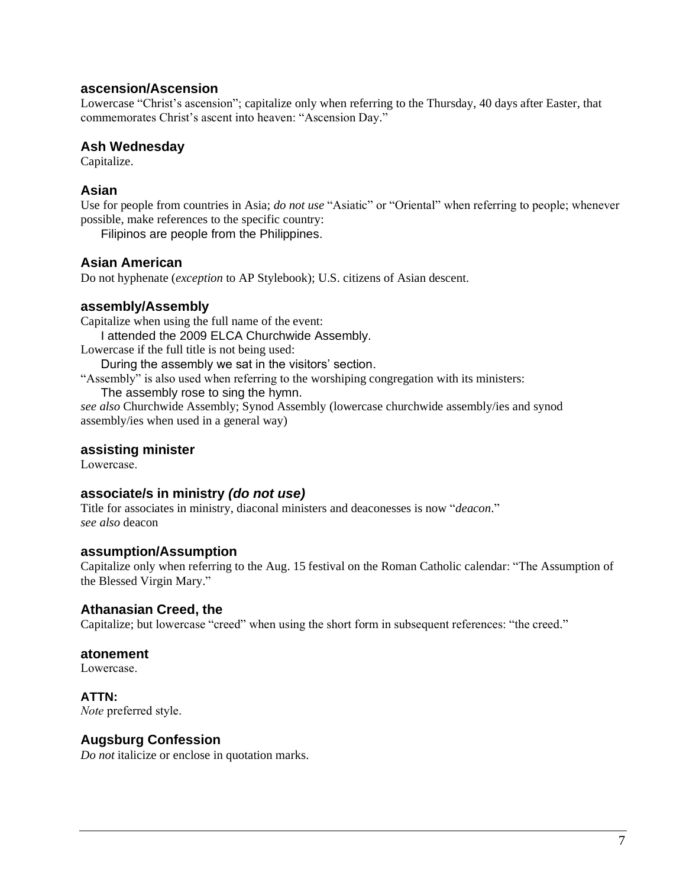### ascension/Ascension

Lowercase "Christ's ascension"; capitalize only when referring to the Thursday, 40 days after Easter, that commemorates Christ's ascent into heaven: "Ascension Day."

### Ash Wednesday

Capitalize.

### Asian

Use for people from countries in Asia; *do not use* "Asiatic" or "Oriental" when referring to people; whenever possible, make references to the specific country:

> Filipinos are people from the Philippines.

### Asian American

Do not hyphenate (*exception* to AP Stylebook); U.S. citizens of Asian descent.

### assembly/Assembly

Capitalize when using the full name of the event:

> I attended the 2009 ELCA Churchwide Assembly.

Lowercase if the full title is not being used:

> During the assembly we sat in the visitors' section.

"Assembly" is also used when referring to the worshiping congregation with its ministers:

> The assembly rose to sing the hymn.

*see also* Churchwide Assembly; Synod Assembly (lowercase churchwide assembly/ies and synod assembly/ies when used in a general way)

### assisting minister

Lowercase.

### associate/s in ministry *(do not use)*

Title for associates in ministry, diaconal ministers and deaconesses is now "*deacon*."
*see also* deacon

### assumption/Assumption

Capitalize only when referring to the Aug. 15 festival on the Roman Catholic calendar: "The Assumption of the Blessed Virgin Mary."

### Athanasian Creed, the

Capitalize; but lowercase "creed" when using the short form in subsequent references: "the creed."

### atonement

Lowercase.

### ATTN:

*Note* preferred style.

### Augsburg Confession

*Do not* italicize or enclose in quotation marks.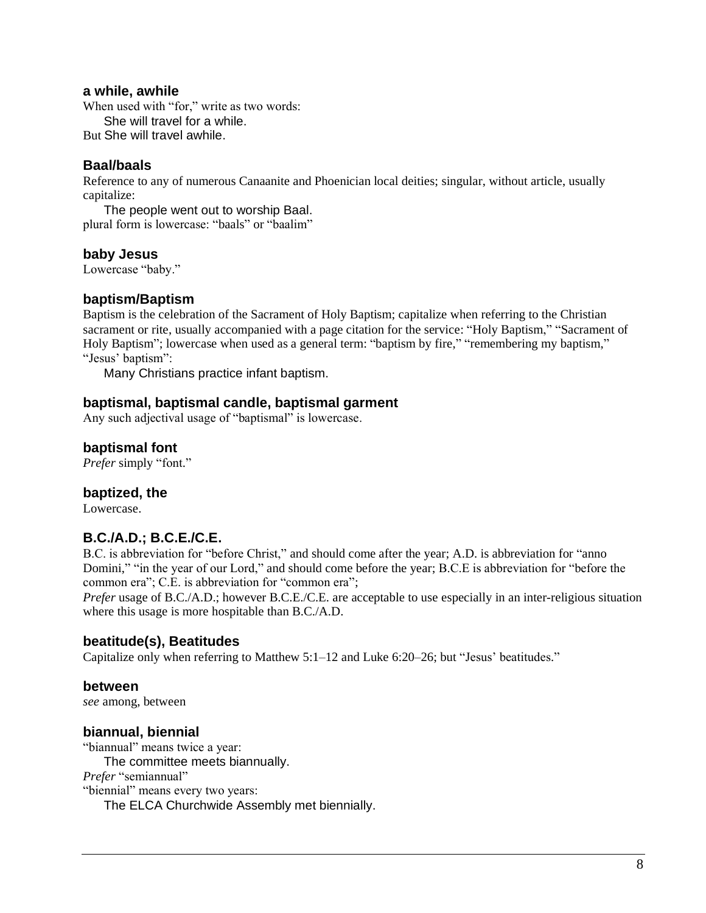### a while, awhile

When used with "for," write as two words:

 She will travel for a while.

But She will travel awhile.

### Baal/baals

Reference to any of numerous Canaanite and Phoenician local deities; singular, without article, usually capitalize:

 The people went out to worship Baal.

plural form is lowercase: "baals" or "baalim"

### baby Jesus

Lowercase "baby."

### baptism/Baptism

Baptism is the celebration of the Sacrament of Holy Baptism; capitalize when referring to the Christian sacrament or rite, usually accompanied with a page citation for the service: "Holy Baptism," "Sacrament of Holy Baptism"; lowercase when used as a general term: "baptism by fire," "remembering my baptism," "Jesus' baptism":

 Many Christians practice infant baptism.

### baptismal, baptismal candle, baptismal garment

Any such adjectival usage of "baptismal" is lowercase.

### baptismal font

*Prefer* simply "font."

### baptized, the

Lowercase.

### B.C./A.D.; B.C.E./C.E.

B.C. is abbreviation for "before Christ," and should come after the year; A.D. is abbreviation for "anno Domini," "in the year of our Lord," and should come before the year; B.C.E is abbreviation for "before the common era"; C.E. is abbreviation for "common era";

*Prefer* usage of B.C./A.D.; however B.C.E./C.E. are acceptable to use especially in an inter-religious situation where this usage is more hospitable than B.C./A.D.

### beatitude(s), Beatitudes

Capitalize only when referring to Matthew 5:1–12 and Luke 6:20–26; but "Jesus' beatitudes."

### between

*see* among, between

### biannual, biennial

"biannual" means twice a year:

 The committee meets biannually.

*Prefer* "semiannual"

"biennial" means every two years:

 The ELCA Churchwide Assembly met biennially.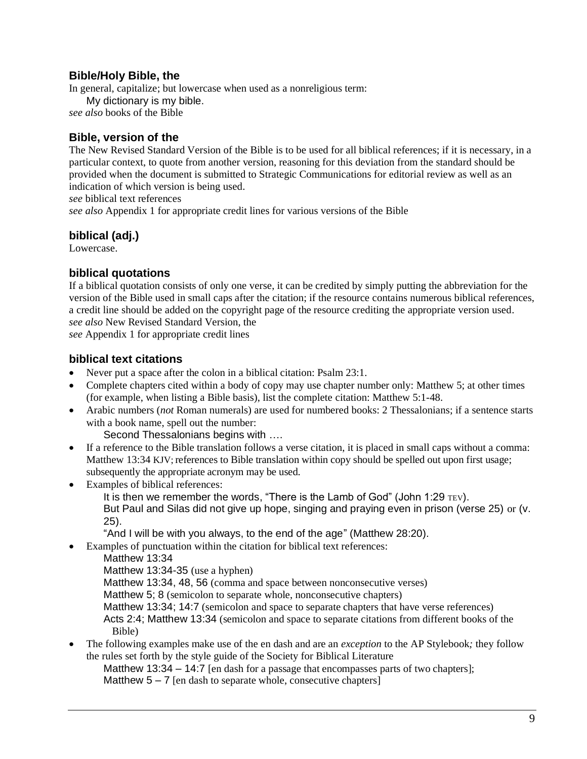### Bible/Holy Bible, the

In general, capitalize; but lowercase when used as a nonreligious term:

My dictionary is my bible.

*see also* books of the Bible

### Bible, version of the

The New Revised Standard Version of the Bible is to be used for all biblical references; if it is necessary, in a particular context, to quote from another version, reasoning for this deviation from the standard should be provided when the document is submitted to Strategic Communications for editorial review as well as an indication of which version is being used.

*see* biblical text references

*see also* Appendix 1 for appropriate credit lines for various versions of the Bible

### biblical (adj.)

Lowercase.

### biblical quotations

If a biblical quotation consists of only one verse, it can be credited by simply putting the abbreviation for the version of the Bible used in small caps after the citation; if the resource contains numerous biblical references, a credit line should be added on the copyright page of the resource crediting the appropriate version used.

*see also* New Revised Standard Version, the

*see* Appendix 1 for appropriate credit lines

### biblical text citations

- Never put a space after the colon in a biblical citation: Psalm 23:1.
- Complete chapters cited within a body of copy may use chapter number only: Matthew 5; at other times (for example, when listing a Bible basis), list the complete citation: Matthew 5:1-48.
- Arabic numbers (*not* Roman numerals) are used for numbered books: 2 Thessalonians; if a sentence starts with a book name, spell out the number:

  Second Thessalonians begins with ….
- If a reference to the Bible translation follows a verse citation, it is placed in small caps without a comma: Matthew 13:34 KJV; references to Bible translation within copy should be spelled out upon first usage; subsequently the appropriate acronym may be used.
- Examples of biblical references:

  It is then we remember the words, "There is the Lamb of God" (John 1:29 TEV).

  But Paul and Silas did not give up hope, singing and praying even in prison (verse 25) or (v. 25).

  "And I will be with you always, to the end of the age" (Matthew 28:20).
- Examples of punctuation within the citation for biblical text references:

  Matthew 13:34

  Matthew 13:34-35 (use a hyphen)

  Matthew 13:34, 48, 56 (comma and space between nonconsecutive verses)

  Matthew 5; 8 (semicolon to separate whole, nonconsecutive chapters)

  Matthew 13:34; 14:7 (semicolon and space to separate chapters that have verse references)

  Acts 2:4; Matthew 13:34 (semicolon and space to separate citations from different books of the Bible)
- The following examples make use of the en dash and are an *exception* to the AP Stylebook*;* they follow the rules set forth by the style guide of the Society for Biblical Literature

  Matthew 13:34 – 14:7 [en dash for a passage that encompasses parts of two chapters];

  Matthew 5 – 7 [en dash to separate whole, consecutive chapters]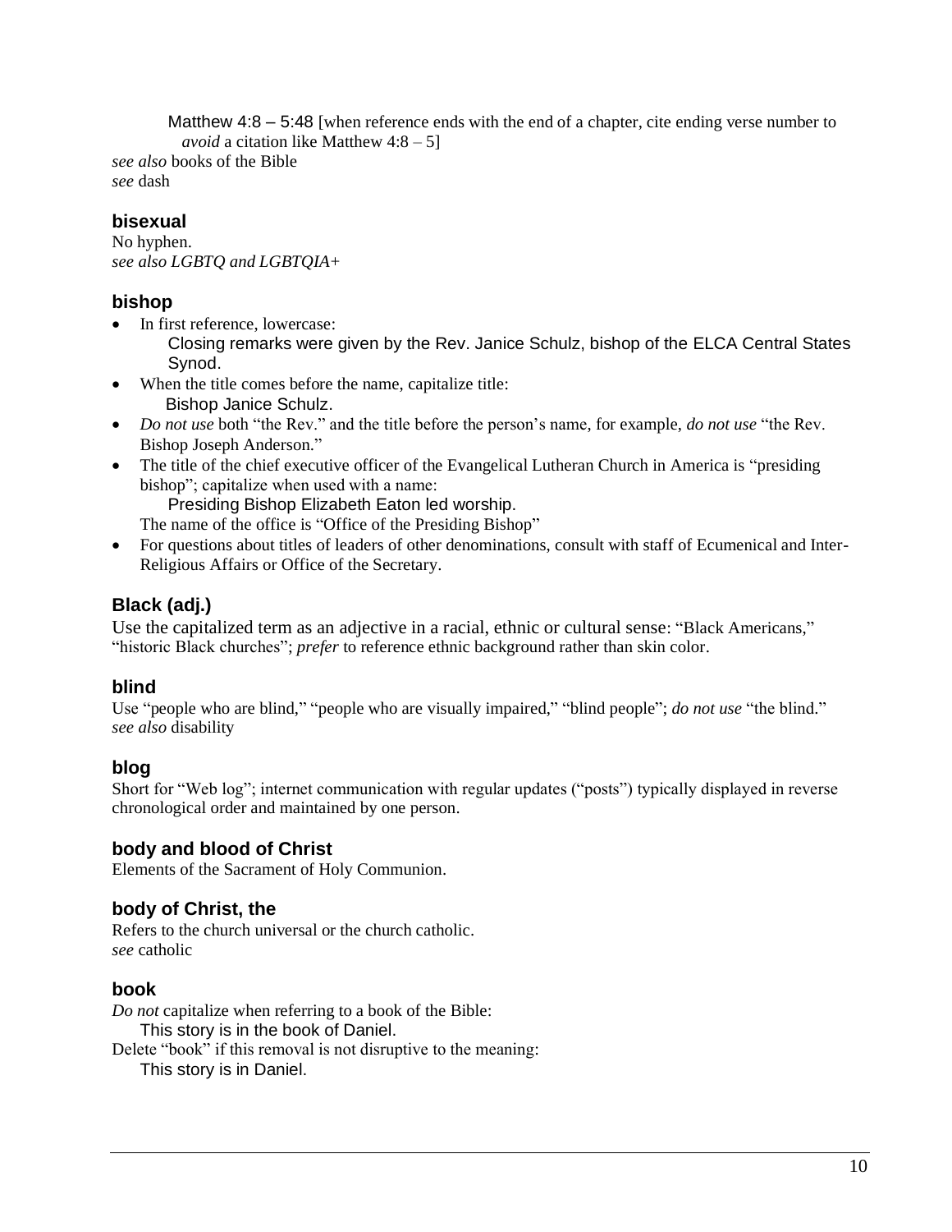Matthew 4:8 – 5:48 [when reference ends with the end of a chapter, cite ending verse number to *avoid* a citation like Matthew 4:8 – 5]

*see also* books of the Bible
*see* dash

### bisexual

No hyphen.
*see also LGBTQ and LGBTQIA+*

### bishop

- In first reference, lowercase:
  Closing remarks were given by the Rev. Janice Schulz, bishop of the ELCA Central States Synod.
- When the title comes before the name, capitalize title:
  Bishop Janice Schulz.
- *Do not use* both "the Rev." and the title before the person's name, for example, *do not use* "the Rev. Bishop Joseph Anderson."
- The title of the chief executive officer of the Evangelical Lutheran Church in America is "presiding bishop"; capitalize when used with a name:
  Presiding Bishop Elizabeth Eaton led worship.
  The name of the office is "Office of the Presiding Bishop"
- For questions about titles of leaders of other denominations, consult with staff of Ecumenical and Inter-Religious Affairs or Office of the Secretary.

### Black (adj.)

Use the capitalized term as an adjective in a racial, ethnic or cultural sense: "Black Americans," "historic Black churches"; *prefer* to reference ethnic background rather than skin color.

### blind

Use "people who are blind," "people who are visually impaired," "blind people"; *do not use* "the blind."
*see also* disability

### blog

Short for "Web log"; internet communication with regular updates ("posts") typically displayed in reverse chronological order and maintained by one person.

### body and blood of Christ

Elements of the Sacrament of Holy Communion.

### body of Christ, the

Refers to the church universal or the church catholic.
*see* catholic

### book

*Do not* capitalize when referring to a book of the Bible:
This story is in the book of Daniel.
Delete "book" if this removal is not disruptive to the meaning:
This story is in Daniel.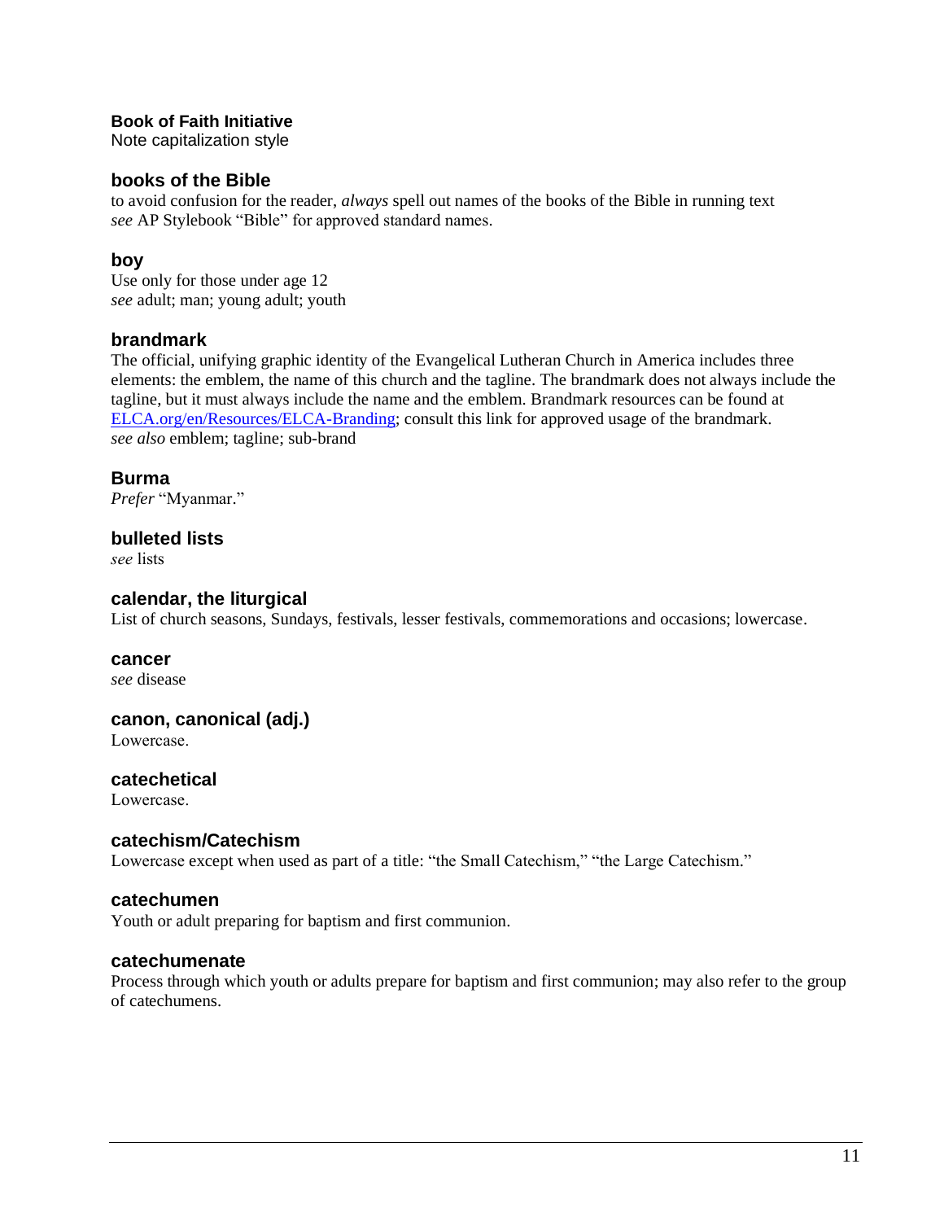### Book of Faith Initiative

Note capitalization style

### books of the Bible

to avoid confusion for the reader, *always* spell out names of the books of the Bible in running text
*see* AP Stylebook "Bible" for approved standard names.

### boy

Use only for those under age 12
*see* adult; man; young adult; youth

### brandmark

The official, unifying graphic identity of the Evangelical Lutheran Church in America includes three elements: the emblem, the name of this church and the tagline. The brandmark does not always include the tagline, but it must always include the name and the emblem. Brandmark resources can be found at [ELCA.org/en/Resources/ELCA-Branding](ELCA.org/en/Resources/ELCA-Branding); consult this link for approved usage of the brandmark.
*see also* emblem; tagline; sub-brand

### Burma

*Prefer* "Myanmar."

### bulleted lists

*see* lists

### calendar, the liturgical

List of church seasons, Sundays, festivals, lesser festivals, commemorations and occasions; lowercase.

### cancer

*see* disease

### canon, canonical (adj.)

Lowercase.

### catechetical

Lowercase.

### catechism/Catechism

Lowercase except when used as part of a title: "the Small Catechism," "the Large Catechism."

### catechumen

Youth or adult preparing for baptism and first communion.

### catechumenate

Process through which youth or adults prepare for baptism and first communion; may also refer to the group of catechumens.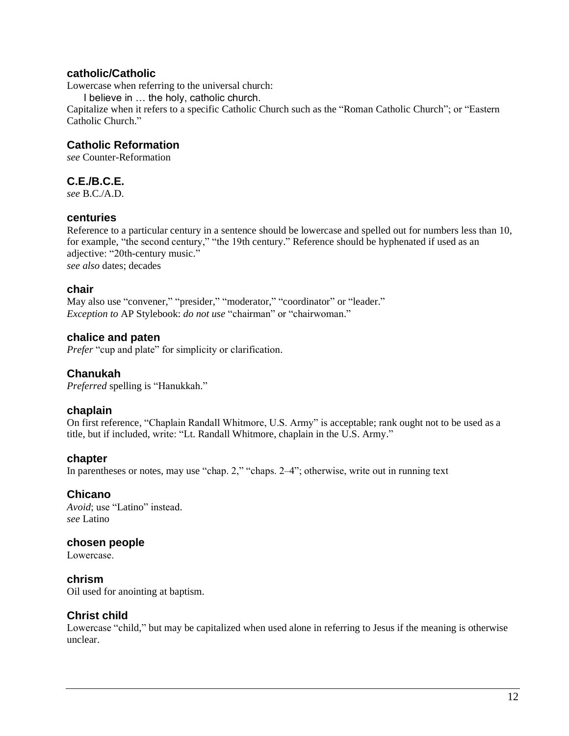### catholic/Catholic

Lowercase when referring to the universal church:

I believe in … the holy, catholic church.

Capitalize when it refers to a specific Catholic Church such as the "Roman Catholic Church"; or "Eastern Catholic Church."

### Catholic Reformation

*see* Counter-Reformation

### C.E./B.C.E.

*see* B.C./A.D.

### centuries

Reference to a particular century in a sentence should be lowercase and spelled out for numbers less than 10, for example, "the second century," "the 19th century." Reference should be hyphenated if used as an adjective: "20th-century music."

*see also* dates; decades

### chair

May also use "convener," "presider," "moderator," "coordinator" or "leader."

*Exception to* AP Stylebook: *do not use* "chairman" or "chairwoman."

### chalice and paten

*Prefer* "cup and plate" for simplicity or clarification.

### Chanukah

*Preferred* spelling is "Hanukkah."

### chaplain

On first reference, "Chaplain Randall Whitmore, U.S. Army" is acceptable; rank ought not to be used as a title, but if included, write: "Lt. Randall Whitmore, chaplain in the U.S. Army."

### chapter

In parentheses or notes, may use "chap. 2," "chaps. 2–4"; otherwise, write out in running text

### Chicano

*Avoid*; use "Latino" instead.

*see* Latino

### chosen people

Lowercase.

### chrism

Oil used for anointing at baptism.

### Christ child

Lowercase "child," but may be capitalized when used alone in referring to Jesus if the meaning is otherwise unclear.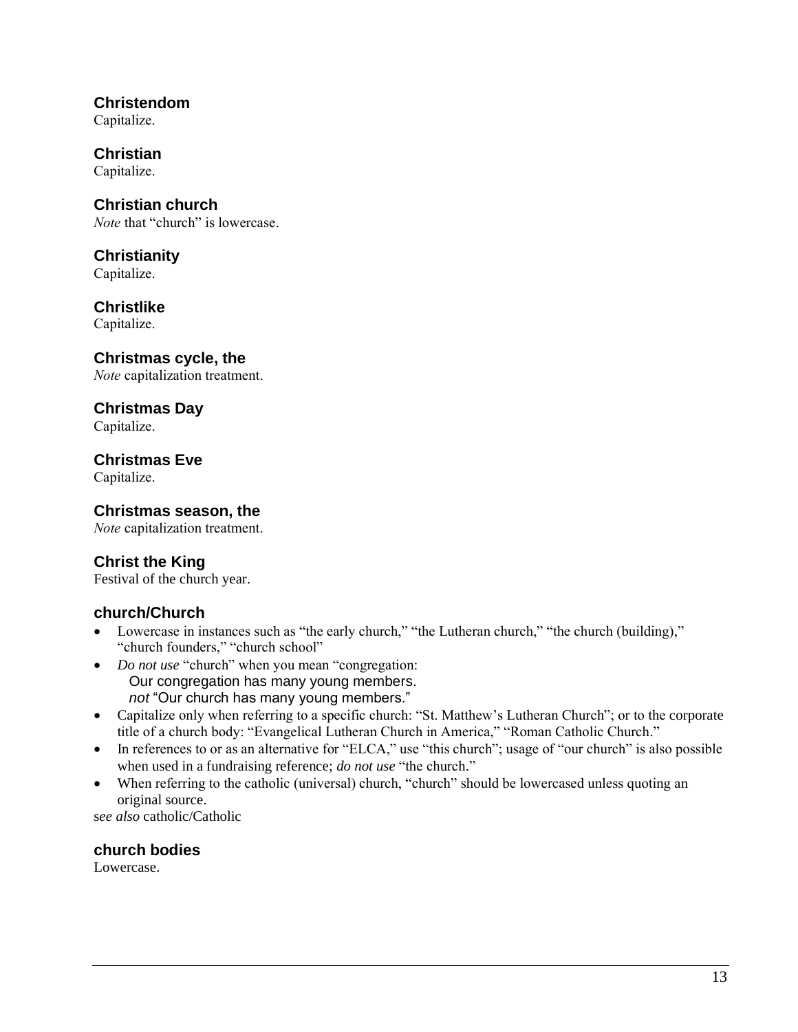### Christendom
Capitalize.

### Christian
Capitalize.

### Christian church
*Note* that "church" is lowercase.

### Christianity
Capitalize.

### Christlike
Capitalize.

### Christmas cycle, the
*Note* capitalization treatment.

### Christmas Day
Capitalize.

### Christmas Eve
Capitalize.

### Christmas season, the
*Note* capitalization treatment.

### Christ the King
Festival of the church year.

### church/Church
- Lowercase in instances such as "the early church," "the Lutheran church," "the church (building)," "church founders," "church school"
- *Do not use* "church" when you mean "congregation:
  Our congregation has many young members.
  *not* "Our church has many young members."
- Capitalize only when referring to a specific church: "St. Matthew's Lutheran Church"; or to the corporate title of a church body: "Evangelical Lutheran Church in America," "Roman Catholic Church."
- In references to or as an alternative for "ELCA," use "this church"; usage of "our church" is also possible when used in a fundraising reference; *do not use* "the church."
- When referring to the catholic (universal) church, "church" should be lowercased unless quoting an original source.

s*ee also* catholic/Catholic

### church bodies
Lowercase.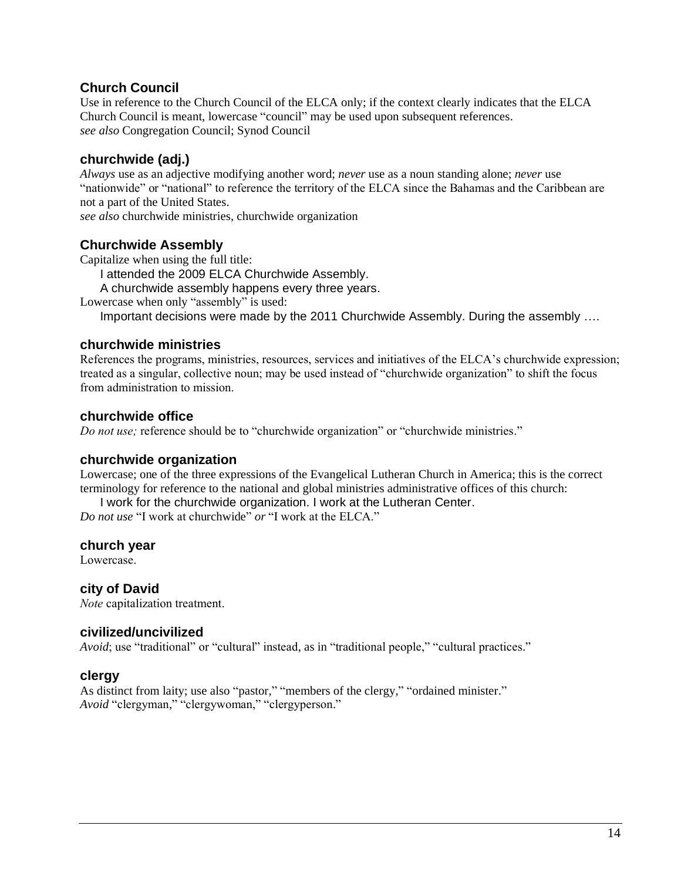### Church Council

Use in reference to the Church Council of the ELCA only; if the context clearly indicates that the ELCA Church Council is meant, lowercase "council" may be used upon subsequent references.
*see also* Congregation Council; Synod Council

### churchwide (adj.)

*Always* use as an adjective modifying another word; *never* use as a noun standing alone; *never* use "nationwide" or "national" to reference the territory of the ELCA since the Bahamas and the Caribbean are not a part of the United States.
*see also* churchwide ministries, churchwide organization

### Churchwide Assembly

Capitalize when using the full title:

> I attended the 2009 ELCA Churchwide Assembly.
> A churchwide assembly happens every three years.

Lowercase when only "assembly" is used:

> Important decisions were made by the 2011 Churchwide Assembly. During the assembly ….

### churchwide ministries

References the programs, ministries, resources, services and initiatives of the ELCA's churchwide expression; treated as a singular, collective noun; may be used instead of "churchwide organization" to shift the focus from administration to mission.

### churchwide office

*Do not use;* reference should be to "churchwide organization" or "churchwide ministries."

### churchwide organization

Lowercase; one of the three expressions of the Evangelical Lutheran Church in America; this is the correct terminology for reference to the national and global ministries administrative offices of this church:

> I work for the churchwide organization. I work at the Lutheran Center.

*Do not use* "I work at churchwide" *or* "I work at the ELCA."

### church year

Lowercase.

### city of David

*Note* capitalization treatment.

### civilized/uncivilized

*Avoid*; use "traditional" or "cultural" instead, as in "traditional people," "cultural practices."

### clergy

As distinct from laity; use also "pastor," "members of the clergy," "ordained minister."
*Avoid* "clergyman," "clergywoman," "clergyperson."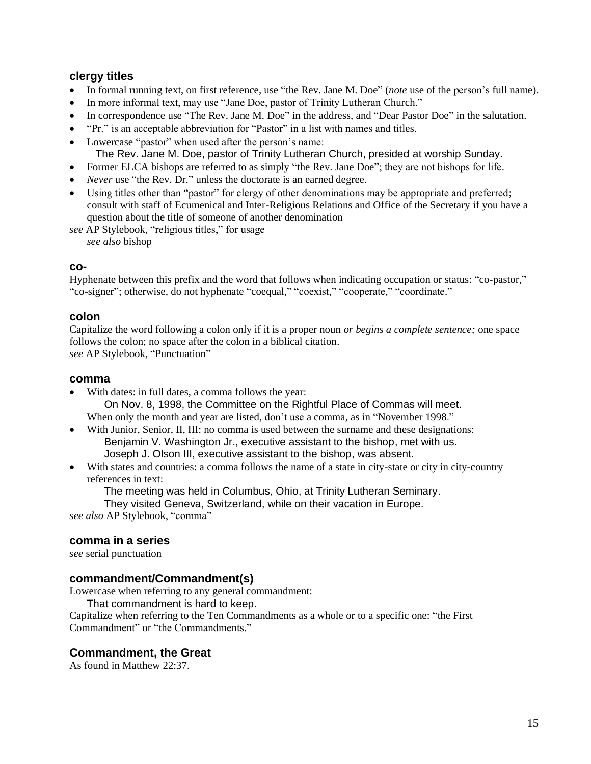### clergy titles

- In formal running text, on first reference, use "the Rev. Jane M. Doe" (*note* use of the person's full name).
- In more informal text, may use "Jane Doe, pastor of Trinity Lutheran Church."
- In correspondence use "The Rev. Jane M. Doe" in the address, and "Dear Pastor Doe" in the salutation.
- "Pr." is an acceptable abbreviation for "Pastor" in a list with names and titles.
- Lowercase "pastor" when used after the person's name:
  The Rev. Jane M. Doe, pastor of Trinity Lutheran Church, presided at worship Sunday.
- Former ELCA bishops are referred to as simply "the Rev. Jane Doe"; they are not bishops for life.
- *Never* use "the Rev. Dr." unless the doctorate is an earned degree.
- Using titles other than "pastor" for clergy of other denominations may be appropriate and preferred; consult with staff of Ecumenical and Inter-Religious Relations and Office of the Secretary if you have a question about the title of someone of another denomination

*see* AP Stylebook, "religious titles," for usage
*see also* bishop

### co-

Hyphenate between this prefix and the word that follows when indicating occupation or status: "co-pastor," "co-signer"; otherwise, do not hyphenate "coequal," "coexist," "cooperate," "coordinate."

### colon

Capitalize the word following a colon only if it is a proper noun *or begins a complete sentence;* one space follows the colon; no space after the colon in a biblical citation.
*see* AP Stylebook, "Punctuation"

### comma

- With dates: in full dates, a comma follows the year:
  On Nov. 8, 1998, the Committee on the Rightful Place of Commas will meet.
  When only the month and year are listed, don't use a comma, as in "November 1998."
- With Junior, Senior, II, III: no comma is used between the surname and these designations:
  Benjamin V. Washington Jr., executive assistant to the bishop, met with us.
  Joseph J. Olson III, executive assistant to the bishop, was absent.
- With states and countries: a comma follows the name of a state in city-state or city in city-country references in text:
  The meeting was held in Columbus, Ohio, at Trinity Lutheran Seminary.
  They visited Geneva, Switzerland, while on their vacation in Europe.

*see also* AP Stylebook, "comma"

### comma in a series

*see* serial punctuation

### commandment/Commandment(s)

Lowercase when referring to any general commandment:
  That commandment is hard to keep.
Capitalize when referring to the Ten Commandments as a whole or to a specific one: "the First Commandment" or "the Commandments."

### Commandment, the Great

As found in Matthew 22:37.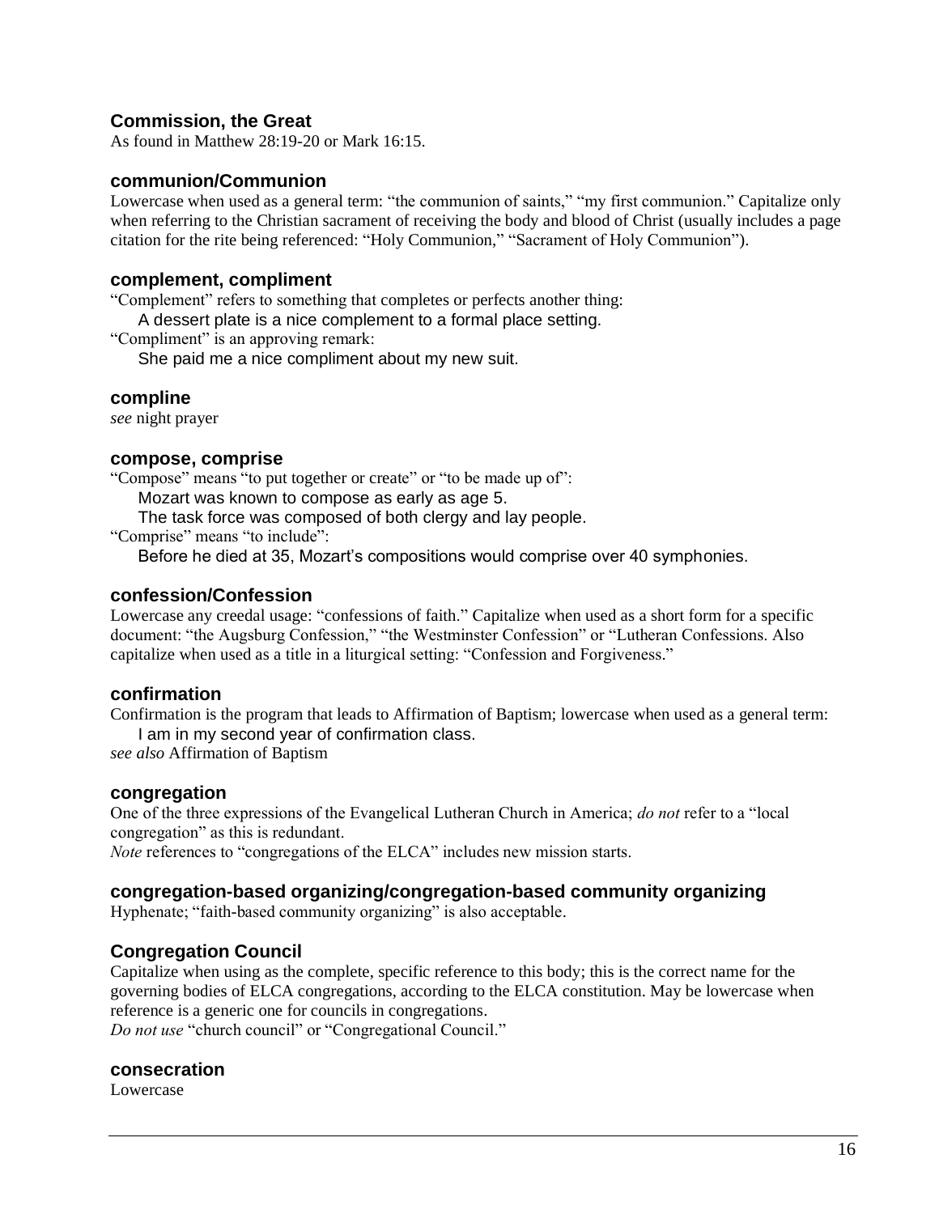### Commission, the Great

As found in Matthew 28:19-20 or Mark 16:15.

### communion/Communion

Lowercase when used as a general term: "the communion of saints," "my first communion." Capitalize only when referring to the Christian sacrament of receiving the body and blood of Christ (usually includes a page citation for the rite being referenced: "Holy Communion," "Sacrament of Holy Communion").

### complement, compliment

"Complement" refers to something that completes or perfects another thing:

> A dessert plate is a nice complement to a formal place setting.

"Compliment" is an approving remark:

> She paid me a nice compliment about my new suit.

### compline

*see* night prayer

### compose, comprise

"Compose" means "to put together or create" or "to be made up of":

> Mozart was known to compose as early as age 5.
>
> The task force was composed of both clergy and lay people.

"Comprise" means "to include":

> Before he died at 35, Mozart's compositions would comprise over 40 symphonies.

### confession/Confession

Lowercase any creedal usage: "confessions of faith." Capitalize when used as a short form for a specific document: "the Augsburg Confession," "the Westminster Confession" or "Lutheran Confessions. Also capitalize when used as a title in a liturgical setting: "Confession and Forgiveness."

### confirmation

Confirmation is the program that leads to Affirmation of Baptism; lowercase when used as a general term:

> I am in my second year of confirmation class.

*see also* Affirmation of Baptism

### congregation

One of the three expressions of the Evangelical Lutheran Church in America; *do not* refer to a "local congregation" as this is redundant.

*Note* references to "congregations of the ELCA" includes new mission starts.

### congregation-based organizing/congregation-based community organizing

Hyphenate; "faith-based community organizing" is also acceptable.

### Congregation Council

Capitalize when using as the complete, specific reference to this body; this is the correct name for the governing bodies of ELCA congregations, according to the ELCA constitution. May be lowercase when reference is a generic one for councils in congregations.

*Do not use* "church council" or "Congregational Council."

### consecration

Lowercase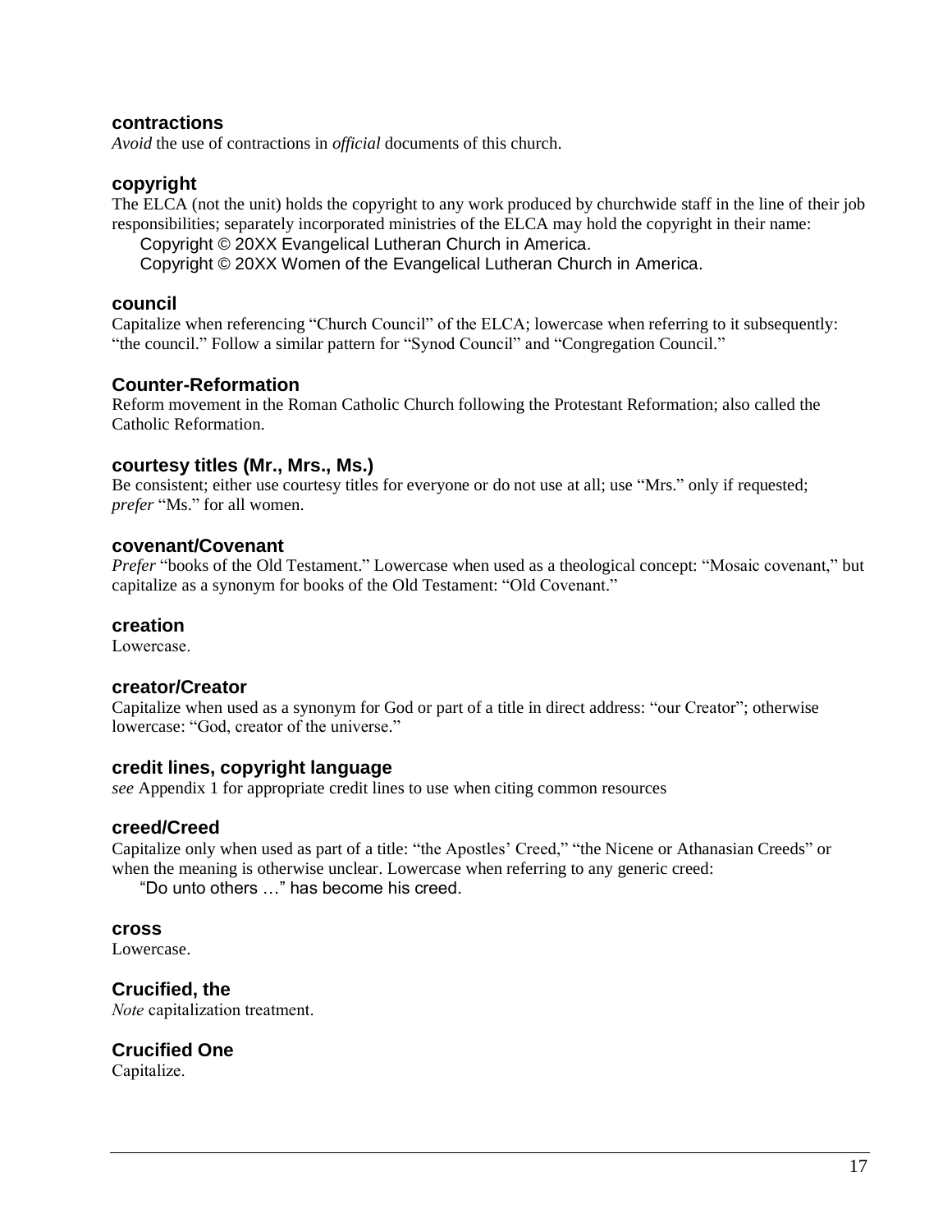### contractions

*Avoid* the use of contractions in *official* documents of this church.

### copyright

The ELCA (not the unit) holds the copyright to any work produced by churchwide staff in the line of their job responsibilities; separately incorporated ministries of the ELCA may hold the copyright in their name:

Copyright © 20XX Evangelical Lutheran Church in America.
Copyright © 20XX Women of the Evangelical Lutheran Church in America.

### council

Capitalize when referencing "Church Council" of the ELCA; lowercase when referring to it subsequently: "the council." Follow a similar pattern for "Synod Council" and "Congregation Council."

### Counter-Reformation

Reform movement in the Roman Catholic Church following the Protestant Reformation; also called the Catholic Reformation.

### courtesy titles (Mr., Mrs., Ms.)

Be consistent; either use courtesy titles for everyone or do not use at all; use "Mrs." only if requested; *prefer* "Ms." for all women.

### covenant/Covenant

*Prefer* "books of the Old Testament." Lowercase when used as a theological concept: "Mosaic covenant," but capitalize as a synonym for books of the Old Testament: "Old Covenant."

### creation

Lowercase.

### creator/Creator

Capitalize when used as a synonym for God or part of a title in direct address: "our Creator"; otherwise lowercase: "God, creator of the universe."

### credit lines, copyright language

*see* Appendix 1 for appropriate credit lines to use when citing common resources

### creed/Creed

Capitalize only when used as part of a title: "the Apostles' Creed," "the Nicene or Athanasian Creeds" or when the meaning is otherwise unclear. Lowercase when referring to any generic creed:

"Do unto others …" has become his creed.

### cross

Lowercase.

### Crucified, the

*Note* capitalization treatment.

### Crucified One

Capitalize.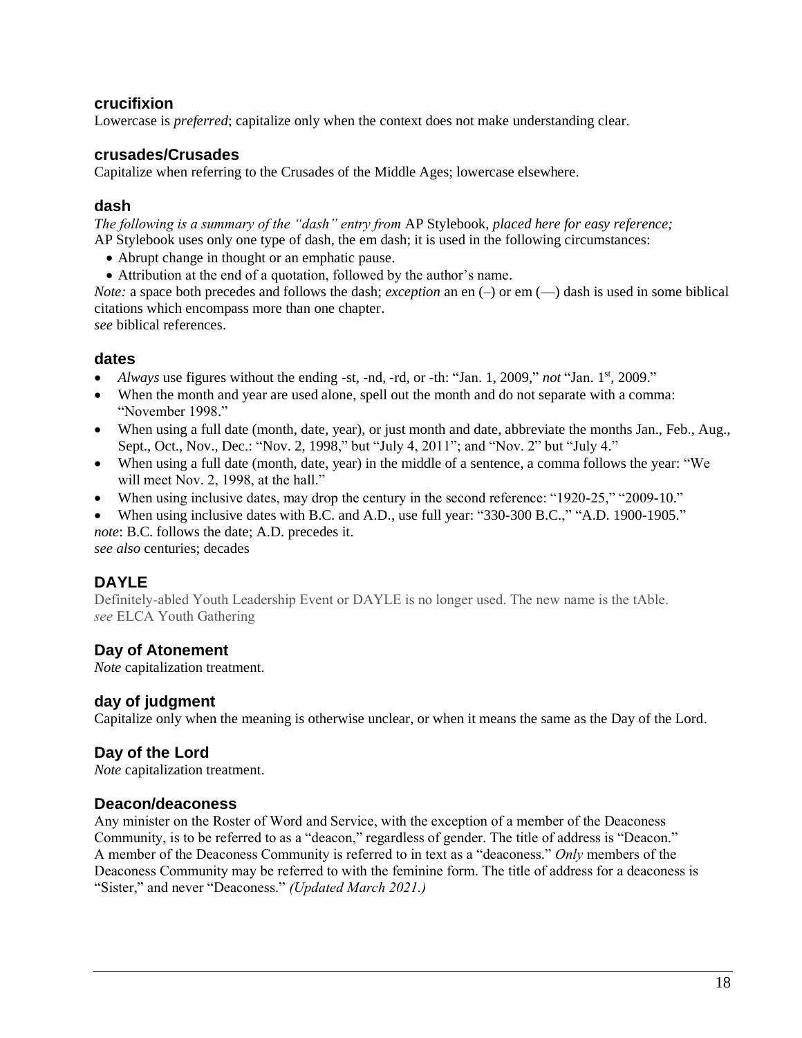### crucifixion

Lowercase is *preferred*; capitalize only when the context does not make understanding clear.

### crusades/Crusades

Capitalize when referring to the Crusades of the Middle Ages; lowercase elsewhere.

### dash

*The following is a summary of the "dash" entry from* AP Stylebook, *placed here for easy reference;*
AP Stylebook uses only one type of dash, the em dash; it is used in the following circumstances:

- Abrupt change in thought or an emphatic pause.
- Attribution at the end of a quotation, followed by the author's name.

*Note:* a space both precedes and follows the dash; *exception* an en (–) or em (—) dash is used in some biblical citations which encompass more than one chapter.
*see* biblical references.

### dates

- *Always* use figures without the ending -st, -nd, -rd, or -th: "Jan. 1, 2009," *not* "Jan. 1st, 2009."
- When the month and year are used alone, spell out the month and do not separate with a comma: "November 1998."
- When using a full date (month, date, year), or just month and date, abbreviate the months Jan., Feb., Aug., Sept., Oct., Nov., Dec.: "Nov. 2, 1998," but "July 4, 2011"; and "Nov. 2" but "July 4."
- When using a full date (month, date, year) in the middle of a sentence, a comma follows the year: "We will meet Nov. 2, 1998, at the hall."
- When using inclusive dates, may drop the century in the second reference: "1920-25," "2009-10."
- When using inclusive dates with B.C. and A.D., use full year: "330-300 B.C.," "A.D. 1900-1905."

*note*: B.C. follows the date; A.D. precedes it.
*see also* centuries; decades

### DAYLE

Definitely-abled Youth Leadership Event or DAYLE is no longer used. The new name is the tAble.
*see* ELCA Youth Gathering

### Day of Atonement

*Note* capitalization treatment.

### day of judgment

Capitalize only when the meaning is otherwise unclear, or when it means the same as the Day of the Lord.

### Day of the Lord

*Note* capitalization treatment.

### Deacon/deaconess

Any minister on the Roster of Word and Service, with the exception of a member of the Deaconess Community, is to be referred to as a "deacon," regardless of gender. The title of address is "Deacon."
A member of the Deaconess Community is referred to in text as a "deaconess." *Only* members of the Deaconess Community may be referred to with the feminine form. The title of address for a deaconess is "Sister," and never "Deaconess." *(Updated March 2021.)*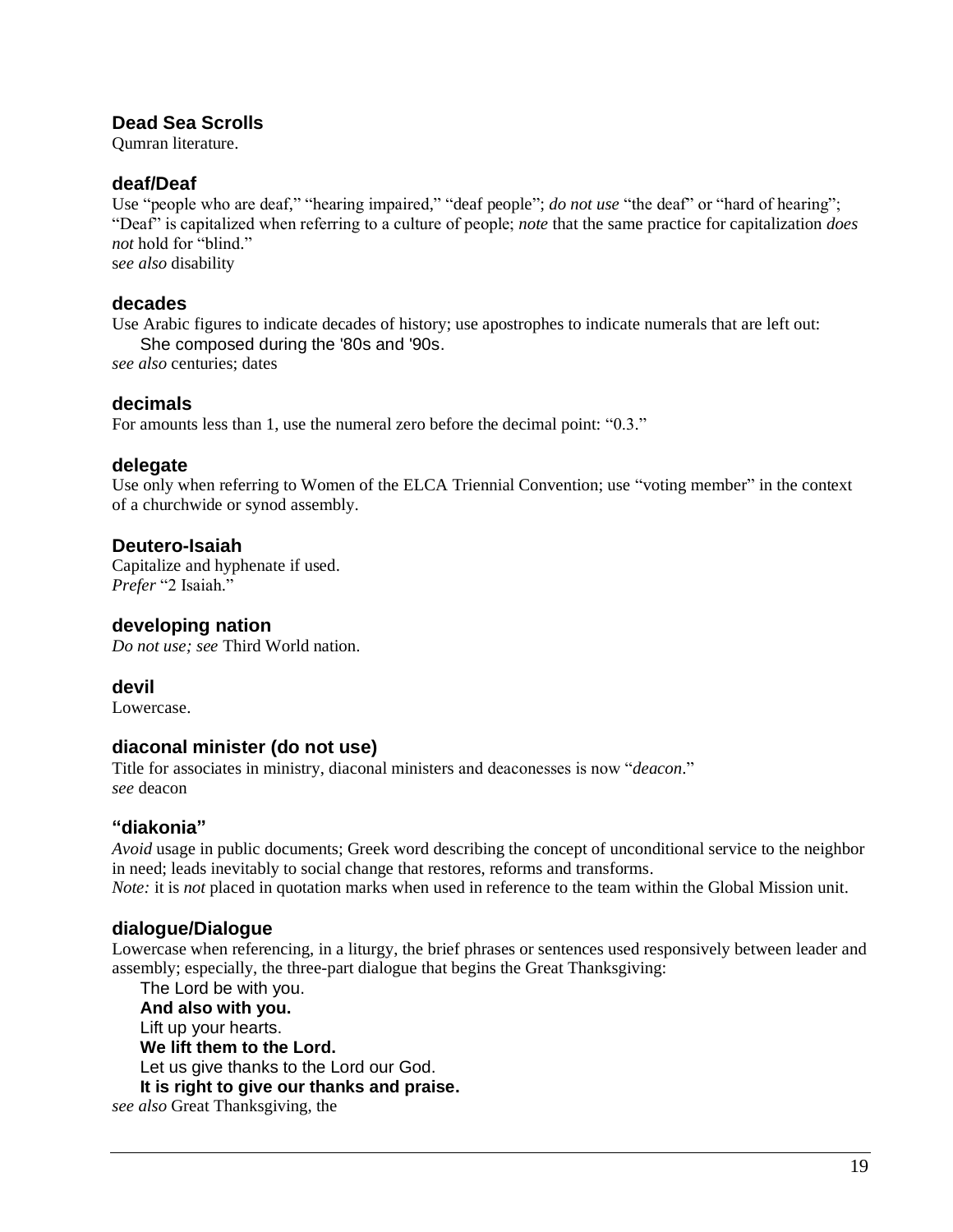### Dead Sea Scrolls
Qumran literature.

### deaf/Deaf
Use "people who are deaf," "hearing impaired," "deaf people"; *do not use* "the deaf" or "hard of hearing"; "Deaf" is capitalized when referring to a culture of people; *note* that the same practice for capitalization *does not* hold for "blind."
s*ee also* disability

### decades
Use Arabic figures to indicate decades of history; use apostrophes to indicate numerals that are left out:

> She composed during the '80s and '90s.

*see also* centuries; dates

### decimals
For amounts less than 1, use the numeral zero before the decimal point: "0.3."

### delegate
Use only when referring to Women of the ELCA Triennial Convention; use "voting member" in the context of a churchwide or synod assembly.

### Deutero-Isaiah
Capitalize and hyphenate if used.
*Prefer* "2 Isaiah."

### developing nation
*Do not use; see* Third World nation.

### devil
Lowercase.

### diaconal minister (do not use)
Title for associates in ministry, diaconal ministers and deaconesses is now "*deacon*."
*see* deacon

### "diakonia"
*Avoid* usage in public documents; Greek word describing the concept of unconditional service to the neighbor in need; leads inevitably to social change that restores, reforms and transforms.
*Note:* it is *not* placed in quotation marks when used in reference to the team within the Global Mission unit.

### dialogue/Dialogue
Lowercase when referencing, in a liturgy, the brief phrases or sentences used responsively between leader and assembly; especially, the three-part dialogue that begins the Great Thanksgiving:

> The Lord be with you.
> **And also with you.**
> Lift up your hearts.
> **We lift them to the Lord.**
> Let us give thanks to the Lord our God.
> **It is right to give our thanks and praise.**

*see also* Great Thanksgiving, the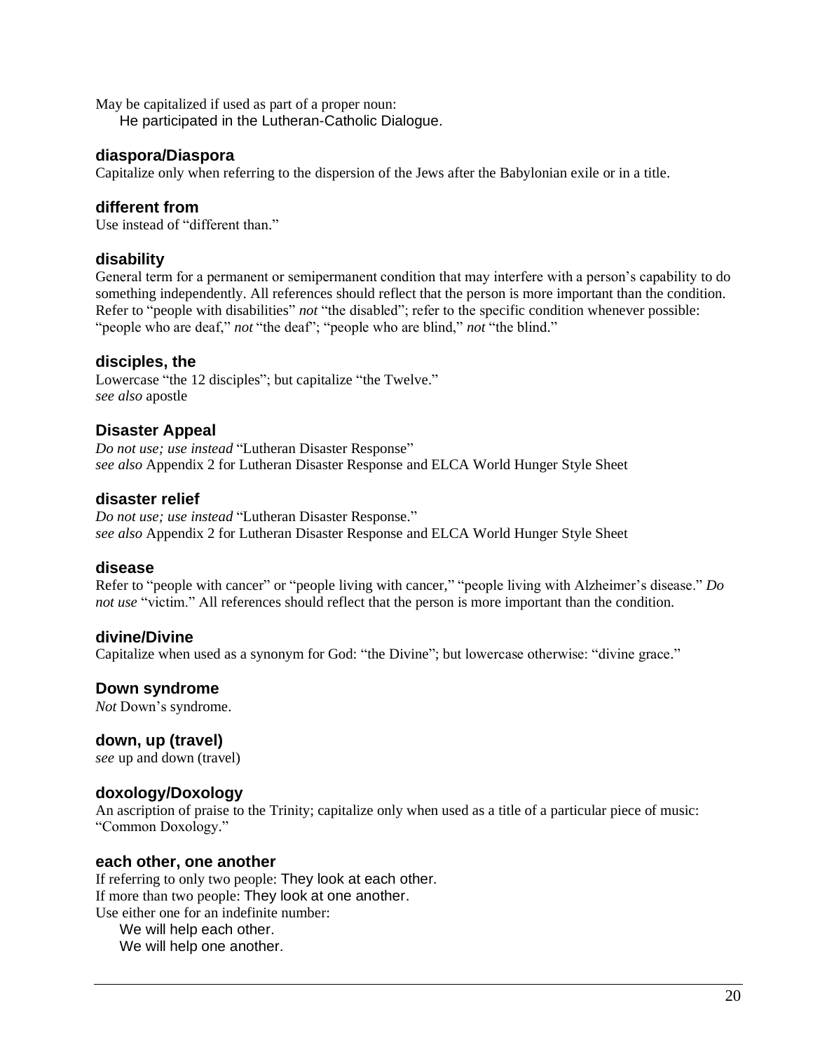May be capitalized if used as part of a proper noun:

He participated in the Lutheran-Catholic Dialogue.

### diaspora/Diaspora

Capitalize only when referring to the dispersion of the Jews after the Babylonian exile or in a title.

### different from

Use instead of "different than."

### disability

General term for a permanent or semipermanent condition that may interfere with a person's capability to do something independently. All references should reflect that the person is more important than the condition. Refer to "people with disabilities" *not* "the disabled"; refer to the specific condition whenever possible: "people who are deaf," *not* "the deaf"; "people who are blind," *not* "the blind."

### disciples, the

Lowercase "the 12 disciples"; but capitalize "the Twelve."
*see also* apostle

### Disaster Appeal

*Do not use; use instead* "Lutheran Disaster Response"
*see also* Appendix 2 for Lutheran Disaster Response and ELCA World Hunger Style Sheet

### disaster relief

*Do not use; use instead* "Lutheran Disaster Response."
*see also* Appendix 2 for Lutheran Disaster Response and ELCA World Hunger Style Sheet

### disease

Refer to "people with cancer" or "people living with cancer," "people living with Alzheimer's disease." *Do not use* "victim." All references should reflect that the person is more important than the condition.

### divine/Divine

Capitalize when used as a synonym for God: "the Divine"; but lowercase otherwise: "divine grace."

### Down syndrome

*Not* Down's syndrome.

### down, up (travel)

*see* up and down (travel)

### doxology/Doxology

An ascription of praise to the Trinity; capitalize only when used as a title of a particular piece of music: "Common Doxology."

### each other, one another

If referring to only two people: They look at each other.
If more than two people: They look at one another.
Use either one for an indefinite number:

We will help each other.
We will help one another.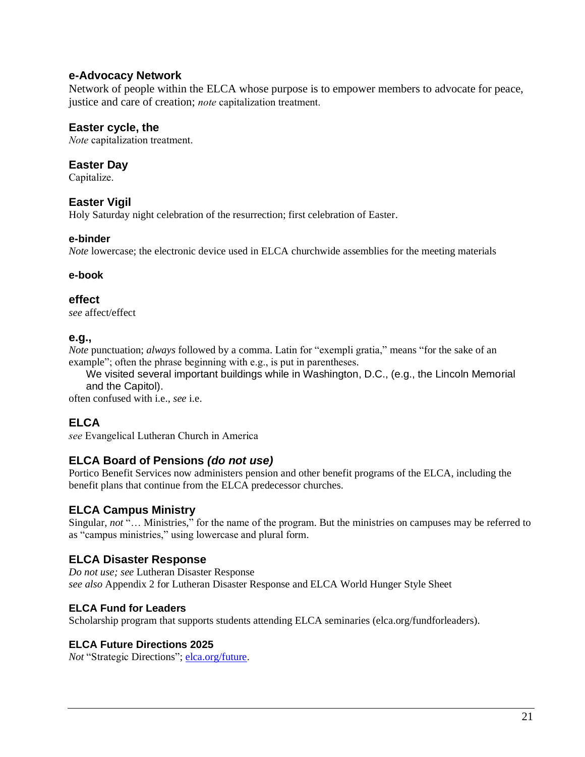### e-Advocacy Network

Network of people within the ELCA whose purpose is to empower members to advocate for peace, justice and care of creation; *note* capitalization treatment.

### Easter cycle, the

*Note* capitalization treatment.

### Easter Day

Capitalize.

### Easter Vigil

Holy Saturday night celebration of the resurrection; first celebration of Easter.

#### e-binder

*Note* lowercase; the electronic device used in ELCA churchwide assemblies for the meeting materials

#### e-book

### effect

*see* affect/effect

### e.g.,

*Note* punctuation; *always* followed by a comma. Latin for "exempli gratia," means "for the sake of an example"; often the phrase beginning with e.g., is put in parentheses.

> We visited several important buildings while in Washington, D.C., (e.g., the Lincoln Memorial and the Capitol).

often confused with i.e., *see* i.e.

### ELCA

*see* Evangelical Lutheran Church in America

### ELCA Board of Pensions *(do not use)*

Portico Benefit Services now administers pension and other benefit programs of the ELCA, including the benefit plans that continue from the ELCA predecessor churches.

### ELCA Campus Ministry

Singular, *not* "… Ministries," for the name of the program. But the ministries on campuses may be referred to as "campus ministries," using lowercase and plural form.

### ELCA Disaster Response

*Do not use; see* Lutheran Disaster Response
*see also* Appendix 2 for Lutheran Disaster Response and ELCA World Hunger Style Sheet

#### ELCA Fund for Leaders

Scholarship program that supports students attending ELCA seminaries (elca.org/fundforleaders).

#### ELCA Future Directions 2025

*Not* "Strategic Directions"; [elca.org/future](elca.org/future).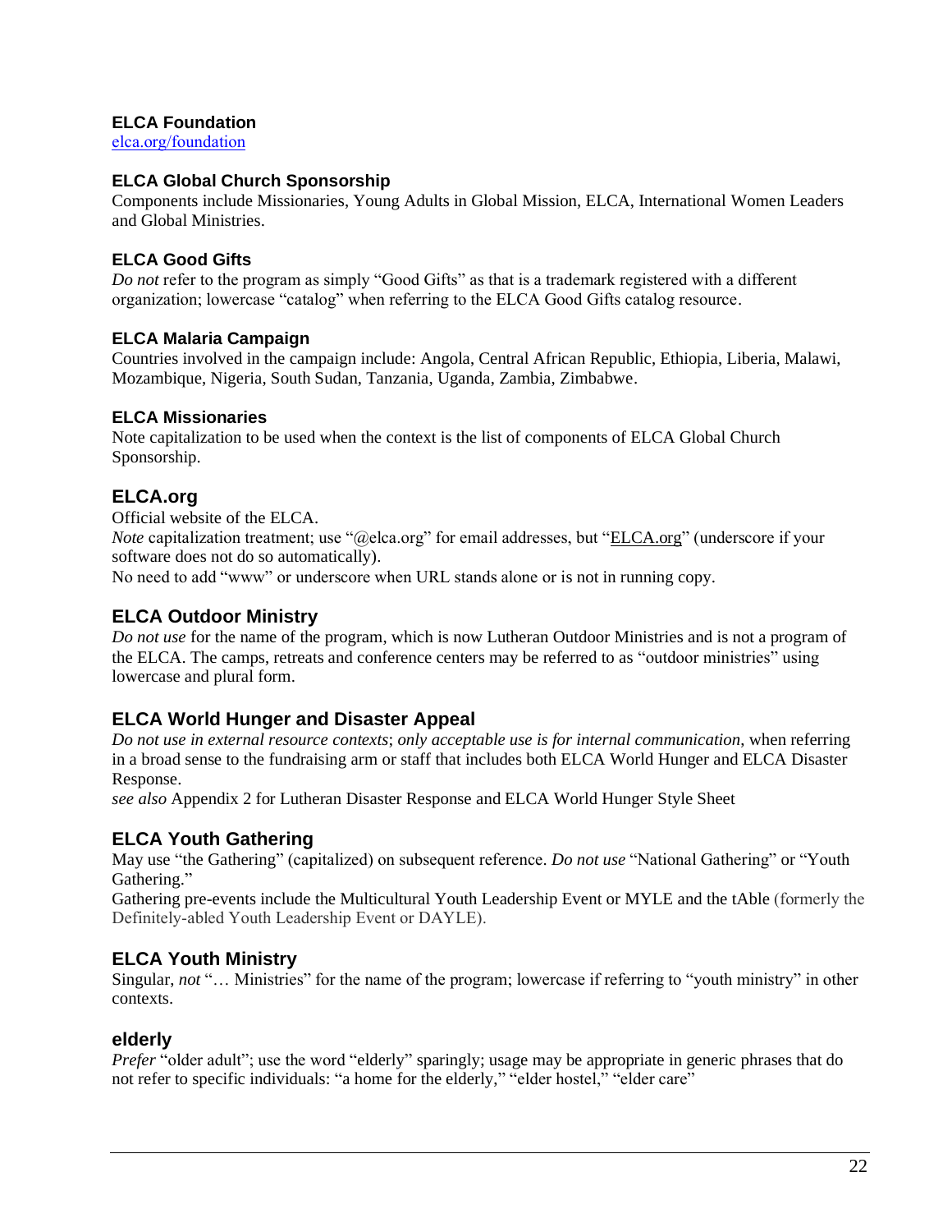### ELCA Foundation

elca.org/foundation

### ELCA Global Church Sponsorship

Components include Missionaries, Young Adults in Global Mission, ELCA, International Women Leaders and Global Ministries.

### ELCA Good Gifts

*Do not* refer to the program as simply "Good Gifts" as that is a trademark registered with a different organization; lowercase "catalog" when referring to the ELCA Good Gifts catalog resource.

### ELCA Malaria Campaign

Countries involved in the campaign include: Angola, Central African Republic, Ethiopia, Liberia, Malawi, Mozambique, Nigeria, South Sudan, Tanzania, Uganda, Zambia, Zimbabwe.

### ELCA Missionaries

Note capitalization to be used when the context is the list of components of ELCA Global Church Sponsorship.

## ELCA.org

Official website of the ELCA.
*Note* capitalization treatment; use "@elca.org" for email addresses, but "ELCA.org" (underscore if your software does not do so automatically).
No need to add "www" or underscore when URL stands alone or is not in running copy.

## ELCA Outdoor Ministry

*Do not use* for the name of the program, which is now Lutheran Outdoor Ministries and is not a program of the ELCA. The camps, retreats and conference centers may be referred to as "outdoor ministries" using lowercase and plural form.

## ELCA World Hunger and Disaster Appeal

*Do not use in external resource contexts*; *only acceptable use is for internal communication*, when referring in a broad sense to the fundraising arm or staff that includes both ELCA World Hunger and ELCA Disaster Response.
*see also* Appendix 2 for Lutheran Disaster Response and ELCA World Hunger Style Sheet

## ELCA Youth Gathering

May use "the Gathering" (capitalized) on subsequent reference. *Do not use* "National Gathering" or "Youth Gathering."
Gathering pre-events include the Multicultural Youth Leadership Event or MYLE and the tAble (formerly the Definitely-abled Youth Leadership Event or DAYLE).

## ELCA Youth Ministry

Singular, *not* "… Ministries" for the name of the program; lowercase if referring to "youth ministry" in other contexts.

## elderly

*Prefer* "older adult"; use the word "elderly" sparingly; usage may be appropriate in generic phrases that do not refer to specific individuals: "a home for the elderly," "elder hostel," "elder care"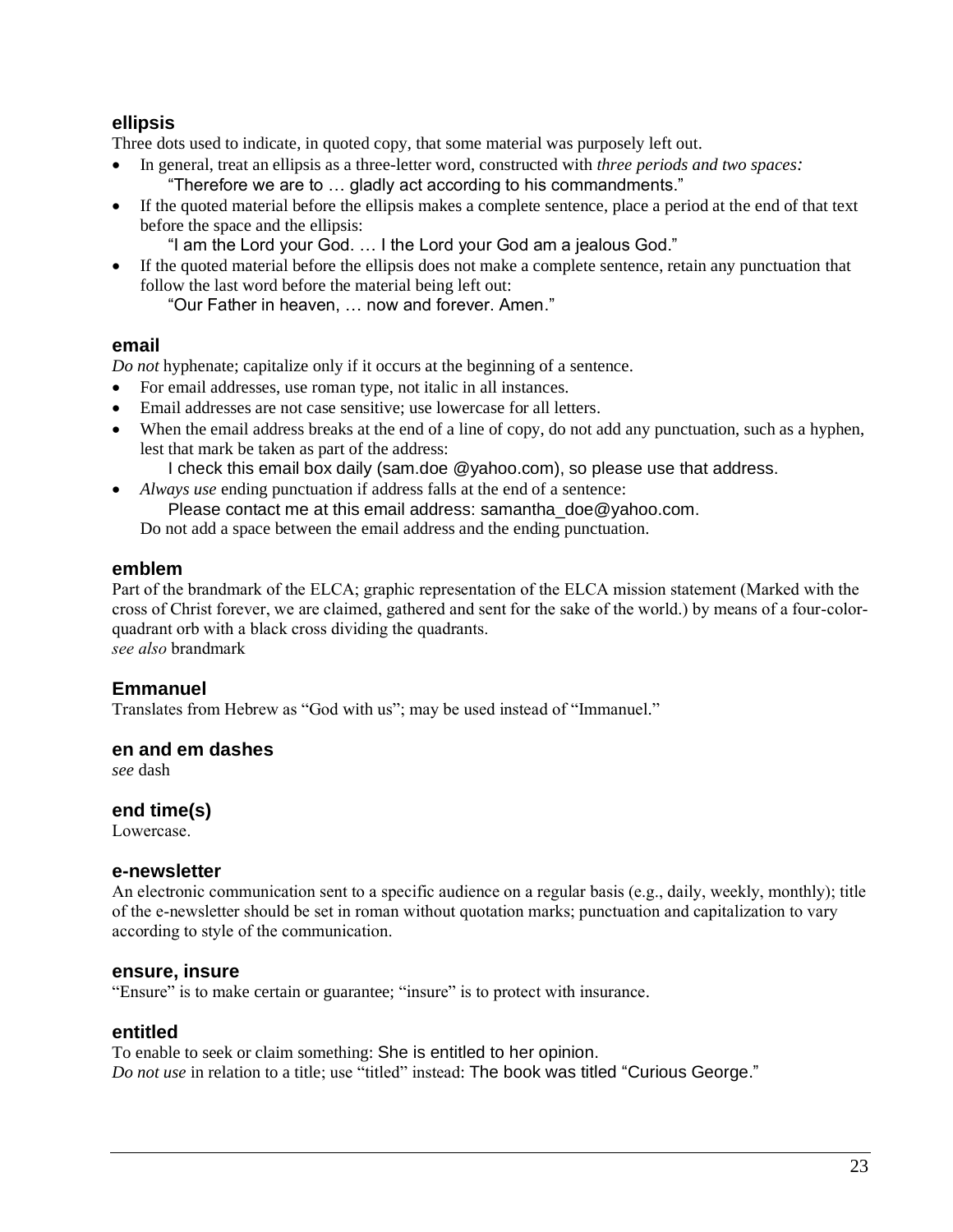### ellipsis

Three dots used to indicate, in quoted copy, that some material was purposely left out.

- In general, treat an ellipsis as a three-letter word, constructed with *three periods and two spaces:*
  "Therefore we are to … gladly act according to his commandments."
- If the quoted material before the ellipsis makes a complete sentence, place a period at the end of that text before the space and the ellipsis:
  "I am the Lord your God. … I the Lord your God am a jealous God."
- If the quoted material before the ellipsis does not make a complete sentence, retain any punctuation that follow the last word before the material being left out:
  "Our Father in heaven, … now and forever. Amen."

### email

*Do not* hyphenate; capitalize only if it occurs at the beginning of a sentence.

- For email addresses, use roman type, not italic in all instances.
- Email addresses are not case sensitive; use lowercase for all letters.
- When the email address breaks at the end of a line of copy, do not add any punctuation, such as a hyphen, lest that mark be taken as part of the address:
  I check this email box daily (sam.doe @yahoo.com), so please use that address.
- *Always use* ending punctuation if address falls at the end of a sentence:
  Please contact me at this email address: samantha_doe@yahoo.com.
  Do not add a space between the email address and the ending punctuation.

### emblem

Part of the brandmark of the ELCA; graphic representation of the ELCA mission statement (Marked with the cross of Christ forever, we are claimed, gathered and sent for the sake of the world.) by means of a four-color-quadrant orb with a black cross dividing the quadrants.
*see also* brandmark

### Emmanuel

Translates from Hebrew as "God with us"; may be used instead of "Immanuel."

### en and em dashes

*see* dash

### end time(s)

Lowercase.

### e-newsletter

An electronic communication sent to a specific audience on a regular basis (e.g., daily, weekly, monthly); title of the e-newsletter should be set in roman without quotation marks; punctuation and capitalization to vary according to style of the communication.

### ensure, insure

"Ensure" is to make certain or guarantee; "insure" is to protect with insurance.

### entitled

To enable to seek or claim something: She is entitled to her opinion.
*Do not use* in relation to a title; use "titled" instead: The book was titled "Curious George."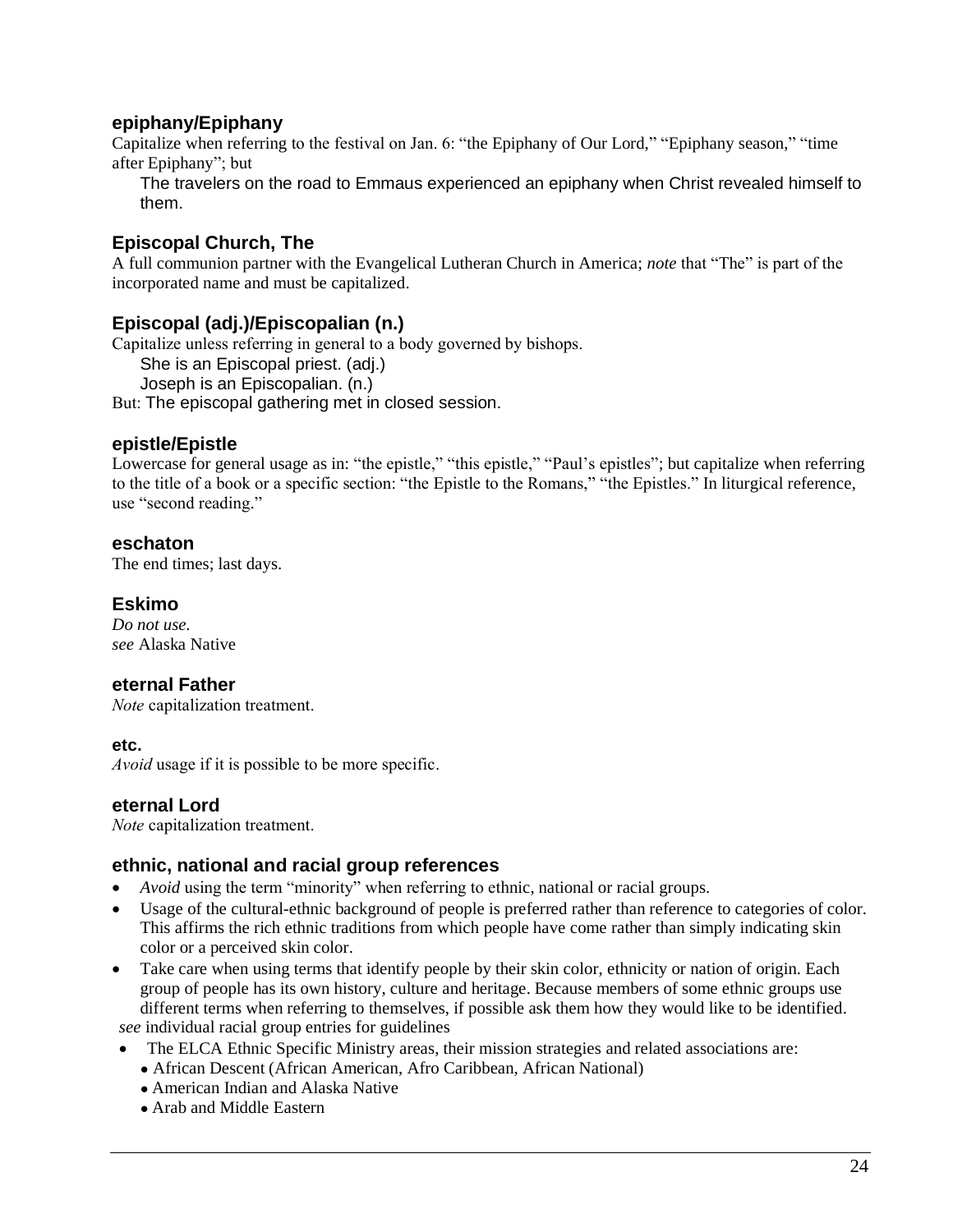### epiphany/Epiphany

Capitalize when referring to the festival on Jan. 6: "the Epiphany of Our Lord," "Epiphany season," "time after Epiphany"; but

> The travelers on the road to Emmaus experienced an epiphany when Christ revealed himself to them.

### Episcopal Church, The

A full communion partner with the Evangelical Lutheran Church in America; *note* that "The" is part of the incorporated name and must be capitalized.

### Episcopal (adj.)/Episcopalian (n.)

Capitalize unless referring in general to a body governed by bishops.

> She is an Episcopal priest. (adj.)
> Joseph is an Episcopalian. (n.)

But: The episcopal gathering met in closed session.

### epistle/Epistle

Lowercase for general usage as in: "the epistle," "this epistle," "Paul's epistles"; but capitalize when referring to the title of a book or a specific section: "the Epistle to the Romans," "the Epistles." In liturgical reference, use "second reading."

### eschaton

The end times; last days.

### Eskimo

*Do not use.*
*see* Alaska Native

### eternal Father

*Note* capitalization treatment.

### etc.

*Avoid* usage if it is possible to be more specific.

### eternal Lord

*Note* capitalization treatment.

### ethnic, national and racial group references

- *Avoid* using the term "minority" when referring to ethnic, national or racial groups.
- Usage of the cultural-ethnic background of people is preferred rather than reference to categories of color. This affirms the rich ethnic traditions from which people have come rather than simply indicating skin color or a perceived skin color.
- Take care when using terms that identify people by their skin color, ethnicity or nation of origin. Each group of people has its own history, culture and heritage. Because members of some ethnic groups use different terms when referring to themselves, if possible ask them how they would like to be identified.

*see* individual racial group entries for guidelines

- The ELCA Ethnic Specific Ministry areas, their mission strategies and related associations are:
  - African Descent (African American, Afro Caribbean, African National)
  - American Indian and Alaska Native
  - Arab and Middle Eastern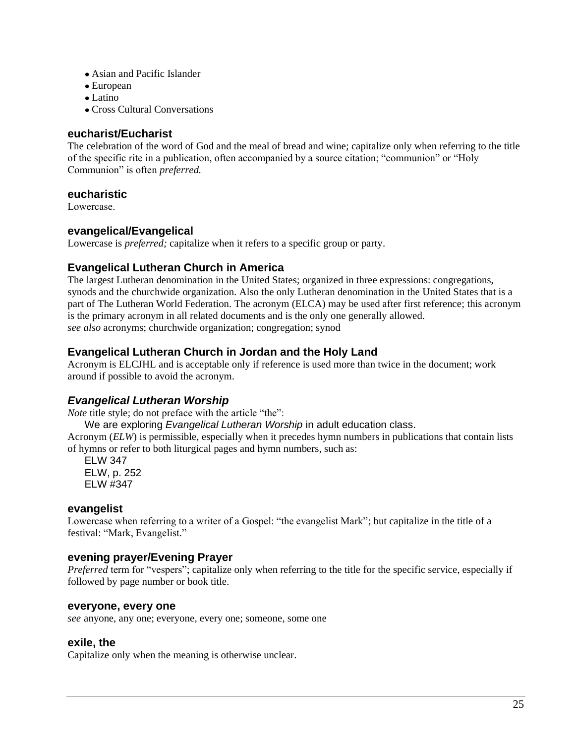- Asian and Pacific Islander
- European
- Latino
- Cross Cultural Conversations

### eucharist/Eucharist

The celebration of the word of God and the meal of bread and wine; capitalize only when referring to the title of the specific rite in a publication, often accompanied by a source citation; "communion" or "Holy Communion" is often *preferred.*

### eucharistic

Lowercase.

### evangelical/Evangelical

Lowercase is *preferred;* capitalize when it refers to a specific group or party.

### Evangelical Lutheran Church in America

The largest Lutheran denomination in the United States; organized in three expressions: congregations, synods and the churchwide organization. Also the only Lutheran denomination in the United States that is a part of The Lutheran World Federation. The acronym (ELCA) may be used after first reference; this acronym is the primary acronym in all related documents and is the only one generally allowed.
*see also* acronyms; churchwide organization; congregation; synod

### Evangelical Lutheran Church in Jordan and the Holy Land

Acronym is ELCJHL and is acceptable only if reference is used more than twice in the document; work around if possible to avoid the acronym.

### *Evangelical Lutheran Worship*

*Note* title style; do not preface with the article "the":

We are exploring *Evangelical Lutheran Worship* in adult education class.

Acronym (*ELW*) is permissible, especially when it precedes hymn numbers in publications that contain lists of hymns or refer to both liturgical pages and hymn numbers, such as:

ELW 347
ELW, p. 252
ELW #347

### evangelist

Lowercase when referring to a writer of a Gospel: "the evangelist Mark"; but capitalize in the title of a festival: "Mark, Evangelist."

### evening prayer/Evening Prayer

*Preferred* term for "vespers"; capitalize only when referring to the title for the specific service, especially if followed by page number or book title.

### everyone, every one

*see* anyone, any one; everyone, every one; someone, some one

### exile, the

Capitalize only when the meaning is otherwise unclear.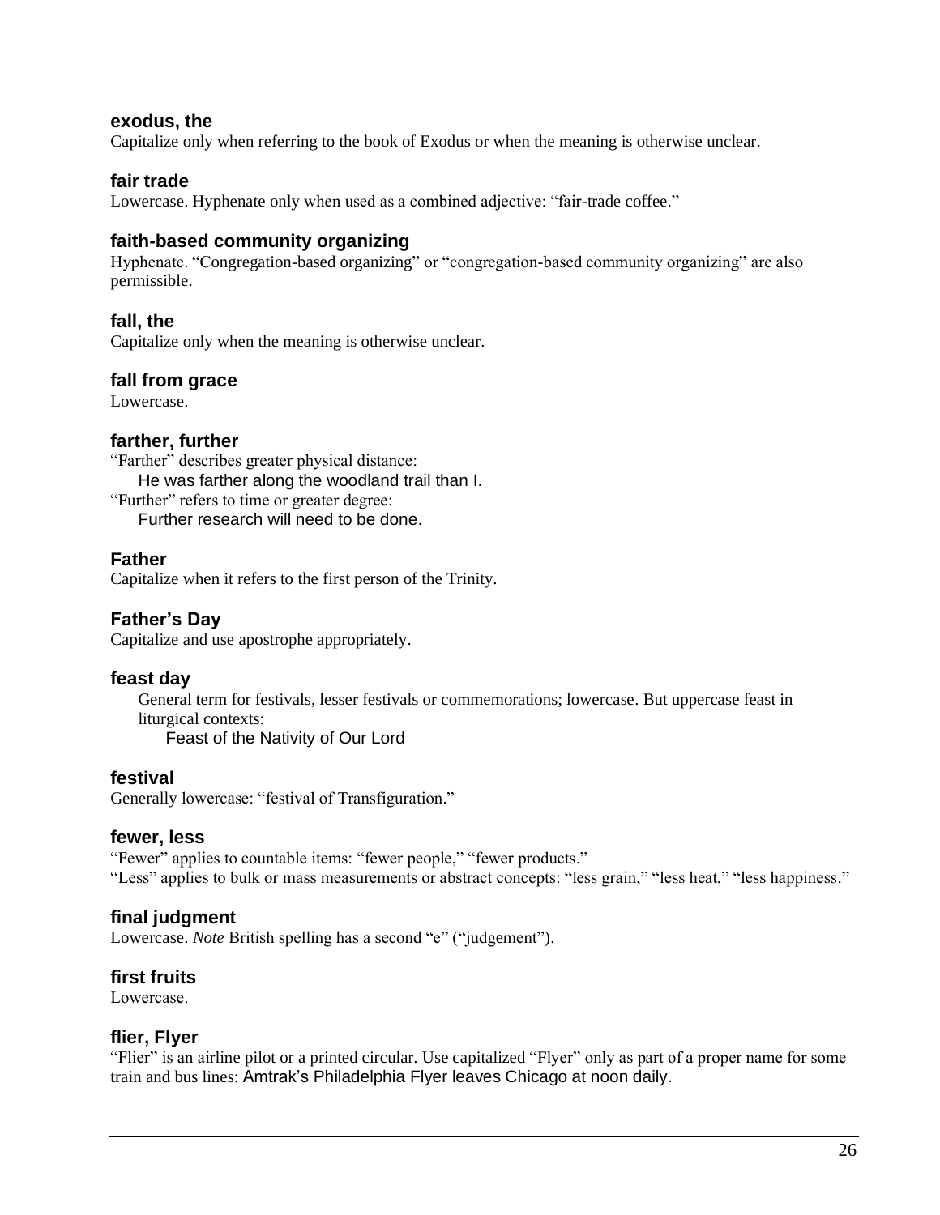### exodus, the

Capitalize only when referring to the book of Exodus or when the meaning is otherwise unclear.

### fair trade

Lowercase. Hyphenate only when used as a combined adjective: "fair-trade coffee."

### faith-based community organizing

Hyphenate. "Congregation-based organizing" or "congregation-based community organizing" are also permissible.

### fall, the

Capitalize only when the meaning is otherwise unclear.

### fall from grace

Lowercase.

### farther, further

"Farther" describes greater physical distance:

> He was farther along the woodland trail than I.

"Further" refers to time or greater degree:

> Further research will need to be done.

### Father

Capitalize when it refers to the first person of the Trinity.

### Father's Day

Capitalize and use apostrophe appropriately.

### feast day

General term for festivals, lesser festivals or commemorations; lowercase. But uppercase feast in liturgical contexts:

> Feast of the Nativity of Our Lord

### festival

Generally lowercase: "festival of Transfiguration."

### fewer, less

"Fewer" applies to countable items: "fewer people," "fewer products."
"Less" applies to bulk or mass measurements or abstract concepts: "less grain," "less heat," "less happiness."

### final judgment

Lowercase. *Note* British spelling has a second "e" ("judgement").

### first fruits

Lowercase.

### flier, Flyer

"Flier" is an airline pilot or a printed circular. Use capitalized "Flyer" only as part of a proper name for some train and bus lines: Amtrak's Philadelphia Flyer leaves Chicago at noon daily.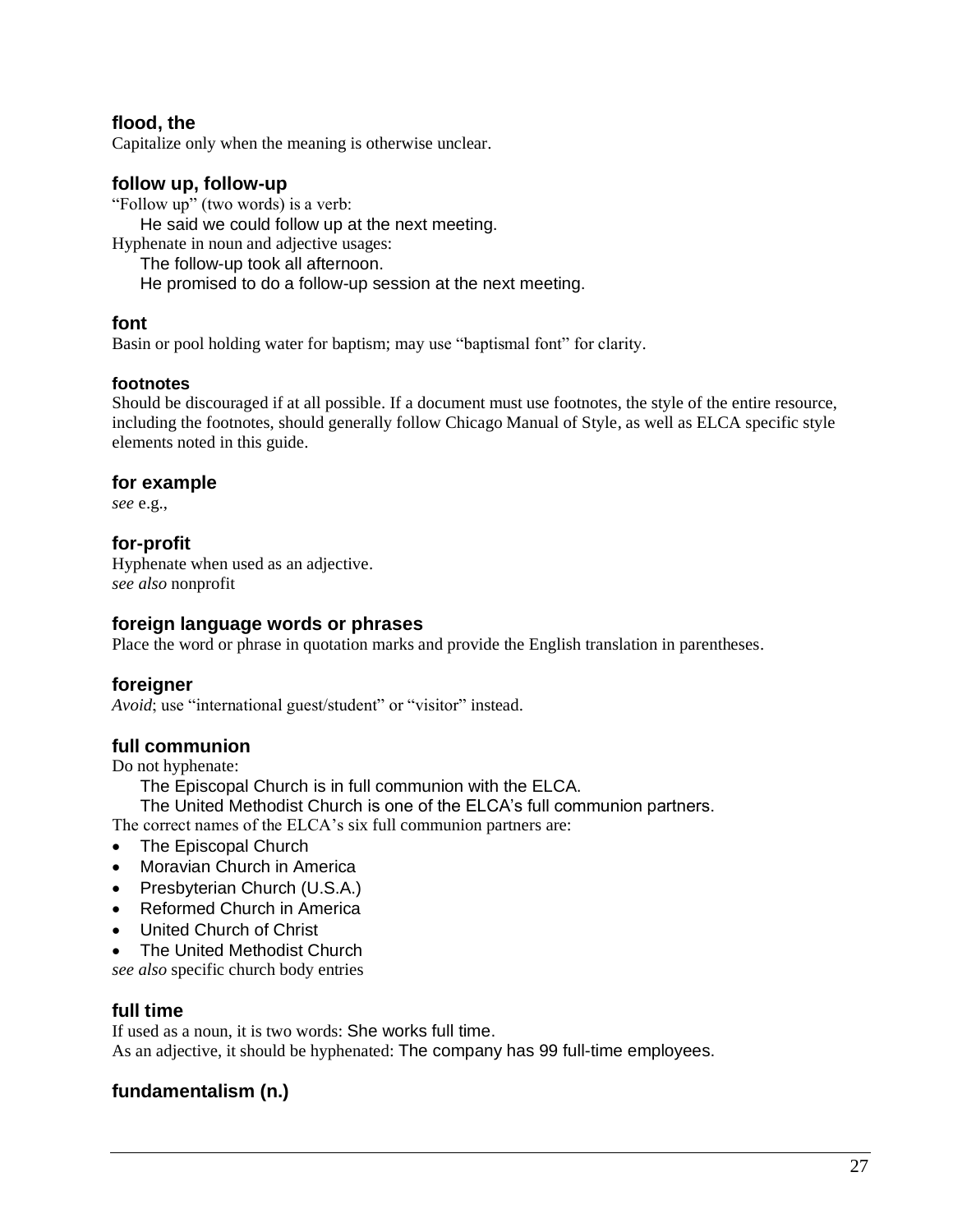### flood, the

Capitalize only when the meaning is otherwise unclear.

### follow up, follow-up

"Follow up" (two words) is a verb:

He said we could follow up at the next meeting.

Hyphenate in noun and adjective usages:

The follow-up took all afternoon.

He promised to do a follow-up session at the next meeting.

### font

Basin or pool holding water for baptism; may use "baptismal font" for clarity.

#### footnotes

Should be discouraged if at all possible. If a document must use footnotes, the style of the entire resource, including the footnotes, should generally follow Chicago Manual of Style, as well as ELCA specific style elements noted in this guide.

### for example

*see* e.g.,

### for-profit

Hyphenate when used as an adjective.
*see also* nonprofit

### foreign language words or phrases

Place the word or phrase in quotation marks and provide the English translation in parentheses.

### foreigner

*Avoid*; use "international guest/student" or "visitor" instead.

### full communion

Do not hyphenate:

The Episcopal Church is in full communion with the ELCA.

The United Methodist Church is one of the ELCA's full communion partners.

The correct names of the ELCA's six full communion partners are:

- The Episcopal Church
- Moravian Church in America
- Presbyterian Church (U.S.A.)
- Reformed Church in America
- United Church of Christ
- The United Methodist Church

*see also* specific church body entries

### full time

If used as a noun, it is two words: She works full time.
As an adjective, it should be hyphenated: The company has 99 full-time employees.

### fundamentalism (n.)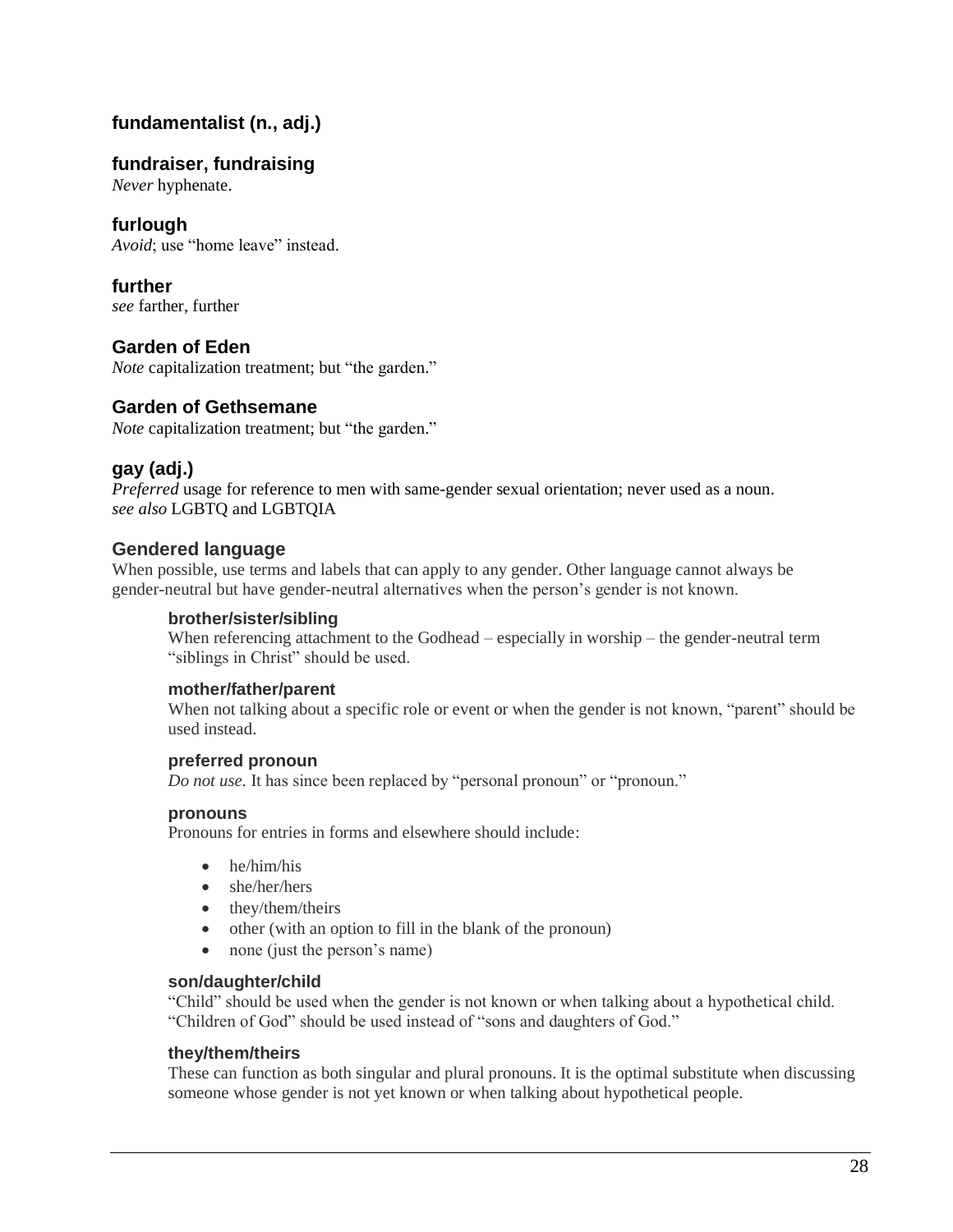### fundamentalist (n., adj.)

### fundraiser, fundraising

*Never* hyphenate.

### furlough

*Avoid*; use "home leave" instead.

### further

*see* farther, further

### Garden of Eden

*Note* capitalization treatment; but "the garden."

### Garden of Gethsemane

*Note* capitalization treatment; but "the garden."

### gay (adj.)

*Preferred* usage for reference to men with same-gender sexual orientation; never used as a noun.
*see also* LGBTQ and LGBTQIA

### Gendered language

When possible, use terms and labels that can apply to any gender. Other language cannot always be gender-neutral but have gender-neutral alternatives when the person's gender is not known.

#### brother/sister/sibling

When referencing attachment to the Godhead – especially in worship – the gender-neutral term "siblings in Christ" should be used.

#### mother/father/parent

When not talking about a specific role or event or when the gender is not known, "parent" should be used instead.

#### preferred pronoun

*Do not use.* It has since been replaced by "personal pronoun" or "pronoun."

#### pronouns

Pronouns for entries in forms and elsewhere should include:

- he/him/his
- she/her/hers
- they/them/theirs
- other (with an option to fill in the blank of the pronoun)
- none (just the person's name)

#### son/daughter/child

"Child" should be used when the gender is not known or when talking about a hypothetical child. "Children of God" should be used instead of "sons and daughters of God."

#### they/them/theirs

These can function as both singular and plural pronouns. It is the optimal substitute when discussing someone whose gender is not yet known or when talking about hypothetical people.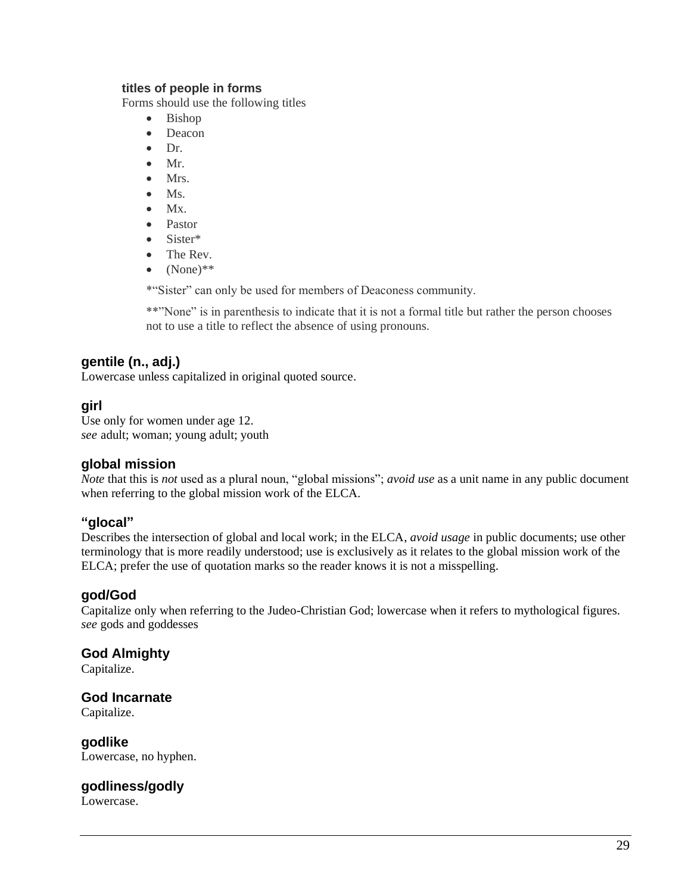#### titles of people in forms

Forms should use the following titles

- Bishop
- Deacon
- Dr.
- Mr.
- Mrs.
- Ms.
- Mx.
- Pastor
- Sister*
- The Rev.
- (None)**

*"Sister" can only be used for members of Deaconess community.

**"None" is in parenthesis to indicate that it is not a formal title but rather the person chooses not to use a title to reflect the absence of using pronouns.

### gentile (n., adj.)

Lowercase unless capitalized in original quoted source.

### girl

Use only for women under age 12.
*see* adult; woman; young adult; youth

### global mission

*Note* that this is *not* used as a plural noun, "global missions"; *avoid use* as a unit name in any public document when referring to the global mission work of the ELCA.

### "glocal"

Describes the intersection of global and local work; in the ELCA, *avoid usage* in public documents; use other terminology that is more readily understood; use is exclusively as it relates to the global mission work of the ELCA; prefer the use of quotation marks so the reader knows it is not a misspelling.

### god/God

Capitalize only when referring to the Judeo-Christian God; lowercase when it refers to mythological figures.
*see* gods and goddesses

### God Almighty

Capitalize.

### God Incarnate

Capitalize.

### godlike

Lowercase, no hyphen.

### godliness/godly

Lowercase.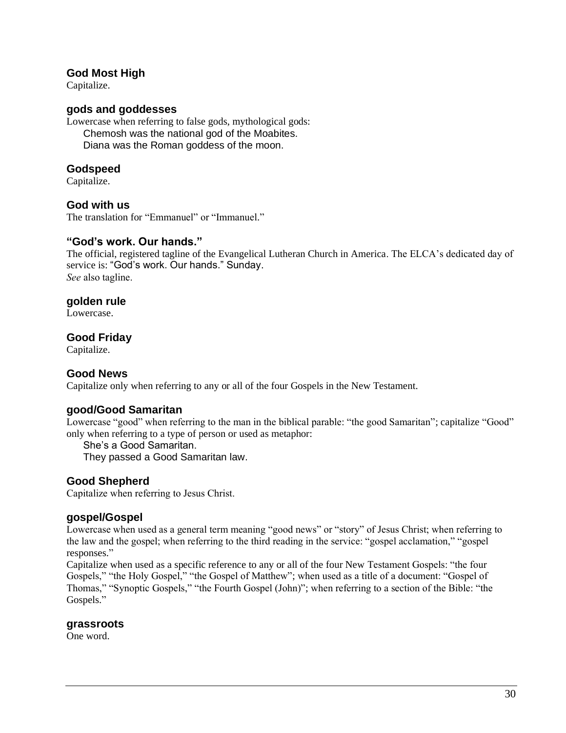### God Most High
Capitalize.

### gods and goddesses
Lowercase when referring to false gods, mythological gods:

> Chemosh was the national god of the Moabites.
> Diana was the Roman goddess of the moon.

### Godspeed
Capitalize.

### God with us
The translation for “Emmanuel” or “Immanuel.”

### “God’s work. Our hands.”
The official, registered tagline of the Evangelical Lutheran Church in America. The ELCA’s dedicated day of service is: “God’s work. Our hands.” Sunday.
*See* also tagline.

### golden rule
Lowercase.

### Good Friday
Capitalize.

### Good News
Capitalize only when referring to any or all of the four Gospels in the New Testament.

### good/Good Samaritan
Lowercase “good” when referring to the man in the biblical parable: “the good Samaritan”; capitalize “Good” only when referring to a type of person or used as metaphor:

> She’s a Good Samaritan.
> They passed a Good Samaritan law.

### Good Shepherd
Capitalize when referring to Jesus Christ.

### gospel/Gospel
Lowercase when used as a general term meaning “good news” or “story” of Jesus Christ; when referring to the law and the gospel; when referring to the third reading in the service: “gospel acclamation,” “gospel responses.”
Capitalize when used as a specific reference to any or all of the four New Testament Gospels: “the four Gospels,” “the Holy Gospel,” “the Gospel of Matthew”; when used as a title of a document: “Gospel of Thomas,” “Synoptic Gospels,” “the Fourth Gospel (John)”; when referring to a section of the Bible: “the Gospels.”

### grassroots
One word.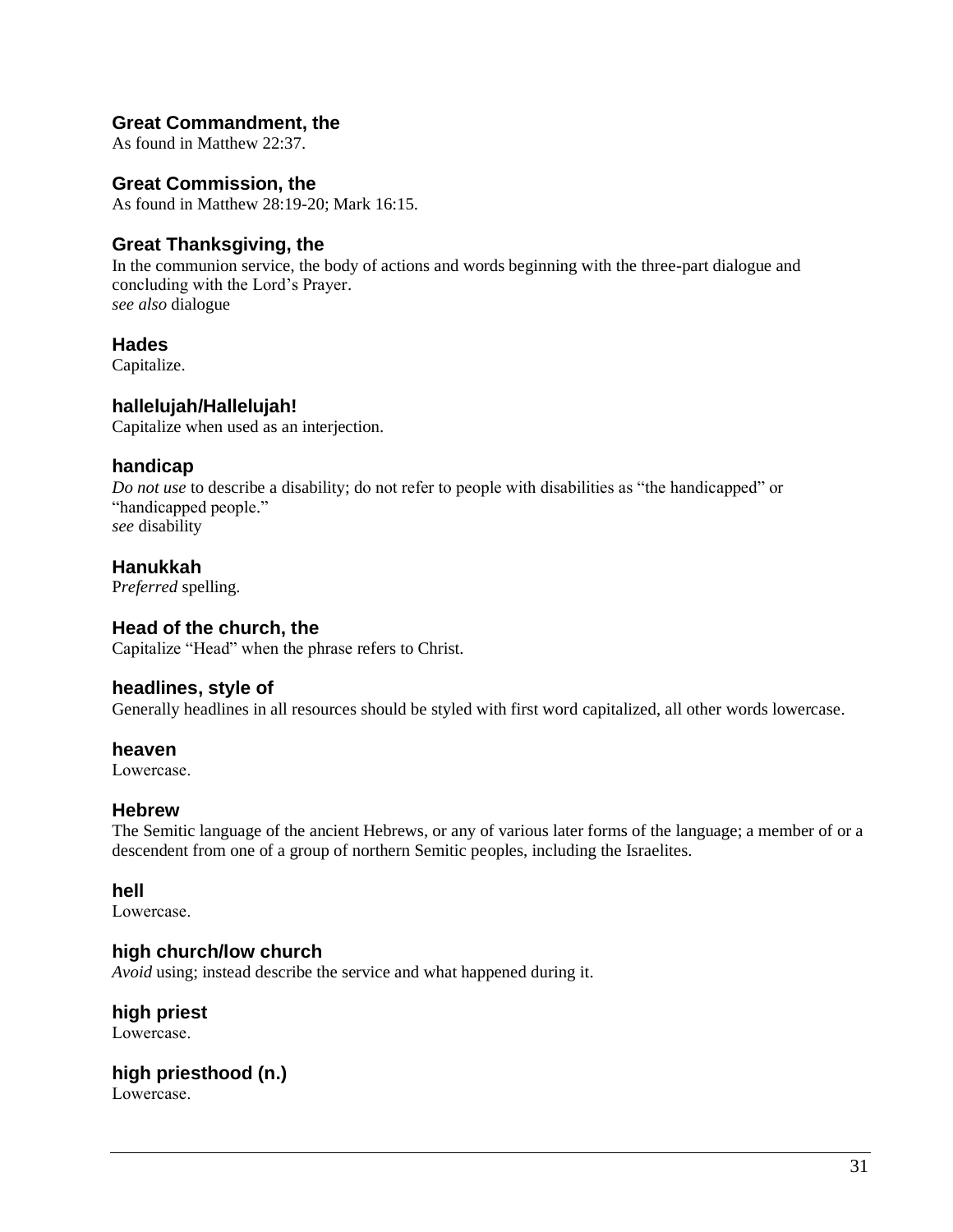### Great Commandment, the

As found in Matthew 22:37.

### Great Commission, the

As found in Matthew 28:19-20; Mark 16:15.

### Great Thanksgiving, the

In the communion service, the body of actions and words beginning with the three-part dialogue and concluding with the Lord's Prayer.
*see also* dialogue

### Hades

Capitalize.

### hallelujah/Hallelujah!

Capitalize when used as an interjection.

### handicap

*Do not use* to describe a disability; do not refer to people with disabilities as "the handicapped" or "handicapped people."
*see* disability

### Hanukkah

P*referred* spelling.

### Head of the church, the

Capitalize "Head" when the phrase refers to Christ.

### headlines, style of

Generally headlines in all resources should be styled with first word capitalized, all other words lowercase.

### heaven

Lowercase.

### Hebrew

The Semitic language of the ancient Hebrews, or any of various later forms of the language; a member of or a descendent from one of a group of northern Semitic peoples, including the Israelites.

### hell

Lowercase.

### high church/low church

*Avoid* using; instead describe the service and what happened during it.

### high priest

Lowercase.

### high priesthood (n.)

Lowercase.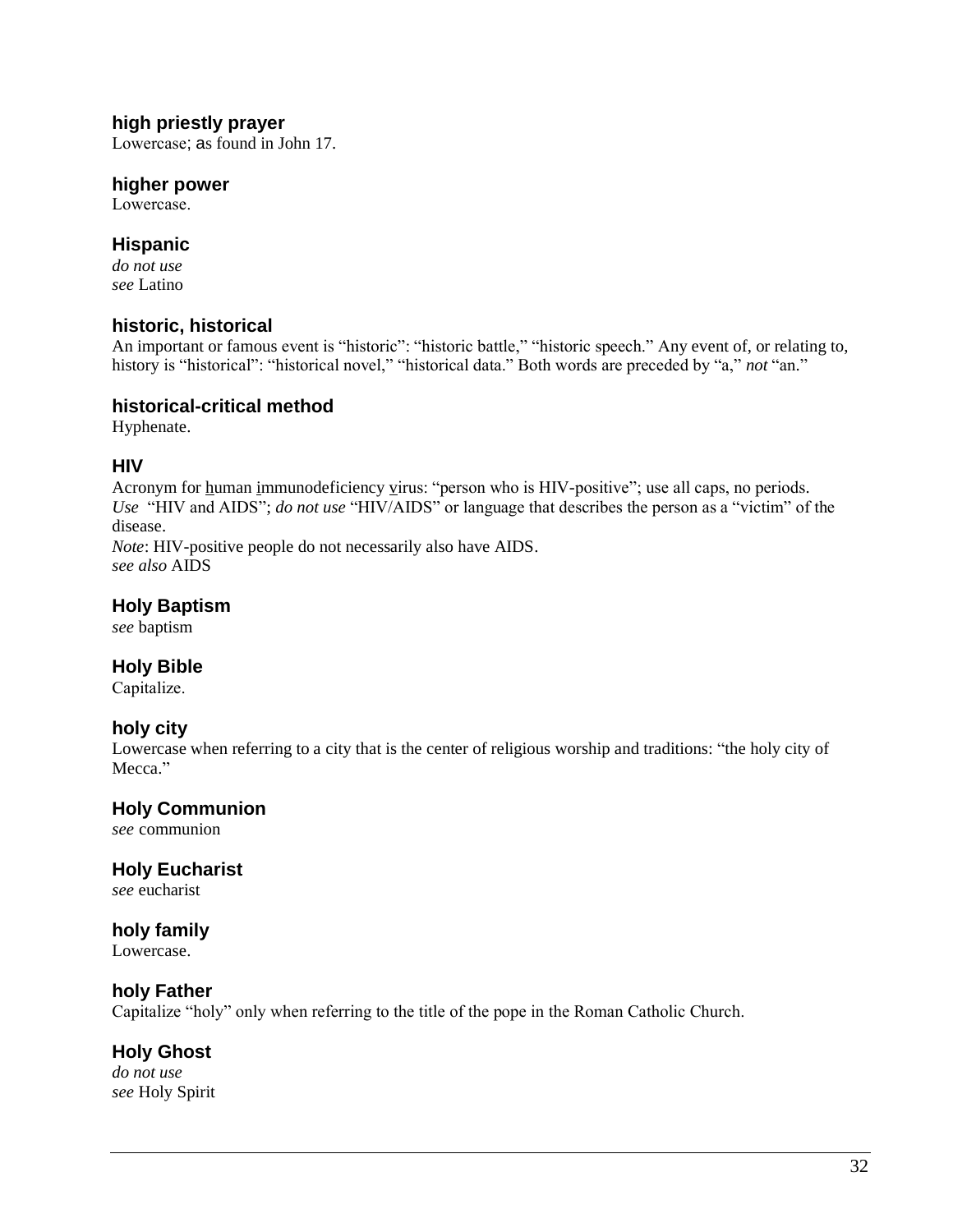### high priestly prayer

Lowercase; as found in John 17.

### higher power

Lowercase.

### Hispanic

*do not use*
*see* Latino

### historic, historical

An important or famous event is "historic": "historic battle," "historic speech." Any event of, or relating to, history is "historical": "historical novel," "historical data." Both words are preceded by "a," *not* "an."

### historical-critical method

Hyphenate.

### HIV

Acronym for <u>h</u>uman <u>i</u>mmunodeficiency <u>v</u>irus: "person who is HIV-positive"; use all caps, no periods. *Use* "HIV and AIDS"; *do not use* "HIV/AIDS" or language that describes the person as a "victim" of the disease.
*Note*: HIV-positive people do not necessarily also have AIDS.
*see also* AIDS

### Holy Baptism

*see* baptism

### Holy Bible

Capitalize.

### holy city

Lowercase when referring to a city that is the center of religious worship and traditions: "the holy city of Mecca."

### Holy Communion

*see* communion

### Holy Eucharist

*see* eucharist

### holy family

Lowercase.

### holy Father

Capitalize "holy" only when referring to the title of the pope in the Roman Catholic Church.

### Holy Ghost

*do not use*
*see* Holy Spirit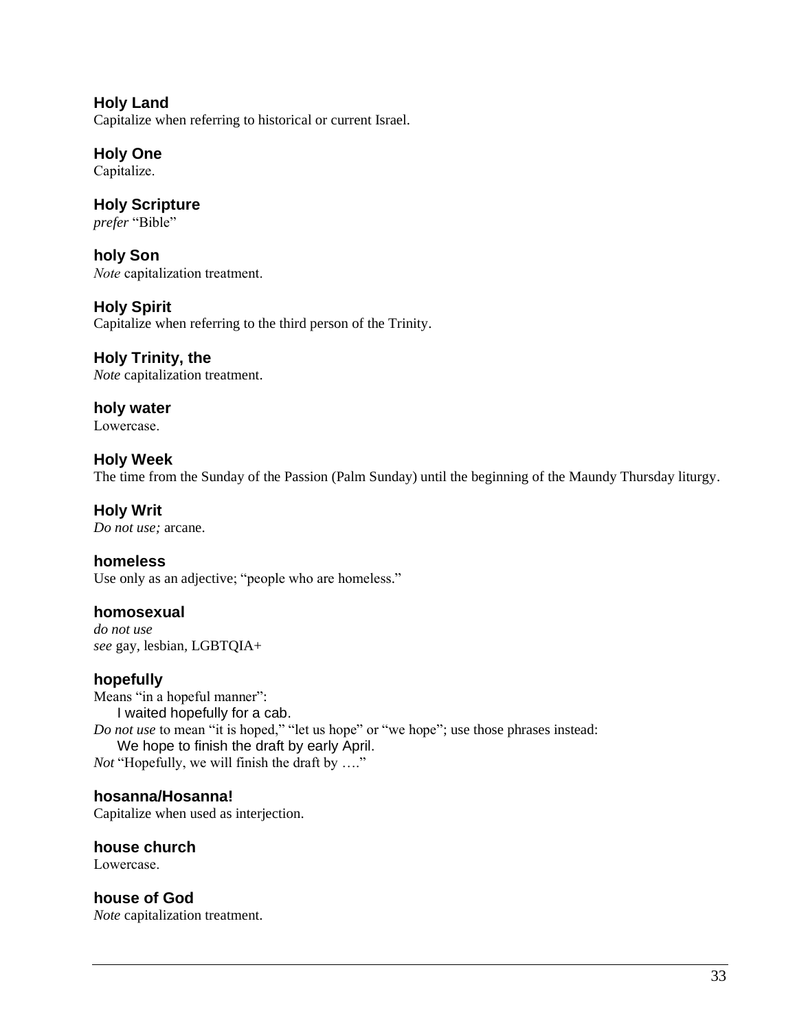### Holy Land
Capitalize when referring to historical or current Israel.

### Holy One
Capitalize.

### Holy Scripture
*prefer* "Bible"

### holy Son
*Note* capitalization treatment.

### Holy Spirit
Capitalize when referring to the third person of the Trinity.

### Holy Trinity, the
*Note* capitalization treatment.

### holy water
Lowercase.

### Holy Week
The time from the Sunday of the Passion (Palm Sunday) until the beginning of the Maundy Thursday liturgy.

### Holy Writ
*Do not use;* arcane.

### homeless
Use only as an adjective; "people who are homeless."

### homosexual
*do not use*
*see* gay, lesbian, LGBTQIA+

### hopefully
Means "in a hopeful manner":

> I waited hopefully for a cab.

*Do not use* to mean "it is hoped," "let us hope" or "we hope"; use those phrases instead:

> We hope to finish the draft by early April.

*Not* "Hopefully, we will finish the draft by …."

### hosanna/Hosanna!
Capitalize when used as interjection.

### house church
Lowercase.

### house of God
*Note* capitalization treatment.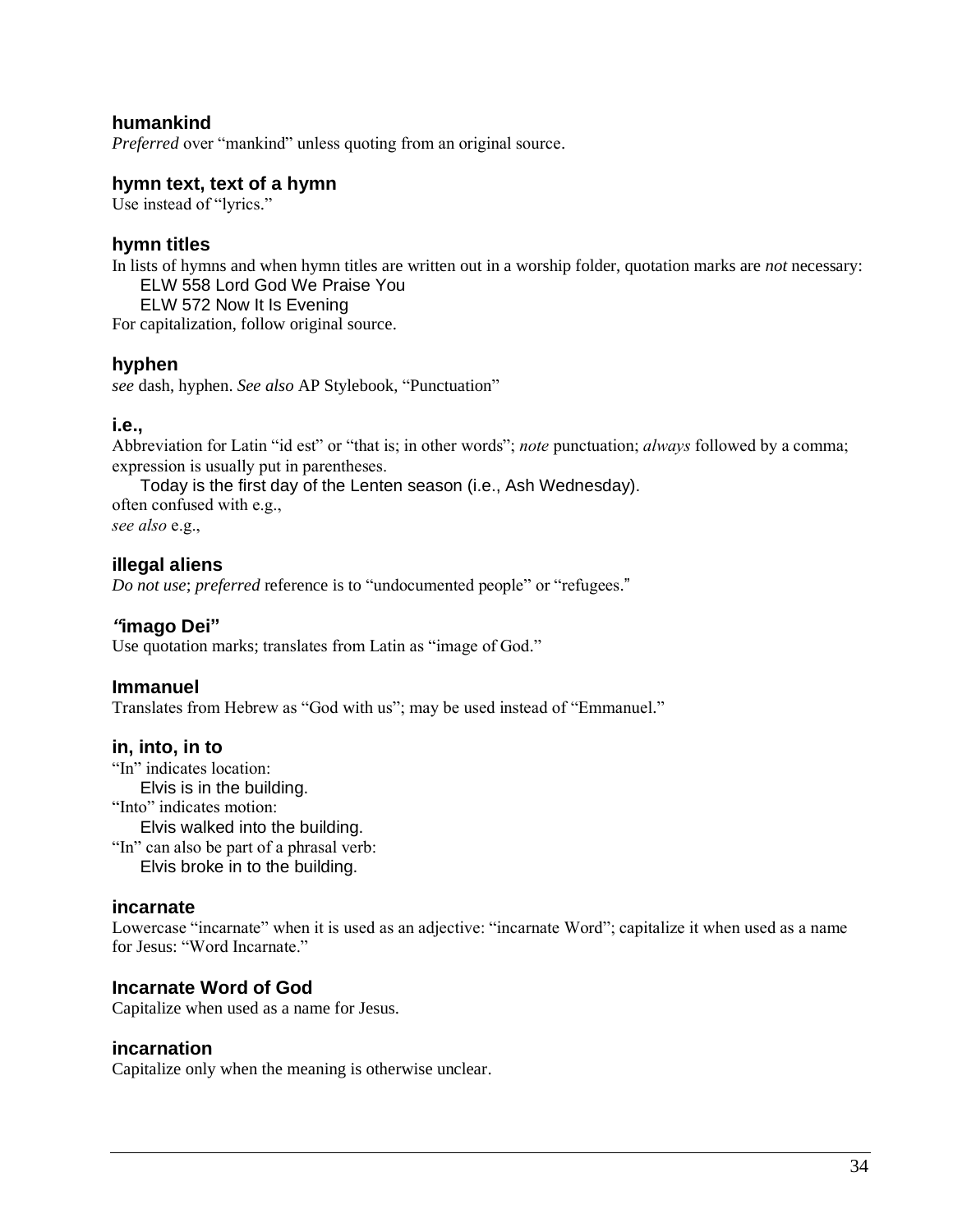### humankind

*Preferred* over “mankind” unless quoting from an original source.

### hymn text, text of a hymn

Use instead of “lyrics.”

### hymn titles

In lists of hymns and when hymn titles are written out in a worship folder, quotation marks are *not* necessary:

> ELW 558 Lord God We Praise You
> ELW 572 Now It Is Evening

For capitalization, follow original source.

### hyphen

*see* dash, hyphen. *See also* AP Stylebook, “Punctuation”

### i.e.,

Abbreviation for Latin “id est” or “that is; in other words”; *note* punctuation; *always* followed by a comma; expression is usually put in parentheses.

> Today is the first day of the Lenten season (i.e., Ash Wednesday).

often confused with e.g.,
*see also* e.g.,

### illegal aliens

*Do not use*; *preferred* reference is to “undocumented people” or “refugees.”

### *“*imago Dei”

Use quotation marks; translates from Latin as “image of God.”

### Immanuel

Translates from Hebrew as “God with us”; may be used instead of “Emmanuel.”

### in, into, in to

“In” indicates location:

> Elvis is in the building.

“Into” indicates motion:

> Elvis walked into the building.

“In” can also be part of a phrasal verb:

> Elvis broke in to the building.

### incarnate

Lowercase “incarnate” when it is used as an adjective: “incarnate Word”; capitalize it when used as a name for Jesus: “Word Incarnate.”

### Incarnate Word of God

Capitalize when used as a name for Jesus.

### incarnation

Capitalize only when the meaning is otherwise unclear.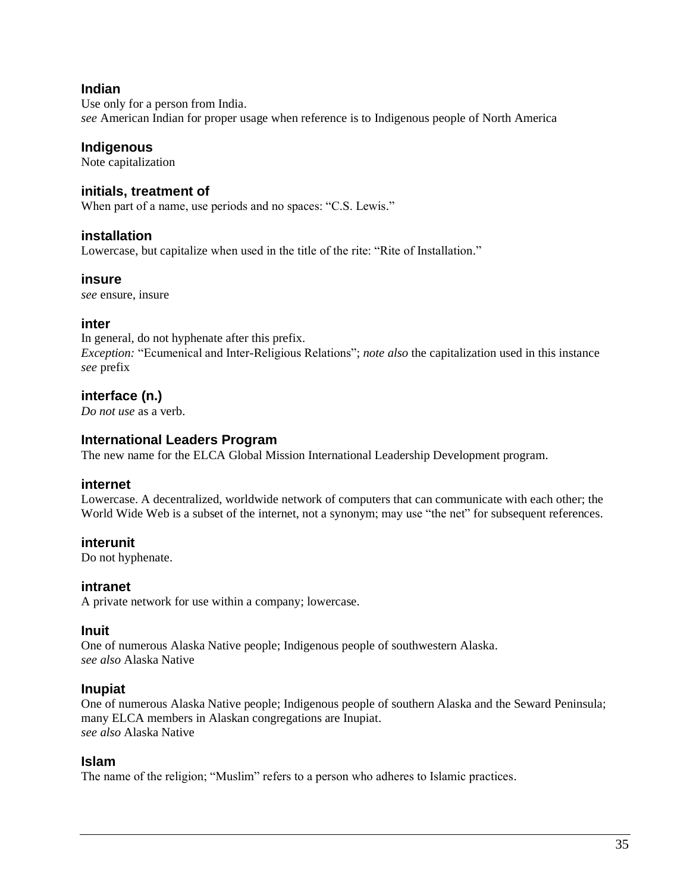### Indian

Use only for a person from India.
*see* American Indian for proper usage when reference is to Indigenous people of North America

### Indigenous

Note capitalization

### initials, treatment of

When part of a name, use periods and no spaces: "C.S. Lewis."

### installation

Lowercase, but capitalize when used in the title of the rite: "Rite of Installation."

### insure

*see* ensure, insure

### inter

In general, do not hyphenate after this prefix.
*Exception:* "Ecumenical and Inter-Religious Relations"; *note also* the capitalization used in this instance
*see* prefix

### interface (n.)

*Do not use* as a verb.

### International Leaders Program

The new name for the ELCA Global Mission International Leadership Development program.

### internet

Lowercase. A decentralized, worldwide network of computers that can communicate with each other; the World Wide Web is a subset of the internet, not a synonym; may use "the net" for subsequent references.

### interunit

Do not hyphenate.

### intranet

A private network for use within a company; lowercase.

### Inuit

One of numerous Alaska Native people; Indigenous people of southwestern Alaska.
*see also* Alaska Native

### Inupiat

One of numerous Alaska Native people; Indigenous people of southern Alaska and the Seward Peninsula; many ELCA members in Alaskan congregations are Inupiat.
*see also* Alaska Native

### Islam

The name of the religion; "Muslim" refers to a person who adheres to Islamic practices.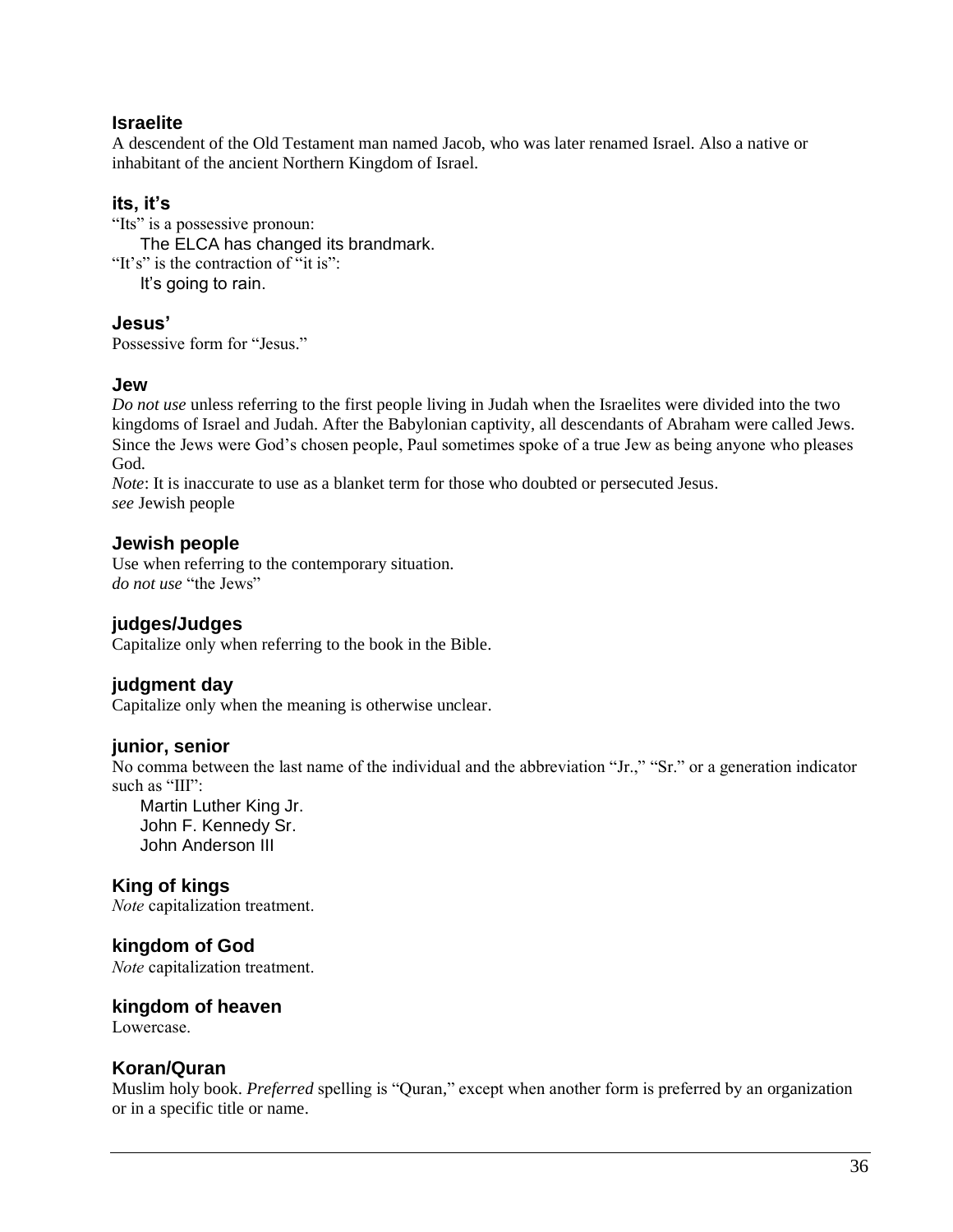### Israelite

A descendent of the Old Testament man named Jacob, who was later renamed Israel. Also a native or inhabitant of the ancient Northern Kingdom of Israel.

### its, it's

"Its" is a possessive pronoun:

> The ELCA has changed its brandmark.

"It's" is the contraction of "it is":

> It's going to rain.

### Jesus'

Possessive form for "Jesus."

### Jew

*Do not use* unless referring to the first people living in Judah when the Israelites were divided into the two kingdoms of Israel and Judah. After the Babylonian captivity, all descendants of Abraham were called Jews. Since the Jews were God's chosen people, Paul sometimes spoke of a true Jew as being anyone who pleases God.

*Note*: It is inaccurate to use as a blanket term for those who doubted or persecuted Jesus.
*see* Jewish people

### Jewish people

Use when referring to the contemporary situation.
*do not use* "the Jews"

### judges/Judges

Capitalize only when referring to the book in the Bible.

### judgment day

Capitalize only when the meaning is otherwise unclear.

### junior, senior

No comma between the last name of the individual and the abbreviation "Jr.," "Sr." or a generation indicator such as "III":

> Martin Luther King Jr.
> John F. Kennedy Sr.
> John Anderson III

### King of kings

*Note* capitalization treatment.

### kingdom of God

*Note* capitalization treatment.

### kingdom of heaven

Lowercase.

### Koran/Quran

Muslim holy book. *Preferred* spelling is "Quran," except when another form is preferred by an organization or in a specific title or name.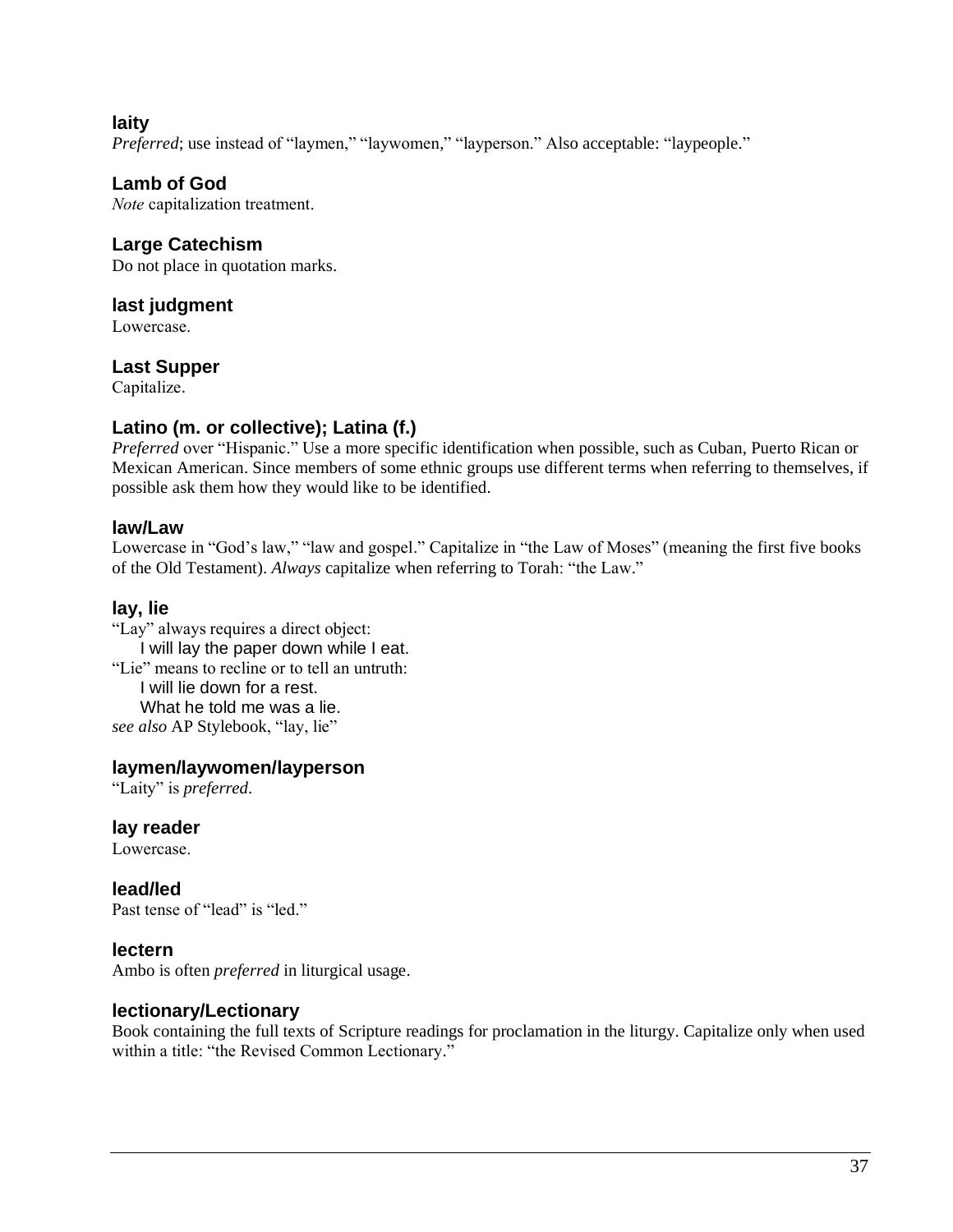### laity

*Preferred*; use instead of "laymen," "laywomen," "layperson." Also acceptable: "laypeople."

### Lamb of God

*Note* capitalization treatment.

### Large Catechism

Do not place in quotation marks.

### last judgment

Lowercase.

### Last Supper

Capitalize.

### Latino (m. or collective); Latina (f.)

*Preferred* over "Hispanic." Use a more specific identification when possible, such as Cuban, Puerto Rican or Mexican American. Since members of some ethnic groups use different terms when referring to themselves, if possible ask them how they would like to be identified.

### law/Law

Lowercase in "God's law," "law and gospel." Capitalize in "the Law of Moses" (meaning the first five books of the Old Testament). *Always* capitalize when referring to Torah: "the Law."

### lay, lie

"Lay" always requires a direct object:

> I will lay the paper down while I eat.

"Lie" means to recline or to tell an untruth:

> I will lie down for a rest.
> What he told me was a lie.

*see also* AP Stylebook, "lay, lie"

### laymen/laywomen/layperson

"Laity" is *preferred*.

### lay reader

Lowercase.

### lead/led

Past tense of "lead" is "led."

### lectern

Ambo is often *preferred* in liturgical usage.

### lectionary/Lectionary

Book containing the full texts of Scripture readings for proclamation in the liturgy. Capitalize only when used within a title: "the Revised Common Lectionary."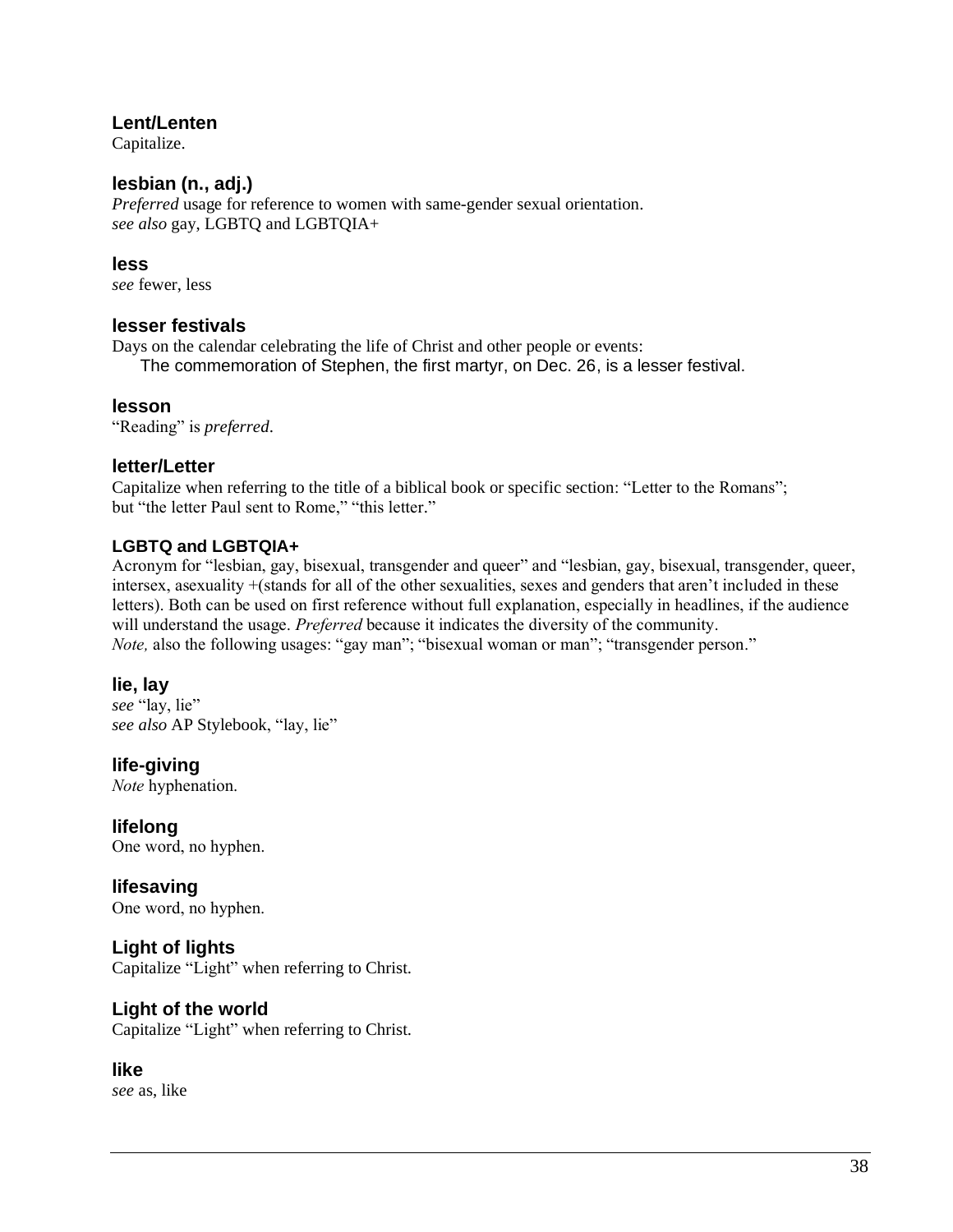### Lent/Lenten
Capitalize.

### lesbian (n., adj.)
*Preferred* usage for reference to women with same-gender sexual orientation.
*see also* gay, LGBTQ and LGBTQIA+

### less
*see* fewer, less

### lesser festivals
Days on the calendar celebrating the life of Christ and other people or events:

> The commemoration of Stephen, the first martyr, on Dec. 26, is a lesser festival.

### lesson
"Reading" is *preferred*.

### letter/Letter
Capitalize when referring to the title of a biblical book or specific section: "Letter to the Romans"; but "the letter Paul sent to Rome," "this letter."

### LGBTQ and LGBTQIA+
Acronym for "lesbian, gay, bisexual, transgender and queer" and "lesbian, gay, bisexual, transgender, queer, intersex, asexuality +(stands for all of the other sexualities, sexes and genders that aren't included in these letters). Both can be used on first reference without full explanation, especially in headlines, if the audience will understand the usage. *Preferred* because it indicates the diversity of the community.
*Note,* also the following usages: "gay man"; "bisexual woman or man"; "transgender person."

### lie, lay
*see* "lay, lie"
*see also* AP Stylebook, "lay, lie"

### life-giving
*Note* hyphenation.

### lifelong
One word, no hyphen.

### lifesaving
One word, no hyphen.

### Light of lights
Capitalize "Light" when referring to Christ.

### Light of the world
Capitalize "Light" when referring to Christ.

### like
*see* as, like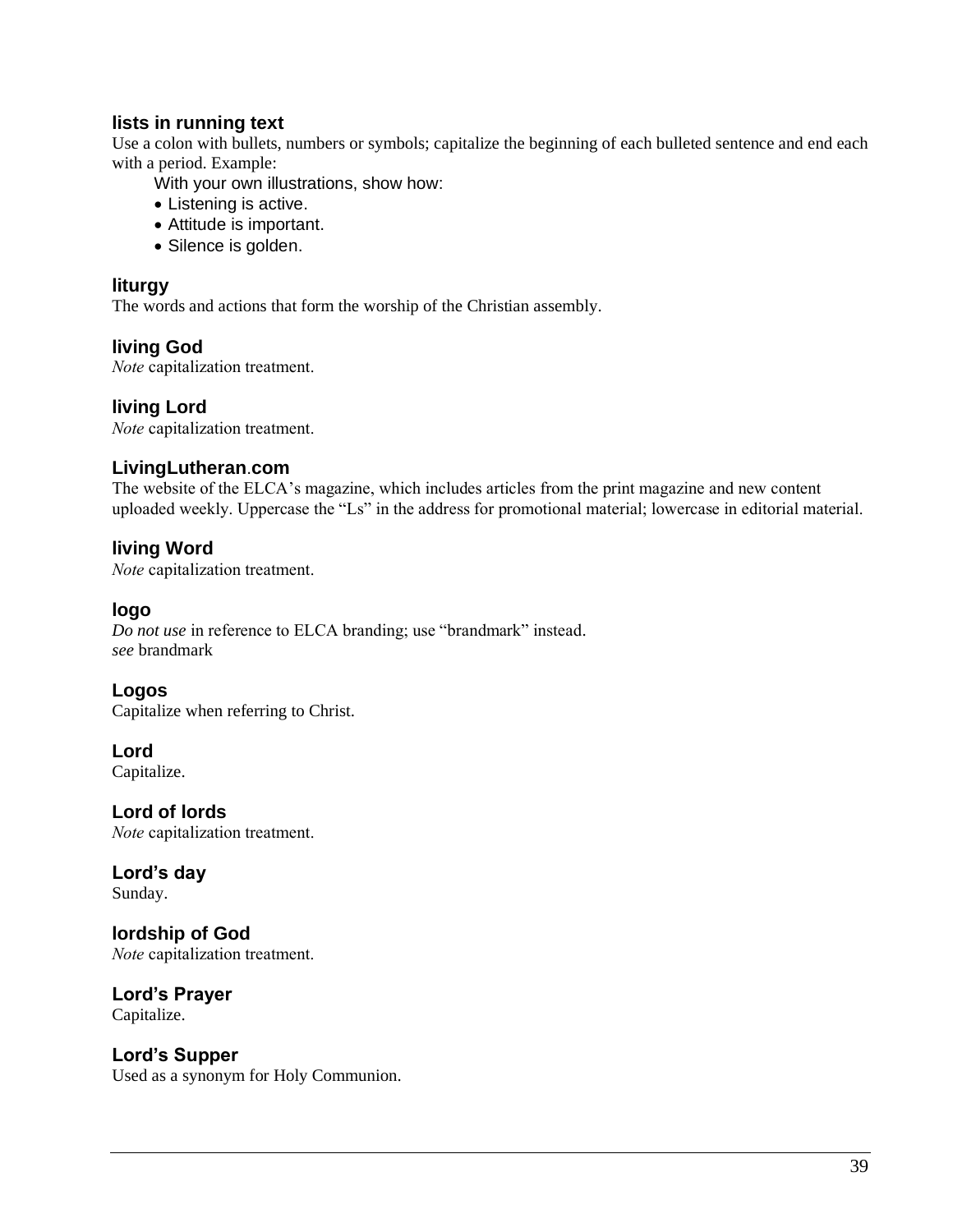### lists in running text

Use a colon with bullets, numbers or symbols; capitalize the beginning of each bulleted sentence and end each with a period. Example:

With your own illustrations, show how:

- Listening is active.
- Attitude is important.
- Silence is golden.

### liturgy

The words and actions that form the worship of the Christian assembly.

### living God

*Note* capitalization treatment.

### living Lord

*Note* capitalization treatment.

### LivingLutheran.com

The website of the ELCA's magazine, which includes articles from the print magazine and new content uploaded weekly. Uppercase the "Ls" in the address for promotional material; lowercase in editorial material.

### living Word

*Note* capitalization treatment.

### logo

*Do not use* in reference to ELCA branding; use "brandmark" instead.
*see* brandmark

### Logos

Capitalize when referring to Christ.

### Lord

Capitalize.

### Lord of lords

*Note* capitalization treatment.

### Lord's day

Sunday.

### lordship of God

*Note* capitalization treatment.

### Lord's Prayer

Capitalize.

### Lord's Supper

Used as a synonym for Holy Communion.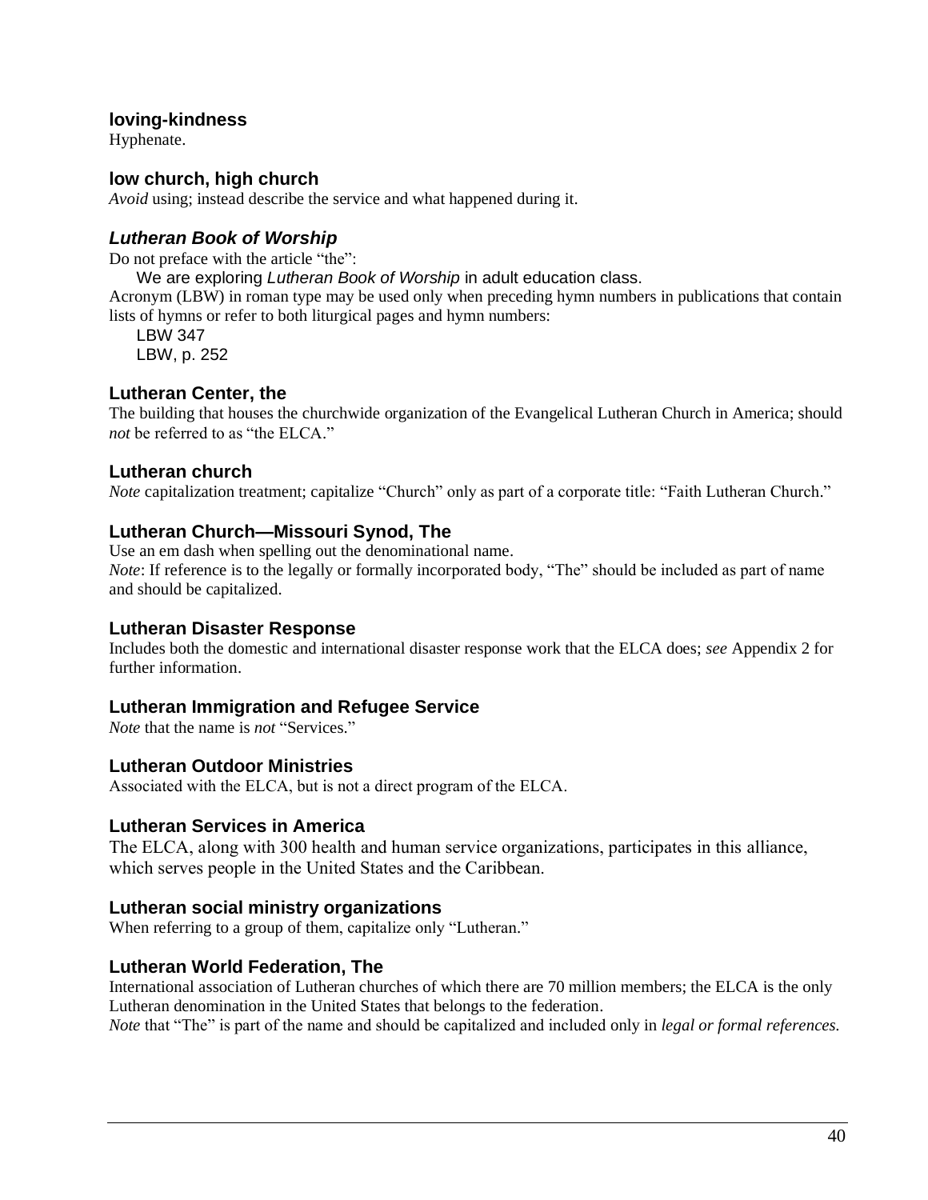### loving-kindness

Hyphenate.

### low church, high church

*Avoid* using; instead describe the service and what happened during it.

### *Lutheran Book of Worship*

Do not preface with the article "the":

> We are exploring *Lutheran Book of Worship* in adult education class.

Acronym (LBW) in roman type may be used only when preceding hymn numbers in publications that contain lists of hymns or refer to both liturgical pages and hymn numbers:

> LBW 347
> LBW, p. 252

### Lutheran Center, the

The building that houses the churchwide organization of the Evangelical Lutheran Church in America; should *not* be referred to as "the ELCA."

### Lutheran church

*Note* capitalization treatment; capitalize "Church" only as part of a corporate title: "Faith Lutheran Church."

### Lutheran Church—Missouri Synod, The

Use an em dash when spelling out the denominational name.
*Note*: If reference is to the legally or formally incorporated body, "The" should be included as part of name and should be capitalized.

### Lutheran Disaster Response

Includes both the domestic and international disaster response work that the ELCA does; *see* Appendix 2 for further information.

### Lutheran Immigration and Refugee Service

*Note* that the name is *not* "Services."

### Lutheran Outdoor Ministries

Associated with the ELCA, but is not a direct program of the ELCA.

### Lutheran Services in America

The ELCA, along with 300 health and human service organizations, participates in this alliance, which serves people in the United States and the Caribbean.

### Lutheran social ministry organizations

When referring to a group of them, capitalize only "Lutheran."

### Lutheran World Federation, The

International association of Lutheran churches of which there are 70 million members; the ELCA is the only Lutheran denomination in the United States that belongs to the federation.
*Note* that "The" is part of the name and should be capitalized and included only in *legal or formal references.*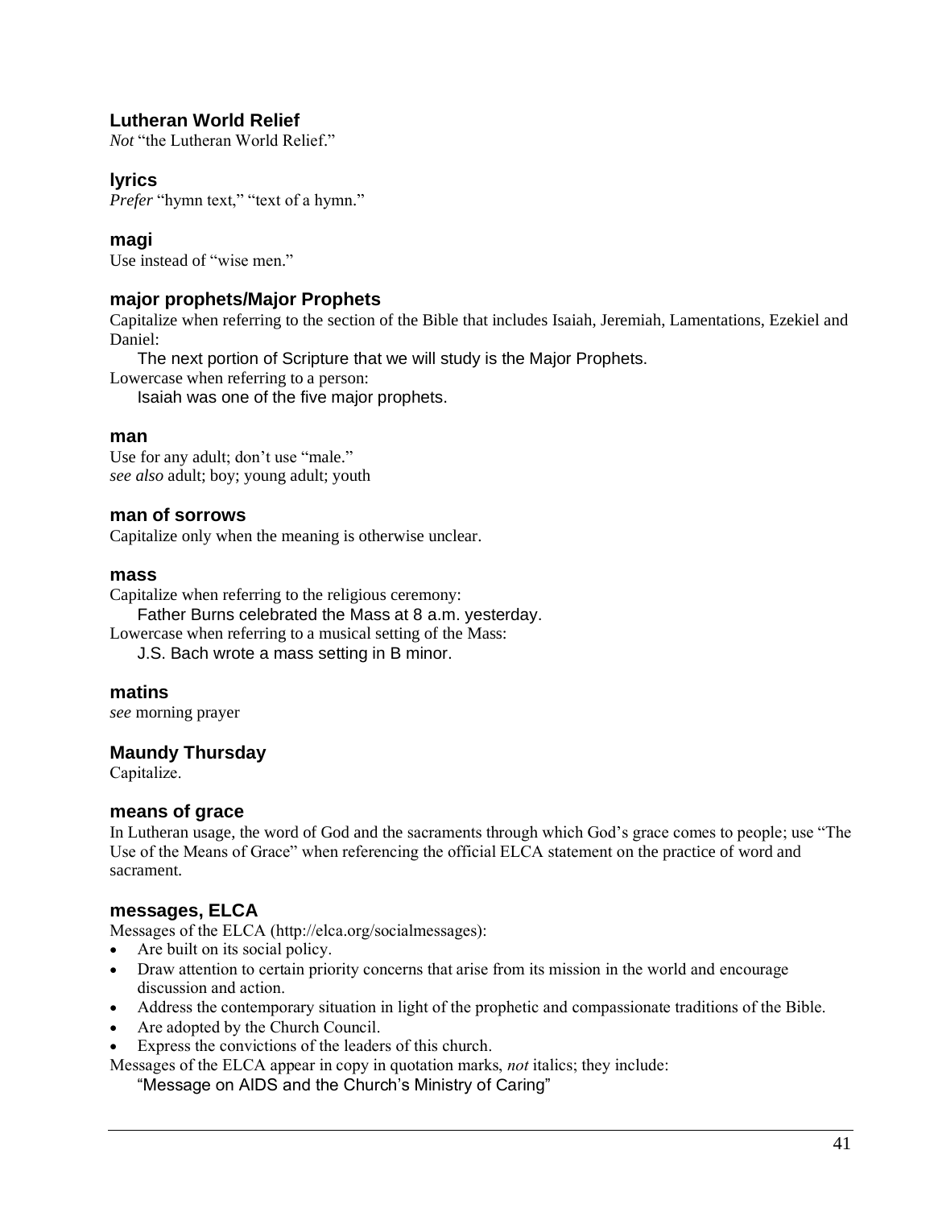### Lutheran World Relief

*Not* "the Lutheran World Relief."

### lyrics

*Prefer* "hymn text," "text of a hymn."

### magi

Use instead of "wise men."

### major prophets/Major Prophets

Capitalize when referring to the section of the Bible that includes Isaiah, Jeremiah, Lamentations, Ezekiel and Daniel:

> The next portion of Scripture that we will study is the Major Prophets.

Lowercase when referring to a person:

> Isaiah was one of the five major prophets.

### man

Use for any adult; don't use "male."
*see also* adult; boy; young adult; youth

### man of sorrows

Capitalize only when the meaning is otherwise unclear.

### mass

Capitalize when referring to the religious ceremony:

> Father Burns celebrated the Mass at 8 a.m. yesterday.

Lowercase when referring to a musical setting of the Mass:

> J.S. Bach wrote a mass setting in B minor.

### matins

*see* morning prayer

### Maundy Thursday

Capitalize.

### means of grace

In Lutheran usage, the word of God and the sacraments through which God's grace comes to people; use "The Use of the Means of Grace" when referencing the official ELCA statement on the practice of word and sacrament.

### messages, ELCA

Messages of the ELCA (http://elca.org/socialmessages):

- Are built on its social policy.
- Draw attention to certain priority concerns that arise from its mission in the world and encourage discussion and action.
- Address the contemporary situation in light of the prophetic and compassionate traditions of the Bible.
- Are adopted by the Church Council.
- Express the convictions of the leaders of this church.

Messages of the ELCA appear in copy in quotation marks, *not* italics; they include:

> "Message on AIDS and the Church's Ministry of Caring"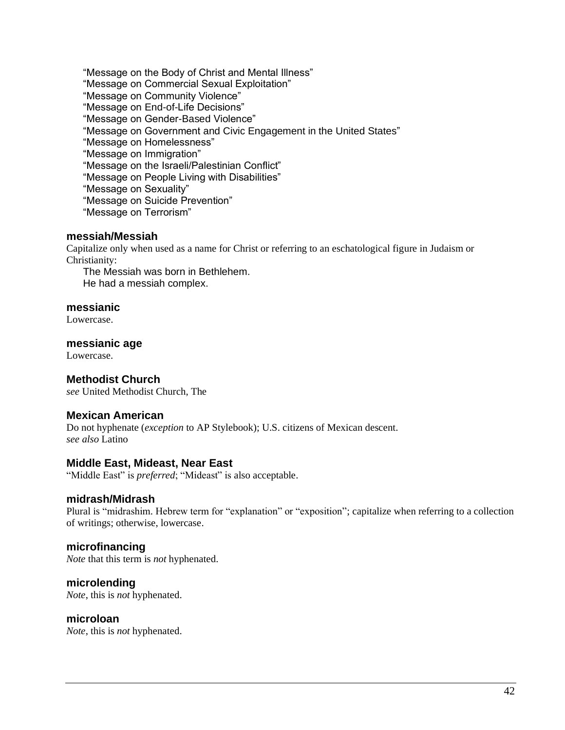"Message on the Body of Christ and Mental Illness"
"Message on Commercial Sexual Exploitation"
"Message on Community Violence"
"Message on End-of-Life Decisions"
"Message on Gender-Based Violence"
"Message on Government and Civic Engagement in the United States"
"Message on Homelessness"
"Message on Immigration"
"Message on the Israeli/Palestinian Conflict"
"Message on People Living with Disabilities"
"Message on Sexuality"
"Message on Suicide Prevention"
"Message on Terrorism"

### messiah/Messiah

Capitalize only when used as a name for Christ or referring to an eschatological figure in Judaism or Christianity:

The Messiah was born in Bethlehem.
He had a messiah complex.

### messianic

Lowercase.

### messianic age

Lowercase.

### Methodist Church

*see* United Methodist Church, The

### Mexican American

Do not hyphenate (*exception* to AP Stylebook); U.S. citizens of Mexican descent.
*see also* Latino

### Middle East, Mideast, Near East

"Middle East" is *preferred*; "Mideast" is also acceptable.

### midrash/Midrash

Plural is "midrashim. Hebrew term for "explanation" or "exposition"; capitalize when referring to a collection of writings; otherwise, lowercase.

### microfinancing

*Note* that this term is *not* hyphenated.

### microlending

*Note*, this is *not* hyphenated.

### microloan

*Note*, this is *not* hyphenated.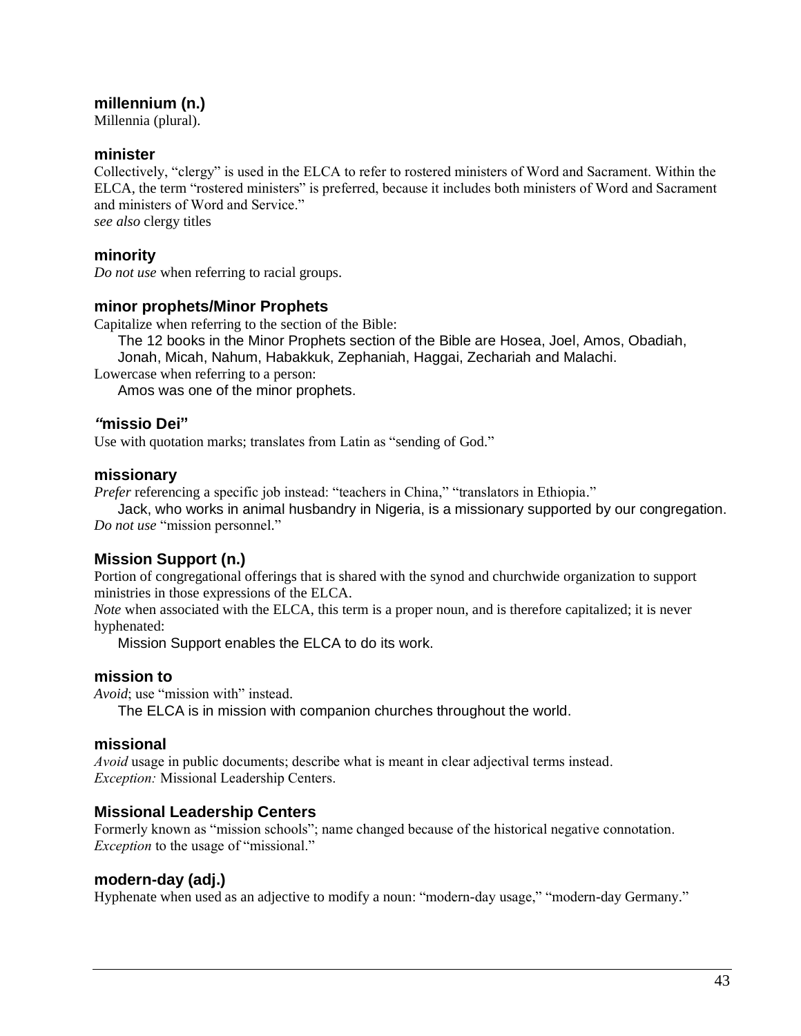### millennium (n.)

Millennia (plural).

### minister

Collectively, “clergy” is used in the ELCA to refer to rostered ministers of Word and Sacrament. Within the ELCA, the term “rostered ministers” is preferred, because it includes both ministers of Word and Sacrament and ministers of Word and Service.”
*see also* clergy titles

### minority

*Do not use* when referring to racial groups.

### minor prophets/Minor Prophets

Capitalize when referring to the section of the Bible:

> The 12 books in the Minor Prophets section of the Bible are Hosea, Joel, Amos, Obadiah, Jonah, Micah, Nahum, Habakkuk, Zephaniah, Haggai, Zechariah and Malachi.

Lowercase when referring to a person:

> Amos was one of the minor prophets.

### *“*missio Dei”

Use with quotation marks; translates from Latin as “sending of God.”

### missionary

*Prefer* referencing a specific job instead: “teachers in China,” “translators in Ethiopia.”

> Jack, who works in animal husbandry in Nigeria, is a missionary supported by our congregation.

*Do not use* “mission personnel.”

### Mission Support (n.)

Portion of congregational offerings that is shared with the synod and churchwide organization to support ministries in those expressions of the ELCA.
*Note* when associated with the ELCA, this term is a proper noun, and is therefore capitalized; it is never hyphenated:

> Mission Support enables the ELCA to do its work.

### mission to

*Avoid*; use “mission with” instead.

> The ELCA is in mission with companion churches throughout the world.

### missional

*Avoid* usage in public documents; describe what is meant in clear adjectival terms instead.
*Exception:* Missional Leadership Centers.

### Missional Leadership Centers

Formerly known as “mission schools”; name changed because of the historical negative connotation.
*Exception* to the usage of “missional.”

### modern-day (adj.)

Hyphenate when used as an adjective to modify a noun: “modern-day usage,” “modern-day Germany.”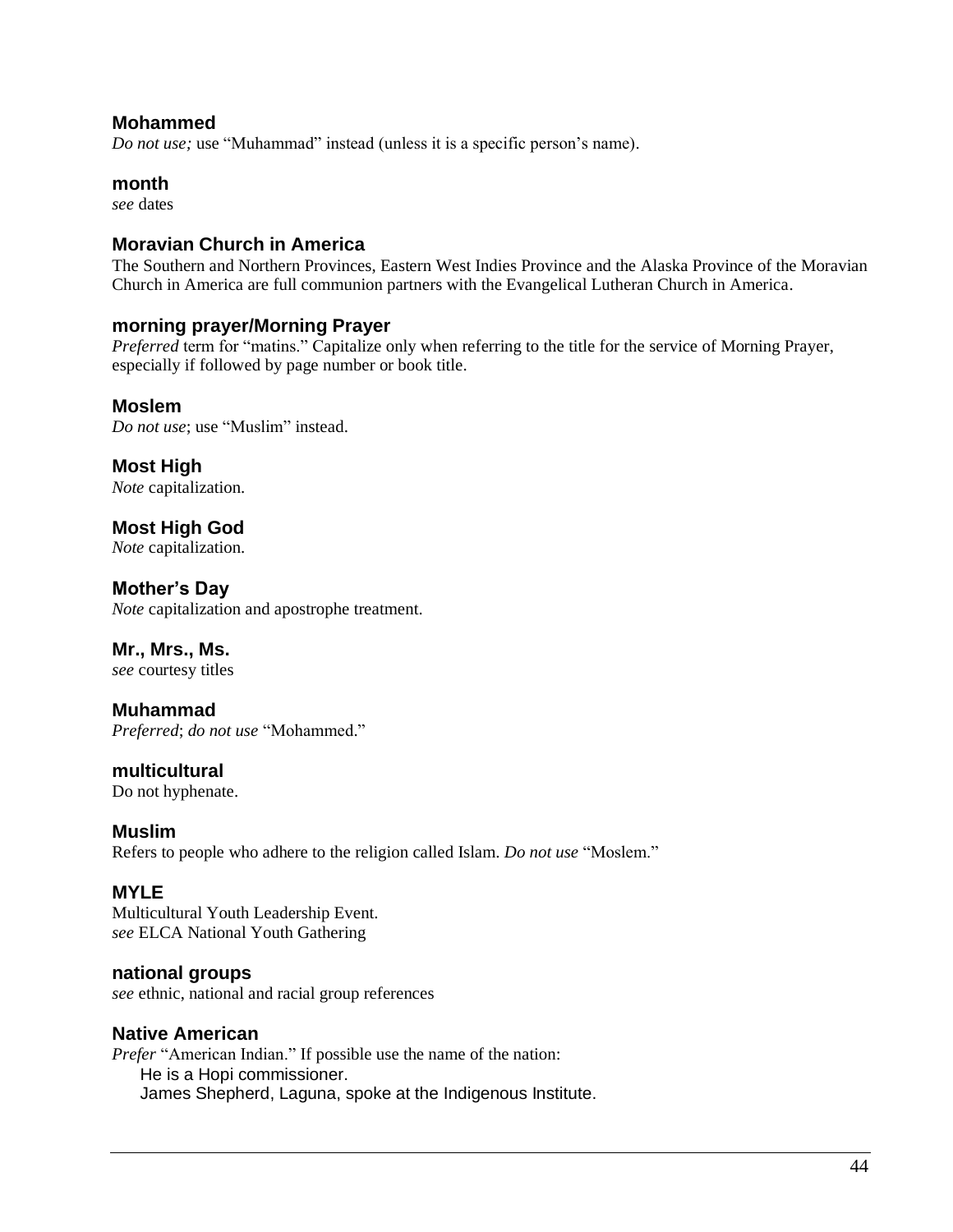### Mohammed
*Do not use;* use "Muhammad" instead (unless it is a specific person's name).

### month
*see* dates

### Moravian Church in America
The Southern and Northern Provinces, Eastern West Indies Province and the Alaska Province of the Moravian Church in America are full communion partners with the Evangelical Lutheran Church in America.

### morning prayer/Morning Prayer
*Preferred* term for "matins." Capitalize only when referring to the title for the service of Morning Prayer, especially if followed by page number or book title.

### Moslem
*Do not use*; use "Muslim" instead.

### Most High
*Note* capitalization.

### Most High God
*Note* capitalization.

### Mother's Day
*Note* capitalization and apostrophe treatment.

### Mr., Mrs., Ms.
*see* courtesy titles

### Muhammad
*Preferred*; *do not use* "Mohammed."

### multicultural
Do not hyphenate.

### Muslim
Refers to people who adhere to the religion called Islam. *Do not use* "Moslem."

### MYLE
Multicultural Youth Leadership Event.
*see* ELCA National Youth Gathering

### national groups
*see* ethnic, national and racial group references

### Native American
*Prefer* "American Indian." If possible use the name of the nation:

He is a Hopi commissioner.
James Shepherd, Laguna, spoke at the Indigenous Institute.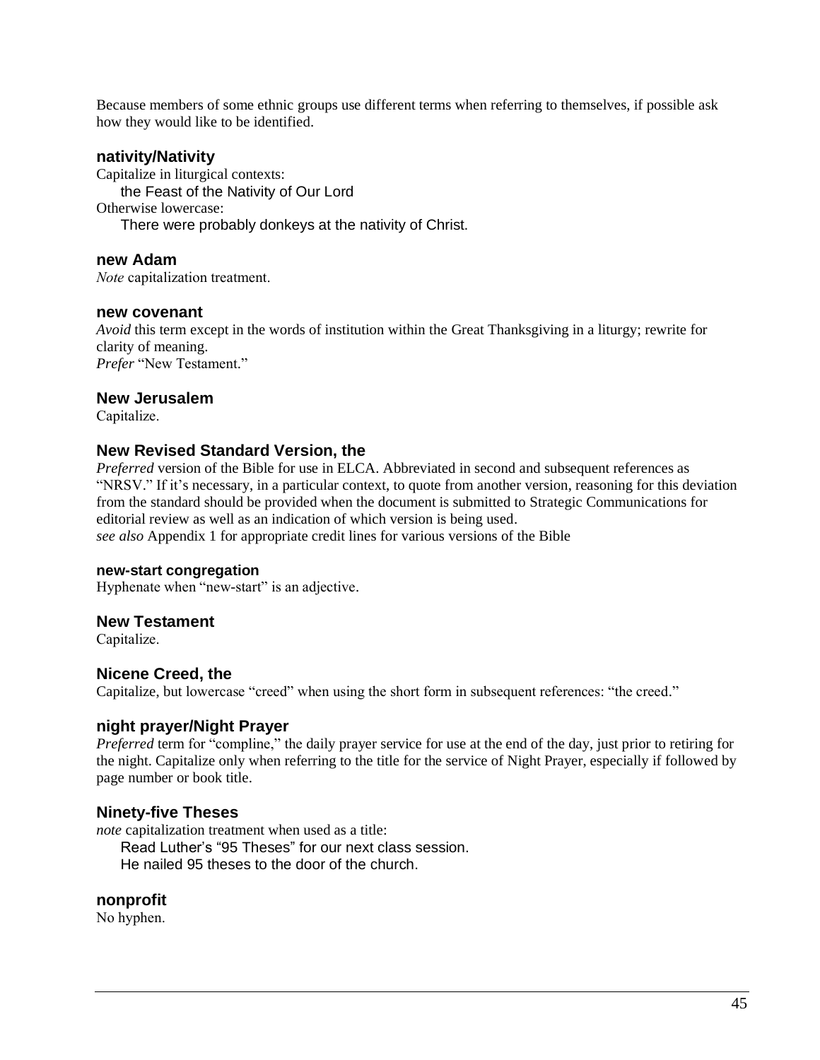Because members of some ethnic groups use different terms when referring to themselves, if possible ask how they would like to be identified.

### nativity/Nativity

Capitalize in liturgical contexts:

  the Feast of the Nativity of Our Lord

Otherwise lowercase:

  There were probably donkeys at the nativity of Christ.

### new Adam

*Note* capitalization treatment.

### new covenant

*Avoid* this term except in the words of institution within the Great Thanksgiving in a liturgy; rewrite for clarity of meaning.
*Prefer* "New Testament."

### New Jerusalem

Capitalize.

### New Revised Standard Version, the

*Preferred* version of the Bible for use in ELCA. Abbreviated in second and subsequent references as "NRSV." If it's necessary, in a particular context, to quote from another version, reasoning for this deviation from the standard should be provided when the document is submitted to Strategic Communications for editorial review as well as an indication of which version is being used.
*see also* Appendix 1 for appropriate credit lines for various versions of the Bible

#### new-start congregation

Hyphenate when "new-start" is an adjective.

### New Testament

Capitalize.

### Nicene Creed, the

Capitalize, but lowercase "creed" when using the short form in subsequent references: "the creed."

### night prayer/Night Prayer

*Preferred* term for "compline," the daily prayer service for use at the end of the day, just prior to retiring for the night. Capitalize only when referring to the title for the service of Night Prayer, especially if followed by page number or book title.

### Ninety-five Theses

*note* capitalization treatment when used as a title:

  Read Luther's "95 Theses" for our next class session.
  He nailed 95 theses to the door of the church.

### nonprofit

No hyphen.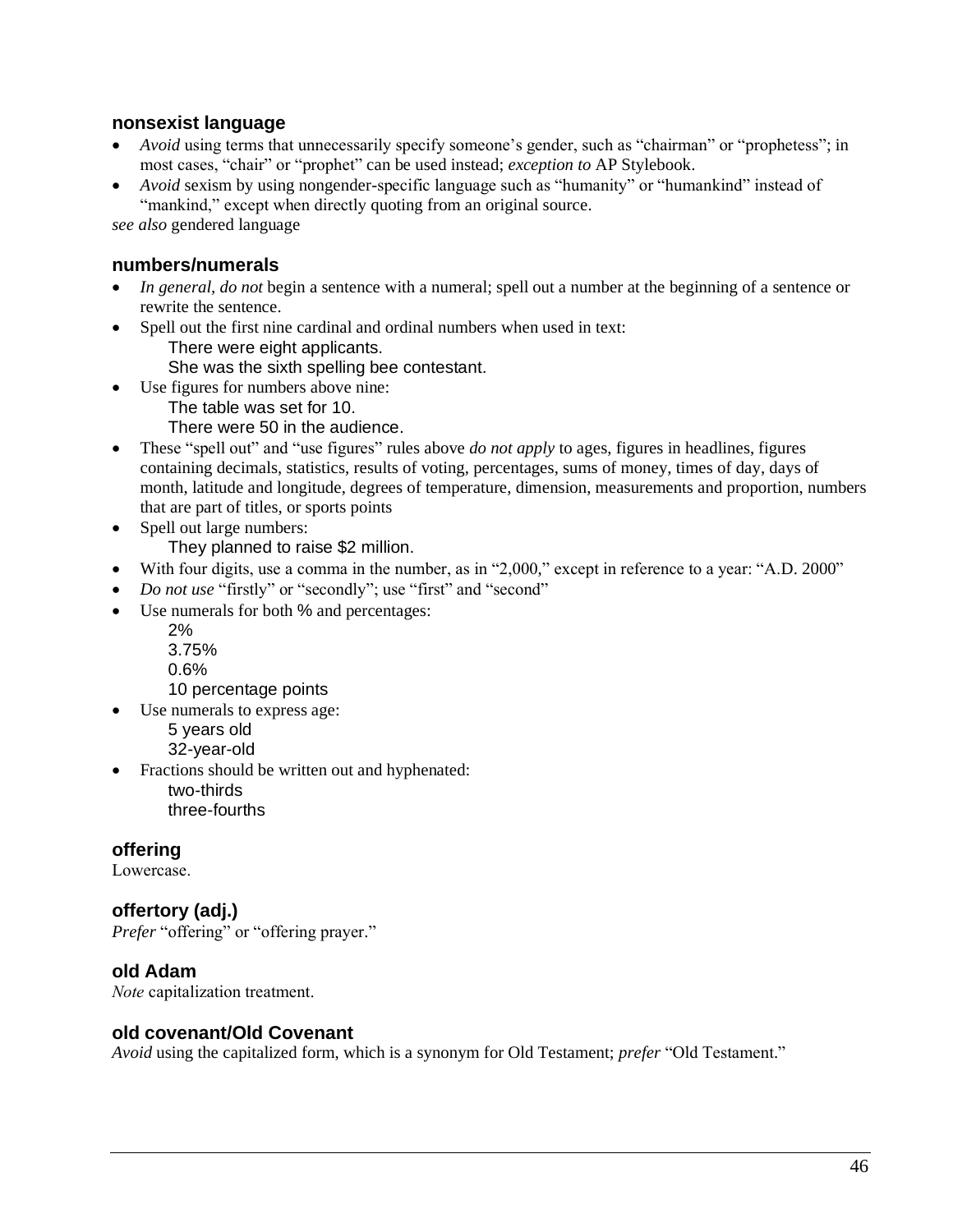### nonsexist language

- *Avoid* using terms that unnecessarily specify someone's gender, such as "chairman" or "prophetess"; in most cases, "chair" or "prophet" can be used instead; *exception to* AP Stylebook.
- *Avoid* sexism by using nongender-specific language such as "humanity" or "humankind" instead of "mankind," except when directly quoting from an original source.

*see also* gendered language

### numbers/numerals

- *In general, do not* begin a sentence with a numeral; spell out a number at the beginning of a sentence or rewrite the sentence.
- Spell out the first nine cardinal and ordinal numbers when used in text:
  - There were eight applicants.
  - She was the sixth spelling bee contestant.
- Use figures for numbers above nine:
  - The table was set for 10.
  - There were 50 in the audience.
- These "spell out" and "use figures" rules above *do not apply* to ages, figures in headlines, figures containing decimals, statistics, results of voting, percentages, sums of money, times of day, days of month, latitude and longitude, degrees of temperature, dimension, measurements and proportion, numbers that are part of titles, or sports points
- Spell out large numbers:
  - They planned to raise $2 million.
- With four digits, use a comma in the number, as in "2,000," except in reference to a year: "A.D. 2000"
- *Do not use* "firstly" or "secondly"; use "first" and "second"
- Use numerals for both % and percentages:
  - 2%
  - 3.75%
  - 0.6%
  - 10 percentage points
- Use numerals to express age:
  - 5 years old
  - 32-year-old
- Fractions should be written out and hyphenated:
  - two-thirds
  - three-fourths

### offering

Lowercase.

### offertory (adj.)

*Prefer* "offering" or "offering prayer."

### old Adam

*Note* capitalization treatment.

### old covenant/Old Covenant

*Avoid* using the capitalized form, which is a synonym for Old Testament; *prefer* "Old Testament."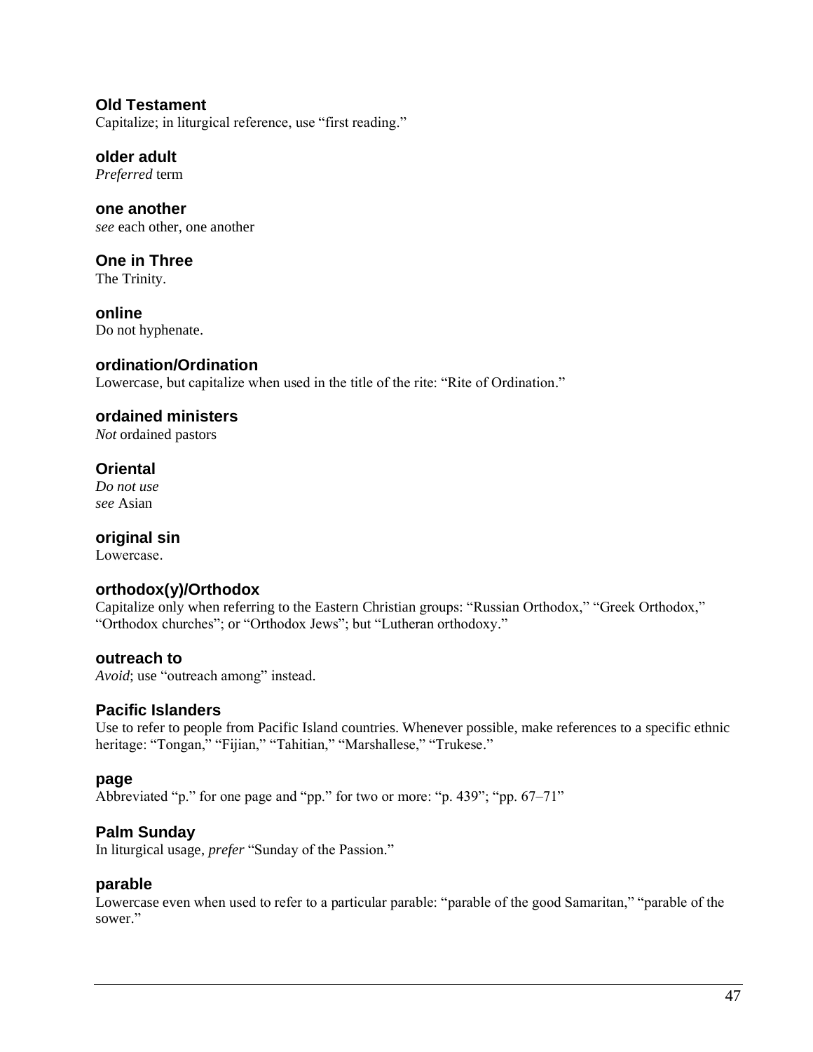### Old Testament
Capitalize; in liturgical reference, use “first reading.”

### older adult
*Preferred* term

### one another
*see* each other, one another

### One in Three
The Trinity.

### online
Do not hyphenate.

### ordination/Ordination
Lowercase, but capitalize when used in the title of the rite: “Rite of Ordination.”

### ordained ministers
*Not* ordained pastors

### Oriental
*Do not use*
*see* Asian

### original sin
Lowercase.

### orthodox(y)/Orthodox
Capitalize only when referring to the Eastern Christian groups: “Russian Orthodox,” “Greek Orthodox,” “Orthodox churches”; or “Orthodox Jews”; but “Lutheran orthodoxy.”

### outreach to
*Avoid*; use “outreach among” instead.

### Pacific Islanders
Use to refer to people from Pacific Island countries. Whenever possible, make references to a specific ethnic heritage: “Tongan,” “Fijian,” “Tahitian,” “Marshallese,” “Trukese.”

### page
Abbreviated “p.” for one page and “pp.” for two or more: “p. 439”; “pp. 67–71”

### Palm Sunday
In liturgical usage, *prefer* “Sunday of the Passion.”

### parable
Lowercase even when used to refer to a particular parable: “parable of the good Samaritan,” “parable of the sower.”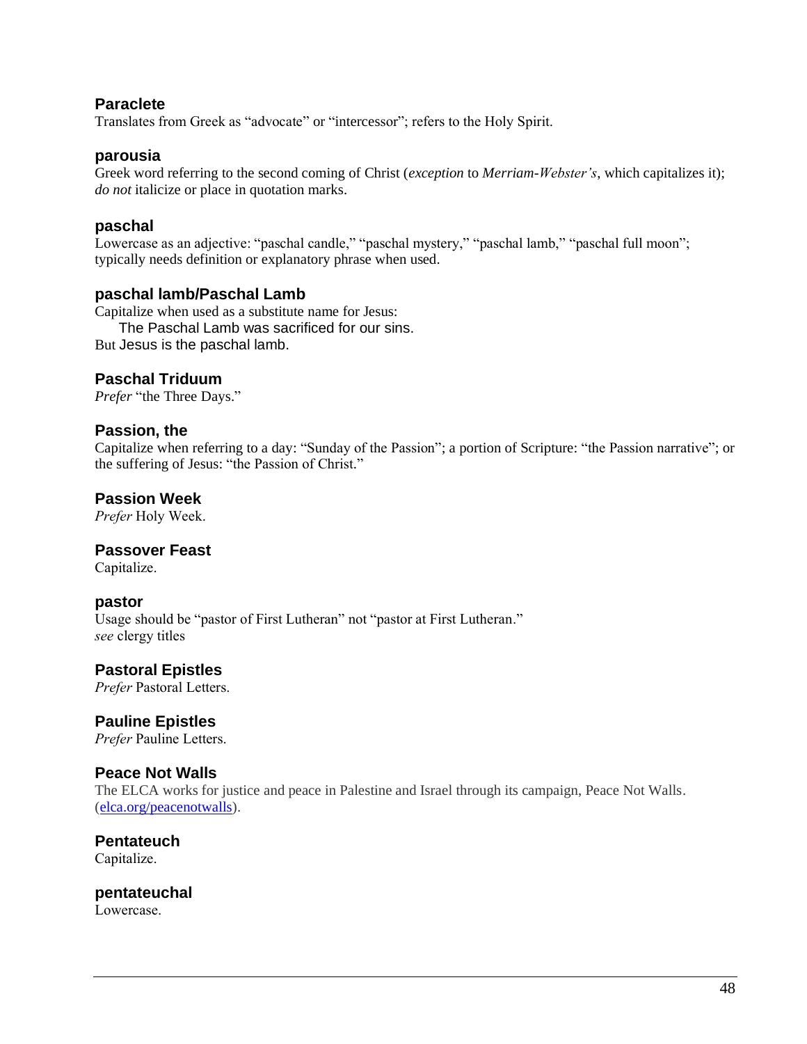### Paraclete

Translates from Greek as "advocate" or "intercessor"; refers to the Holy Spirit.

### parousia

Greek word referring to the second coming of Christ (*exception* to *Merriam-Webster's*, which capitalizes it); *do not* italicize or place in quotation marks.

### paschal

Lowercase as an adjective: "paschal candle," "paschal mystery," "paschal lamb," "paschal full moon"; typically needs definition or explanatory phrase when used.

### paschal lamb/Paschal Lamb

Capitalize when used as a substitute name for Jesus:

> The Paschal Lamb was sacrificed for our sins.

But Jesus is the paschal lamb.

### Paschal Triduum

*Prefer* "the Three Days."

### Passion, the

Capitalize when referring to a day: "Sunday of the Passion"; a portion of Scripture: "the Passion narrative"; or the suffering of Jesus: "the Passion of Christ."

### Passion Week

*Prefer* Holy Week.

### Passover Feast

Capitalize.

### pastor

Usage should be "pastor of First Lutheran" not "pastor at First Lutheran."
*see* clergy titles

### Pastoral Epistles

*Prefer* Pastoral Letters.

### Pauline Epistles

*Prefer* Pauline Letters.

### Peace Not Walls

The ELCA works for justice and peace in Palestine and Israel through its campaign, Peace Not Walls. ([elca.org/peacenotwalls](elca.org/peacenotwalls)).

### Pentateuch

Capitalize.

### pentateuchal

Lowercase.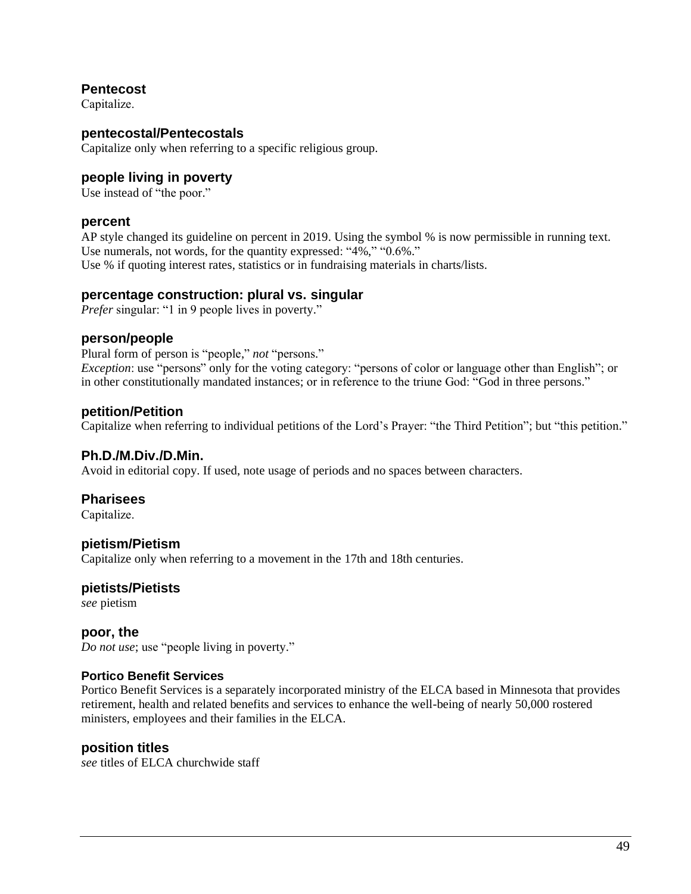### Pentecost

Capitalize.

### pentecostal/Pentecostals

Capitalize only when referring to a specific religious group.

### people living in poverty

Use instead of "the poor."

### percent

AP style changed its guideline on percent in 2019. Using the symbol % is now permissible in running text. Use numerals, not words, for the quantity expressed: "4%," "0.6%."
Use % if quoting interest rates, statistics or in fundraising materials in charts/lists.

### percentage construction: plural vs. singular

*Prefer* singular: "1 in 9 people lives in poverty."

### person/people

Plural form of person is "people," *not* "persons."
*Exception*: use "persons" only for the voting category: "persons of color or language other than English"; or in other constitutionally mandated instances; or in reference to the triune God: "God in three persons."

### petition/Petition

Capitalize when referring to individual petitions of the Lord's Prayer: "the Third Petition"; but "this petition."

### Ph.D./M.Div./D.Min.

Avoid in editorial copy. If used, note usage of periods and no spaces between characters.

### Pharisees

Capitalize.

### pietism/Pietism

Capitalize only when referring to a movement in the 17th and 18th centuries.

### pietists/Pietists

*see* pietism

### poor, the

*Do not use*; use "people living in poverty."

### Portico Benefit Services

Portico Benefit Services is a separately incorporated ministry of the ELCA based in Minnesota that provides retirement, health and related benefits and services to enhance the well-being of nearly 50,000 rostered ministers, employees and their families in the ELCA.

### position titles

*see* titles of ELCA churchwide staff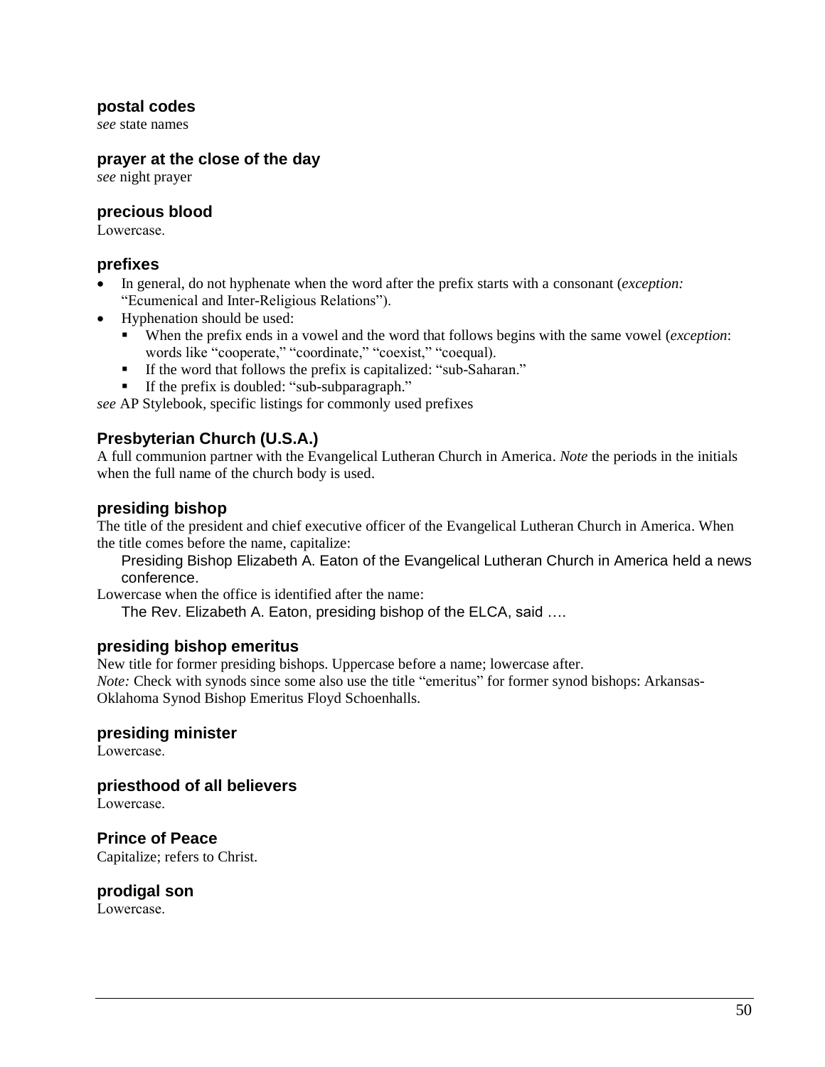### postal codes

*see* state names

### prayer at the close of the day

*see* night prayer

### precious blood

Lowercase.

### prefixes

- In general, do not hyphenate when the word after the prefix starts with a consonant (*exception:* “Ecumenical and Inter-Religious Relations”).
- Hyphenation should be used:
  - When the prefix ends in a vowel and the word that follows begins with the same vowel (*exception*: words like “cooperate,” “coordinate,” “coexist,” “coequal).
  - If the word that follows the prefix is capitalized: “sub-Saharan.”
  - If the prefix is doubled: “sub-subparagraph.”

*see* AP Stylebook, specific listings for commonly used prefixes

### Presbyterian Church (U.S.A.)

A full communion partner with the Evangelical Lutheran Church in America. *Note* the periods in the initials when the full name of the church body is used.

### presiding bishop

The title of the president and chief executive officer of the Evangelical Lutheran Church in America. When the title comes before the name, capitalize:

> Presiding Bishop Elizabeth A. Eaton of the Evangelical Lutheran Church in America held a news conference.

Lowercase when the office is identified after the name:

> The Rev. Elizabeth A. Eaton, presiding bishop of the ELCA, said ….

### presiding bishop emeritus

New title for former presiding bishops. Uppercase before a name; lowercase after.
*Note:* Check with synods since some also use the title “emeritus” for former synod bishops: Arkansas-Oklahoma Synod Bishop Emeritus Floyd Schoenhalls.

### presiding minister

Lowercase.

### priesthood of all believers

Lowercase.

### Prince of Peace

Capitalize; refers to Christ.

### prodigal son

Lowercase.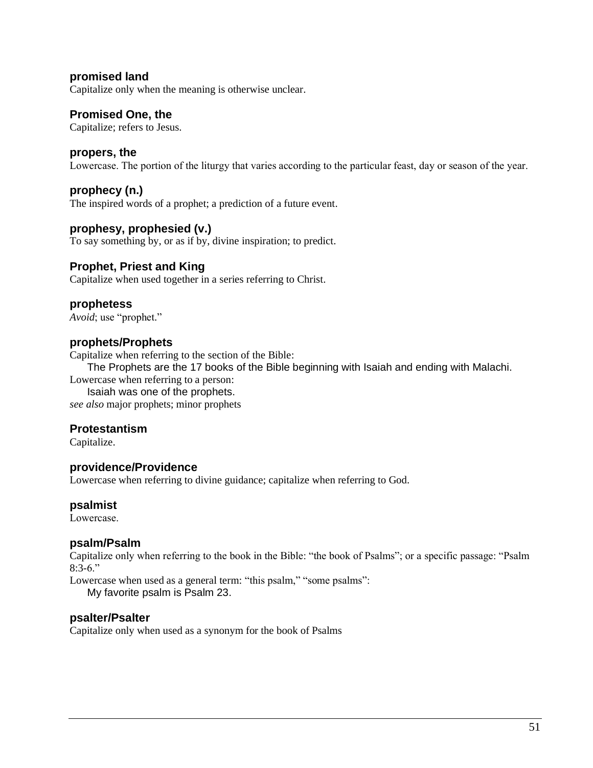### promised land

Capitalize only when the meaning is otherwise unclear.

### Promised One, the

Capitalize; refers to Jesus.

### propers, the

Lowercase. The portion of the liturgy that varies according to the particular feast, day or season of the year.

### prophecy (n.)

The inspired words of a prophet; a prediction of a future event.

### prophesy, prophesied (v.)

To say something by, or as if by, divine inspiration; to predict.

### Prophet, Priest and King

Capitalize when used together in a series referring to Christ.

### prophetess

*Avoid*; use "prophet."

### prophets/Prophets

Capitalize when referring to the section of the Bible:

> The Prophets are the 17 books of the Bible beginning with Isaiah and ending with Malachi.

Lowercase when referring to a person:

> Isaiah was one of the prophets.

*see also* major prophets; minor prophets

### Protestantism

Capitalize.

### providence/Providence

Lowercase when referring to divine guidance; capitalize when referring to God.

### psalmist

Lowercase.

### psalm/Psalm

Capitalize only when referring to the book in the Bible: "the book of Psalms"; or a specific passage: "Psalm 8:3-6."

Lowercase when used as a general term: "this psalm," "some psalms":

> My favorite psalm is Psalm 23.

### psalter/Psalter

Capitalize only when used as a synonym for the book of Psalms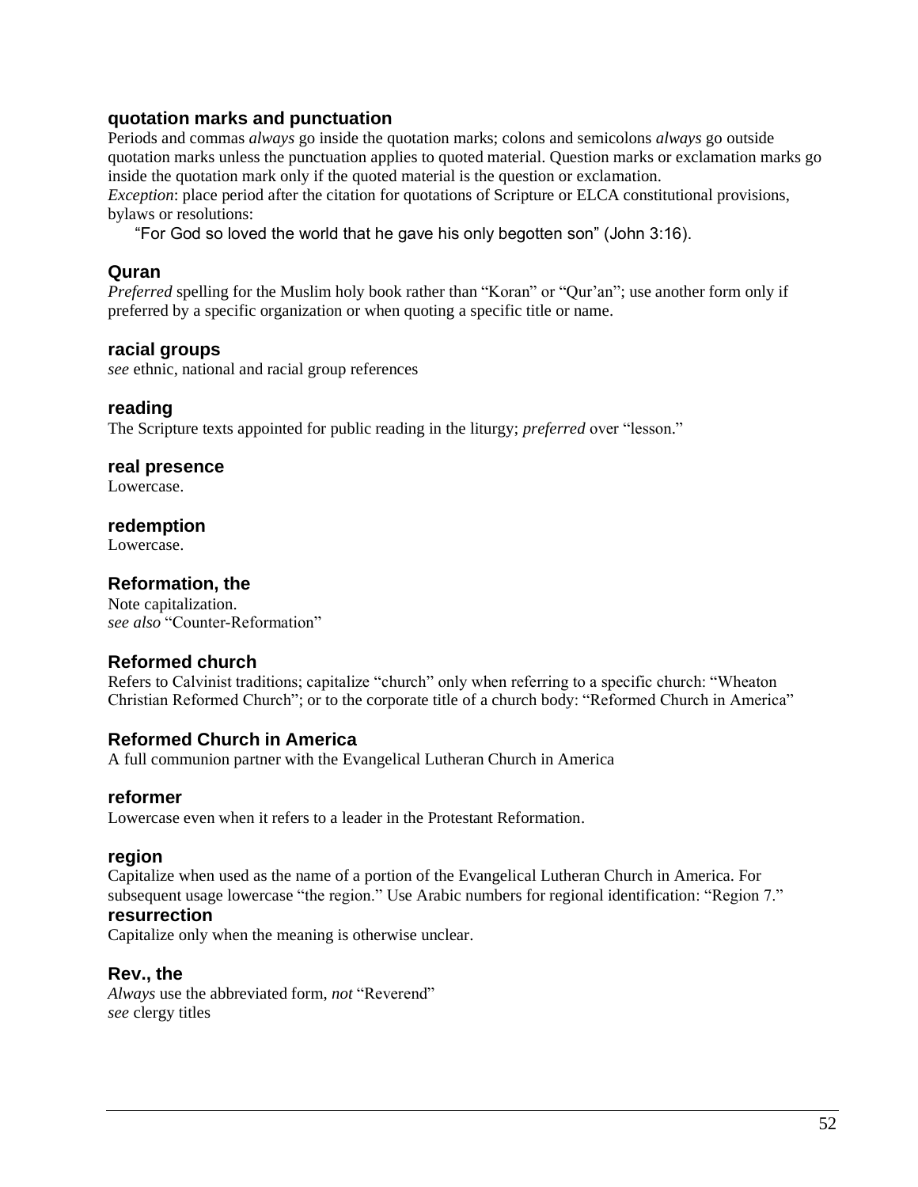### quotation marks and punctuation

Periods and commas *always* go inside the quotation marks; colons and semicolons *always* go outside quotation marks unless the punctuation applies to quoted material. Question marks or exclamation marks go inside the quotation mark only if the quoted material is the question or exclamation.
*Exception*: place period after the citation for quotations of Scripture or ELCA constitutional provisions, bylaws or resolutions:

> "For God so loved the world that he gave his only begotten son" (John 3:16).

### Quran

*Preferred* spelling for the Muslim holy book rather than "Koran" or "Qur'an"; use another form only if preferred by a specific organization or when quoting a specific title or name.

### racial groups

*see* ethnic, national and racial group references

### reading

The Scripture texts appointed for public reading in the liturgy; *preferred* over "lesson."

### real presence

Lowercase.

### redemption

Lowercase.

### Reformation, the

Note capitalization.
*see also* "Counter-Reformation"

### Reformed church

Refers to Calvinist traditions; capitalize "church" only when referring to a specific church: "Wheaton Christian Reformed Church"; or to the corporate title of a church body: "Reformed Church in America"

### Reformed Church in America

A full communion partner with the Evangelical Lutheran Church in America

### reformer

Lowercase even when it refers to a leader in the Protestant Reformation.

### region

Capitalize when used as the name of a portion of the Evangelical Lutheran Church in America. For subsequent usage lowercase "the region." Use Arabic numbers for regional identification: "Region 7."

### resurrection

Capitalize only when the meaning is otherwise unclear.

### Rev., the

*Always* use the abbreviated form, *not* "Reverend"
*see* clergy titles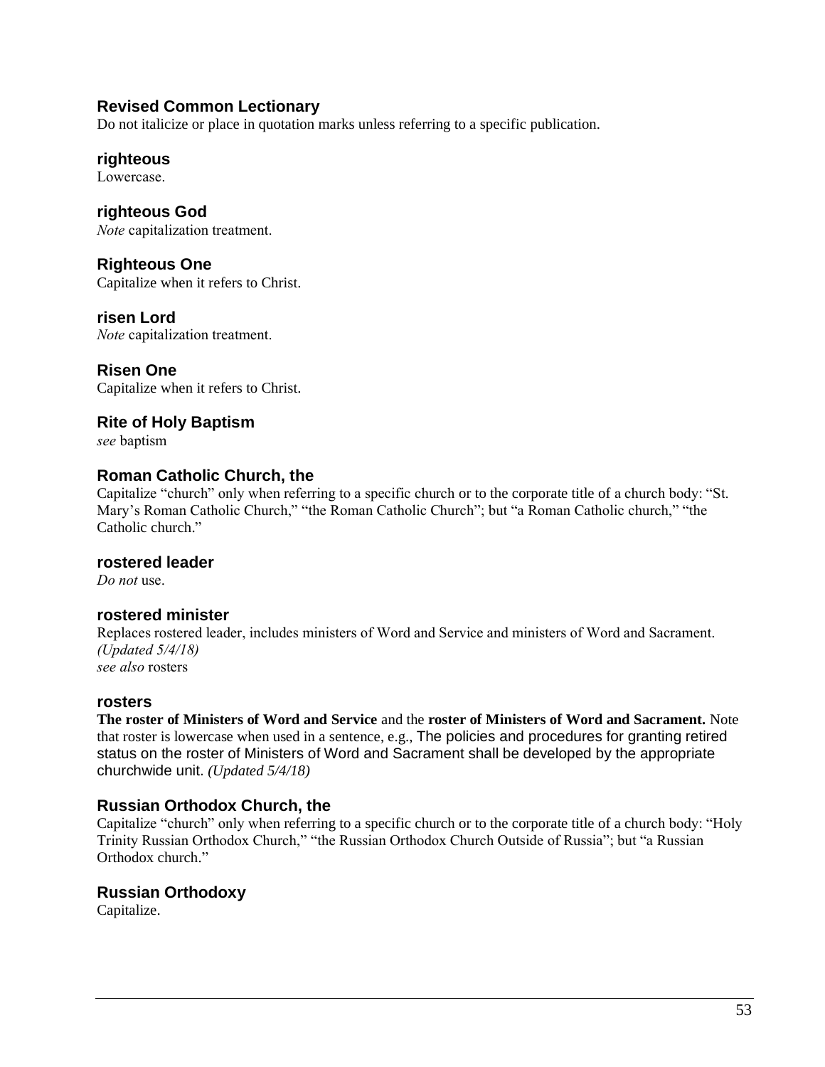### Revised Common Lectionary

Do not italicize or place in quotation marks unless referring to a specific publication.

### righteous

Lowercase.

### righteous God

*Note* capitalization treatment.

### Righteous One

Capitalize when it refers to Christ.

### risen Lord

*Note* capitalization treatment.

### Risen One

Capitalize when it refers to Christ.

### Rite of Holy Baptism

*see* baptism

### Roman Catholic Church, the

Capitalize "church" only when referring to a specific church or to the corporate title of a church body: "St. Mary's Roman Catholic Church," "the Roman Catholic Church"; but "a Roman Catholic church," "the Catholic church."

### rostered leader

*Do not* use.

### rostered minister

Replaces rostered leader, includes ministers of Word and Service and ministers of Word and Sacrament.
*(Updated 5/4/18)*
*see also* rosters

### rosters

**The roster of Ministers of Word and Service** and the **roster of Ministers of Word and Sacrament.** Note that roster is lowercase when used in a sentence, e.g., The policies and procedures for granting retired status on the roster of Ministers of Word and Sacrament shall be developed by the appropriate churchwide unit. *(Updated 5/4/18)*

### Russian Orthodox Church, the

Capitalize "church" only when referring to a specific church or to the corporate title of a church body: "Holy Trinity Russian Orthodox Church," "the Russian Orthodox Church Outside of Russia"; but "a Russian Orthodox church."

### Russian Orthodoxy

Capitalize.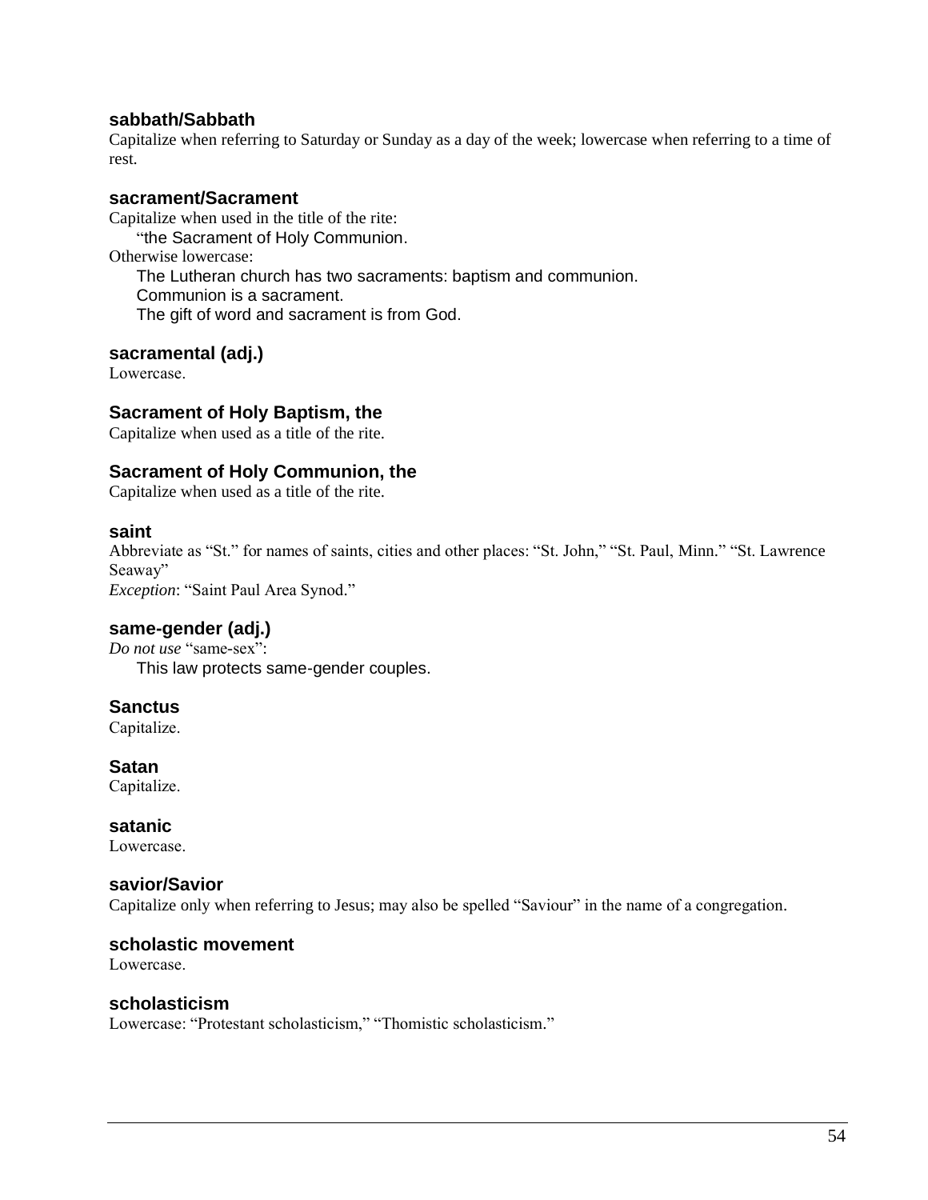### sabbath/Sabbath

Capitalize when referring to Saturday or Sunday as a day of the week; lowercase when referring to a time of rest.

### sacrament/Sacrament

Capitalize when used in the title of the rite:

> "the Sacrament of Holy Communion.

Otherwise lowercase:

> The Lutheran church has two sacraments: baptism and communion.
> Communion is a sacrament.
> The gift of word and sacrament is from God.

### sacramental (adj.)

Lowercase.

### Sacrament of Holy Baptism, the

Capitalize when used as a title of the rite.

### Sacrament of Holy Communion, the

Capitalize when used as a title of the rite.

### saint

Abbreviate as "St." for names of saints, cities and other places: "St. John," "St. Paul, Minn." "St. Lawrence Seaway"

*Exception*: "Saint Paul Area Synod."

### same-gender (adj.)

*Do not use* "same-sex":

> This law protects same-gender couples.

### Sanctus

Capitalize.

### Satan

Capitalize.

### satanic

Lowercase.

### savior/Savior

Capitalize only when referring to Jesus; may also be spelled "Saviour" in the name of a congregation.

### scholastic movement

Lowercase.

### scholasticism

Lowercase: "Protestant scholasticism," "Thomistic scholasticism."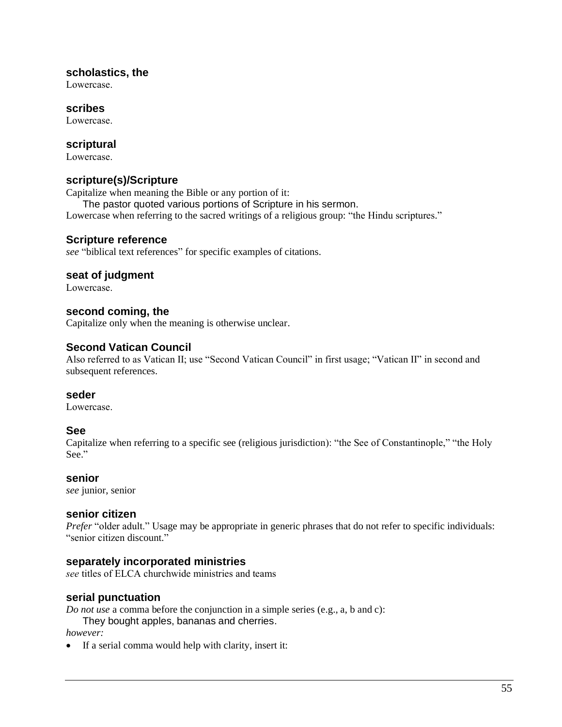### scholastics, the

Lowercase.

### scribes

Lowercase.

### scriptural

Lowercase.

### scripture(s)/Scripture

Capitalize when meaning the Bible or any portion of it:

    The pastor quoted various portions of Scripture in his sermon.

Lowercase when referring to the sacred writings of a religious group: "the Hindu scriptures."

### Scripture reference

*see* "biblical text references" for specific examples of citations.

### seat of judgment

Lowercase.

### second coming, the

Capitalize only when the meaning is otherwise unclear.

### Second Vatican Council

Also referred to as Vatican II; use "Second Vatican Council" in first usage; "Vatican II" in second and subsequent references.

### seder

Lowercase.

### See

Capitalize when referring to a specific see (religious jurisdiction): "the See of Constantinople," "the Holy See."

### senior

*see* junior, senior

### senior citizen

*Prefer* "older adult." Usage may be appropriate in generic phrases that do not refer to specific individuals: "senior citizen discount."

### separately incorporated ministries

*see* titles of ELCA churchwide ministries and teams

### serial punctuation

*Do not use* a comma before the conjunction in a simple series (e.g., a, b and c):

    They bought apples, bananas and cherries.

*however:*

- If a serial comma would help with clarity, insert it: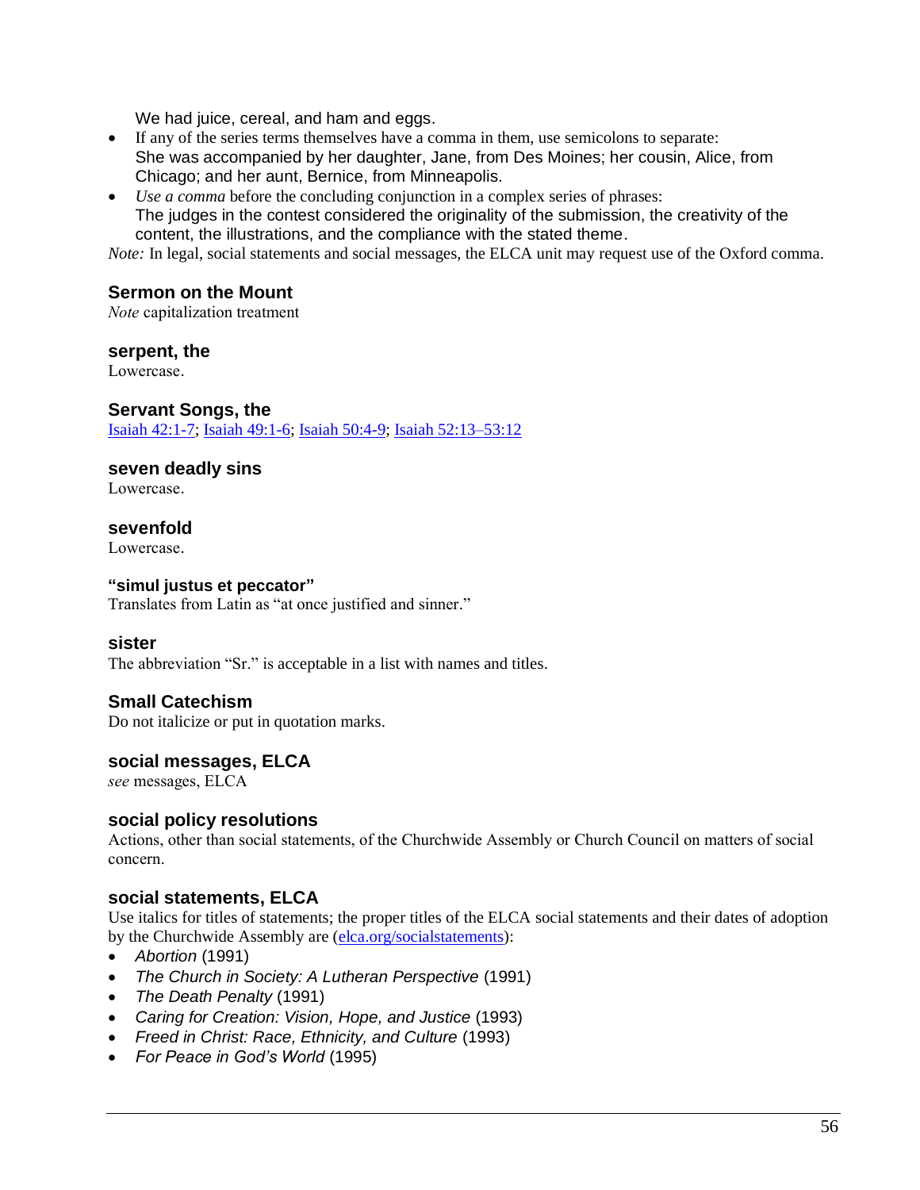We had juice, cereal, and ham and eggs.

- If any of the series terms themselves have a comma in them, use semicolons to separate:
  She was accompanied by her daughter, Jane, from Des Moines; her cousin, Alice, from Chicago; and her aunt, Bernice, from Minneapolis.
- *Use a comma* before the concluding conjunction in a complex series of phrases:
  The judges in the contest considered the originality of the submission, the creativity of the content, the illustrations, and the compliance with the stated theme.

*Note:* In legal, social statements and social messages, the ELCA unit may request use of the Oxford comma.

### Sermon on the Mount

*Note* capitalization treatment

### serpent, the

Lowercase.

### Servant Songs, the

[Isaiah 42:1-7](); [Isaiah 49:1-6](); [Isaiah 50:4-9](); [Isaiah 52:13–53:12]()

### seven deadly sins

Lowercase.

### sevenfold

Lowercase.

### "simul justus et peccator"

Translates from Latin as "at once justified and sinner."

### sister

The abbreviation "Sr." is acceptable in a list with names and titles.

### Small Catechism

Do not italicize or put in quotation marks.

### social messages, ELCA

*see* messages, ELCA

### social policy resolutions

Actions, other than social statements, of the Churchwide Assembly or Church Council on matters of social concern.

### social statements, ELCA

Use italics for titles of statements; the proper titles of the ELCA social statements and their dates of adoption by the Churchwide Assembly are ([elca.org/socialstatements]()):

- *Abortion* (1991)
- *The Church in Society: A Lutheran Perspective* (1991)
- *The Death Penalty* (1991)
- *Caring for Creation: Vision, Hope, and Justice* (1993)
- *Freed in Christ: Race, Ethnicity, and Culture* (1993)
- *For Peace in God's World* (1995)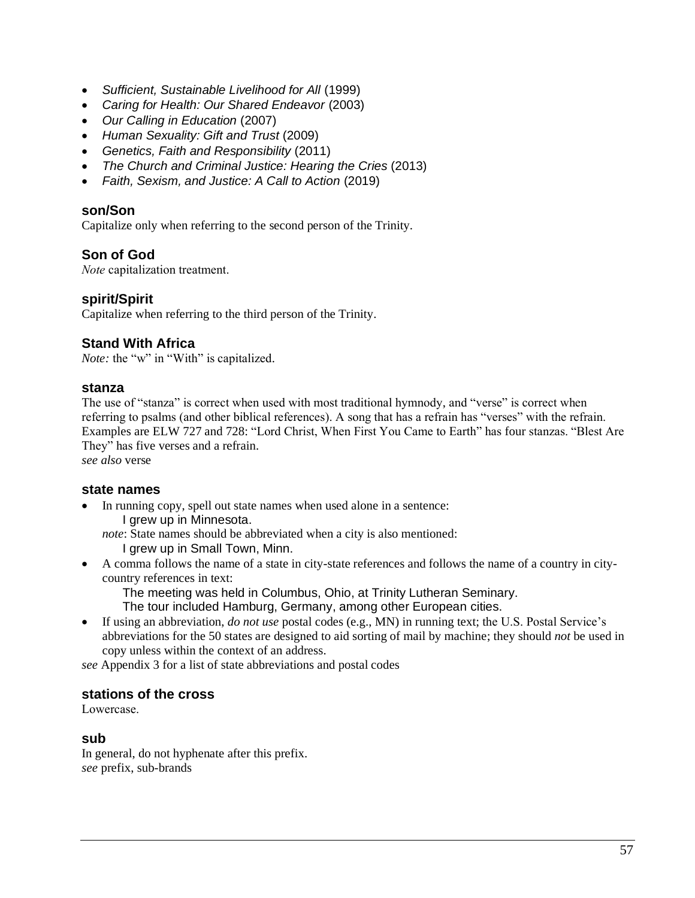- *Sufficient, Sustainable Livelihood for All* (1999)
- *Caring for Health: Our Shared Endeavor* (2003)
- *Our Calling in Education* (2007)
- *Human Sexuality: Gift and Trust* (2009)
- *Genetics, Faith and Responsibility* (2011)
- *The Church and Criminal Justice: Hearing the Cries* (2013)
- *Faith, Sexism, and Justice: A Call to Action* (2019)

### son/Son

Capitalize only when referring to the second person of the Trinity.

### Son of God

*Note* capitalization treatment.

### spirit/Spirit

Capitalize when referring to the third person of the Trinity.

### Stand With Africa

*Note:* the "w" in "With" is capitalized.

### stanza

The use of "stanza" is correct when used with most traditional hymnody, and "verse" is correct when referring to psalms (and other biblical references). A song that has a refrain has "verses" with the refrain. Examples are ELW 727 and 728: "Lord Christ, When First You Came to Earth" has four stanzas. "Blest Are They" has five verses and a refrain.
*see also* verse

### state names

- In running copy, spell out state names when used alone in a sentence:
  I grew up in Minnesota.
  *note*: State names should be abbreviated when a city is also mentioned:
  I grew up in Small Town, Minn.
- A comma follows the name of a state in city-state references and follows the name of a country in city-country references in text:
  The meeting was held in Columbus, Ohio, at Trinity Lutheran Seminary.
  The tour included Hamburg, Germany, among other European cities.
- If using an abbreviation, *do not use* postal codes (e.g., MN) in running text; the U.S. Postal Service's abbreviations for the 50 states are designed to aid sorting of mail by machine; they should *not* be used in copy unless within the context of an address.

*see* Appendix 3 for a list of state abbreviations and postal codes

### stations of the cross

Lowercase.

### sub

In general, do not hyphenate after this prefix.
*see* prefix, sub-brands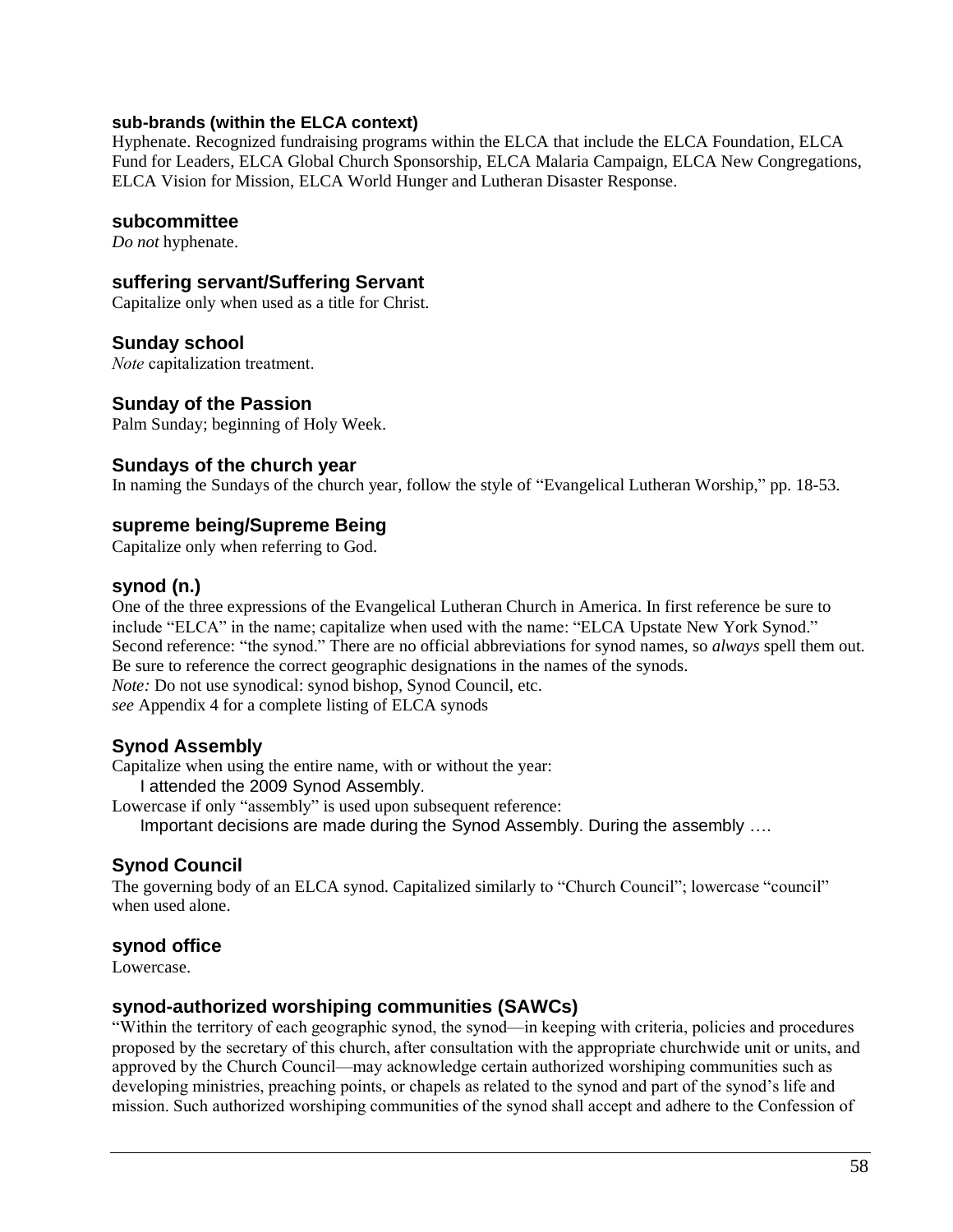### sub-brands (within the ELCA context)

Hyphenate. Recognized fundraising programs within the ELCA that include the ELCA Foundation, ELCA Fund for Leaders, ELCA Global Church Sponsorship, ELCA Malaria Campaign, ELCA New Congregations, ELCA Vision for Mission, ELCA World Hunger and Lutheran Disaster Response.

### subcommittee

*Do not* hyphenate.

### suffering servant/Suffering Servant

Capitalize only when used as a title for Christ.

### Sunday school

*Note* capitalization treatment.

### Sunday of the Passion

Palm Sunday; beginning of Holy Week.

### Sundays of the church year

In naming the Sundays of the church year, follow the style of "Evangelical Lutheran Worship," pp. 18-53.

### supreme being/Supreme Being

Capitalize only when referring to God.

### synod (n.)

One of the three expressions of the Evangelical Lutheran Church in America. In first reference be sure to include "ELCA" in the name; capitalize when used with the name: "ELCA Upstate New York Synod." Second reference: "the synod." There are no official abbreviations for synod names, so *always* spell them out. Be sure to reference the correct geographic designations in the names of the synods.
*Note:* Do not use synodical: synod bishop, Synod Council, etc.
*see* Appendix 4 for a complete listing of ELCA synods

### Synod Assembly

Capitalize when using the entire name, with or without the year:

I attended the 2009 Synod Assembly.

Lowercase if only "assembly" is used upon subsequent reference:

Important decisions are made during the Synod Assembly. During the assembly ….

### Synod Council

The governing body of an ELCA synod. Capitalized similarly to "Church Council"; lowercase "council" when used alone.

### synod office

Lowercase.

### synod-authorized worshiping communities (SAWCs)

"Within the territory of each geographic synod, the synod—in keeping with criteria, policies and procedures proposed by the secretary of this church, after consultation with the appropriate churchwide unit or units, and approved by the Church Council—may acknowledge certain authorized worshiping communities such as developing ministries, preaching points, or chapels as related to the synod and part of the synod's life and mission. Such authorized worshiping communities of the synod shall accept and adhere to the Confession of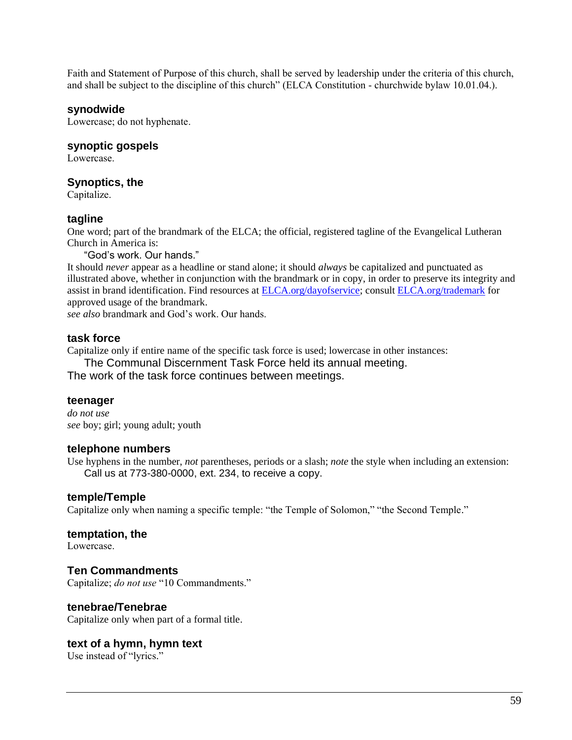Faith and Statement of Purpose of this church, shall be served by leadership under the criteria of this church, and shall be subject to the discipline of this church" (ELCA Constitution - churchwide bylaw 10.01.04.).

### synodwide

Lowercase; do not hyphenate.

### synoptic gospels

Lowercase.

### Synoptics, the

Capitalize.

### tagline

One word; part of the brandmark of the ELCA; the official, registered tagline of the Evangelical Lutheran Church in America is:

"God's work. Our hands."

It should *never* appear as a headline or stand alone; it should *always* be capitalized and punctuated as illustrated above, whether in conjunction with the brandmark or in copy, in order to preserve its integrity and assist in brand identification. Find resources at [ELCA.org/dayofservice](ELCA.org/dayofservice); consult [ELCA.org/trademark](ELCA.org/trademark) for approved usage of the brandmark.

*see also* brandmark and God's work. Our hands.

### task force

Capitalize only if entire name of the specific task force is used; lowercase in other instances:

The Communal Discernment Task Force held its annual meeting.

The work of the task force continues between meetings.

### teenager

*do not use*

*see* boy; girl; young adult; youth

### telephone numbers

Use hyphens in the number, *not* parentheses, periods or a slash; *note* the style when including an extension:

Call us at 773-380-0000, ext. 234, to receive a copy.

### temple/Temple

Capitalize only when naming a specific temple: "the Temple of Solomon," "the Second Temple."

### temptation, the

Lowercase.

### Ten Commandments

Capitalize; *do not use* "10 Commandments."

### tenebrae/Tenebrae

Capitalize only when part of a formal title.

### text of a hymn, hymn text

Use instead of "lyrics."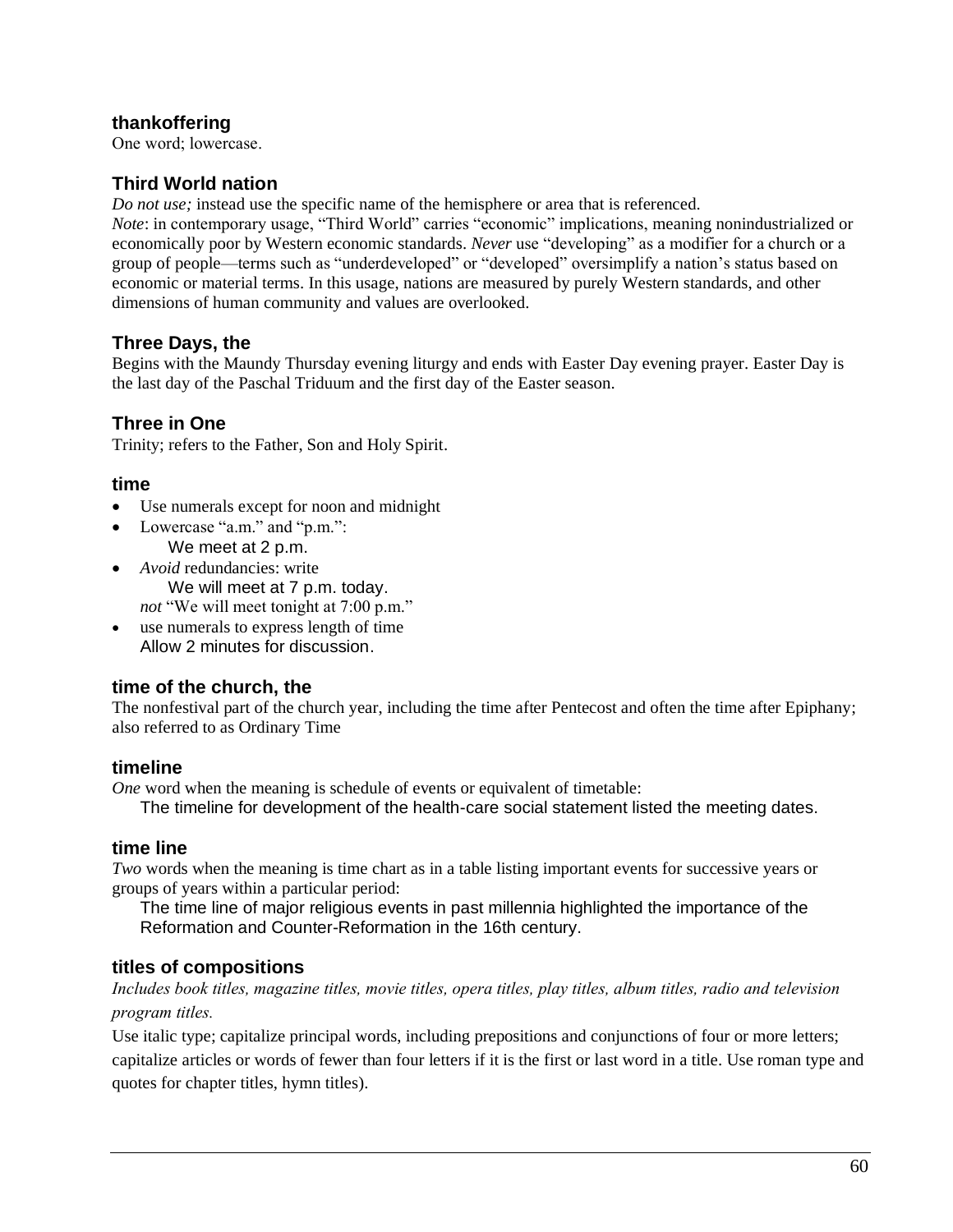### thankoffering

One word; lowercase.

### Third World nation

*Do not use;* instead use the specific name of the hemisphere or area that is referenced.
*Note*: in contemporary usage, "Third World" carries "economic" implications, meaning nonindustrialized or economically poor by Western economic standards. *Never* use "developing" as a modifier for a church or a group of people—terms such as "underdeveloped" or "developed" oversimplify a nation's status based on economic or material terms. In this usage, nations are measured by purely Western standards, and other dimensions of human community and values are overlooked.

### Three Days, the

Begins with the Maundy Thursday evening liturgy and ends with Easter Day evening prayer. Easter Day is the last day of the Paschal Triduum and the first day of the Easter season.

### Three in One

Trinity; refers to the Father, Son and Holy Spirit.

### time

- Use numerals except for noon and midnight
- Lowercase "a.m." and "p.m.":
  We meet at 2 p.m.
- *Avoid* redundancies: write
  We will meet at 7 p.m. today.
  *not* "We will meet tonight at 7:00 p.m."
- use numerals to express length of time
  Allow 2 minutes for discussion.

### time of the church, the

The nonfestival part of the church year, including the time after Pentecost and often the time after Epiphany; also referred to as Ordinary Time

### timeline

*One* word when the meaning is schedule of events or equivalent of timetable:
The timeline for development of the health-care social statement listed the meeting dates.

### time line

*Two* words when the meaning is time chart as in a table listing important events for successive years or groups of years within a particular period:
The time line of major religious events in past millennia highlighted the importance of the Reformation and Counter-Reformation in the 16th century.

### titles of compositions

*Includes book titles, magazine titles, movie titles, opera titles, play titles, album titles, radio and television program titles.*

Use italic type; capitalize principal words, including prepositions and conjunctions of four or more letters; capitalize articles or words of fewer than four letters if it is the first or last word in a title. Use roman type and quotes for chapter titles, hymn titles).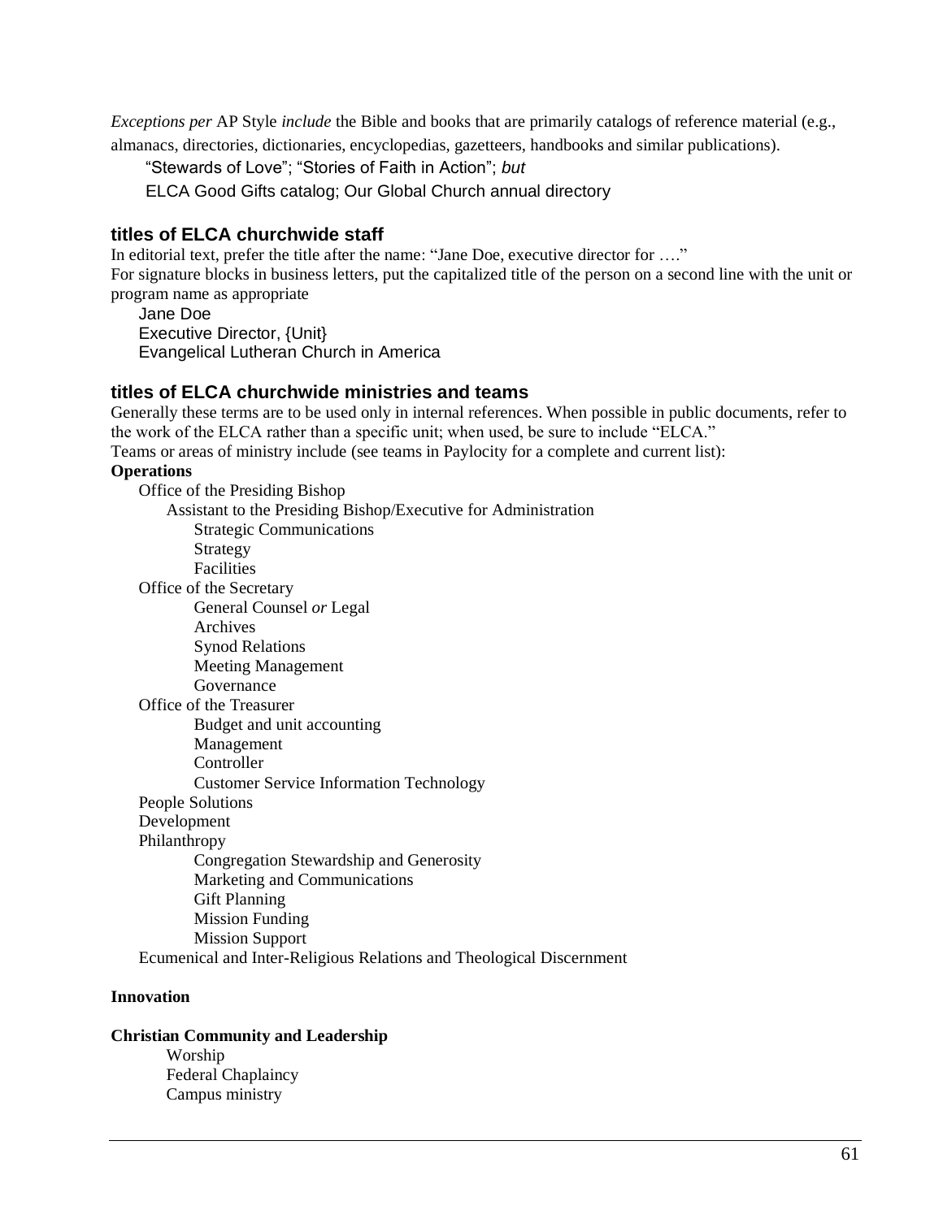*Exceptions per* AP Style *include* the Bible and books that are primarily catalogs of reference material (e.g., almanacs, directories, dictionaries, encyclopedias, gazetteers, handbooks and similar publications).

> "Stewards of Love"; "Stories of Faith in Action"; *but*
>
> ELCA Good Gifts catalog; Our Global Church annual directory

### titles of ELCA churchwide staff

In editorial text, prefer the title after the name: "Jane Doe, executive director for …."

For signature blocks in business letters, put the capitalized title of the person on a second line with the unit or program name as appropriate

> Jane Doe
> Executive Director, {Unit}
> Evangelical Lutheran Church in America

### titles of ELCA churchwide ministries and teams

Generally these terms are to be used only in internal references. When possible in public documents, refer to the work of the ELCA rather than a specific unit; when used, be sure to include "ELCA."

Teams or areas of ministry include (see teams in Paylocity for a complete and current list):

**Operations**

- Office of the Presiding Bishop
  - Assistant to the Presiding Bishop/Executive for Administration
    - Strategic Communications
    - Strategy
    - Facilities
- Office of the Secretary
  - General Counsel *or* Legal
  - Archives
  - Synod Relations
  - Meeting Management
  - Governance
- Office of the Treasurer
  - Budget and unit accounting
  - Management
  - Controller
  - Customer Service Information Technology
- People Solutions
- Development
- Philanthropy
  - Congregation Stewardship and Generosity
  - Marketing and Communications
  - Gift Planning
  - Mission Funding
  - Mission Support
- Ecumenical and Inter-Religious Relations and Theological Discernment

**Innovation**

**Christian Community and Leadership**

- Worship
- Federal Chaplaincy
- Campus ministry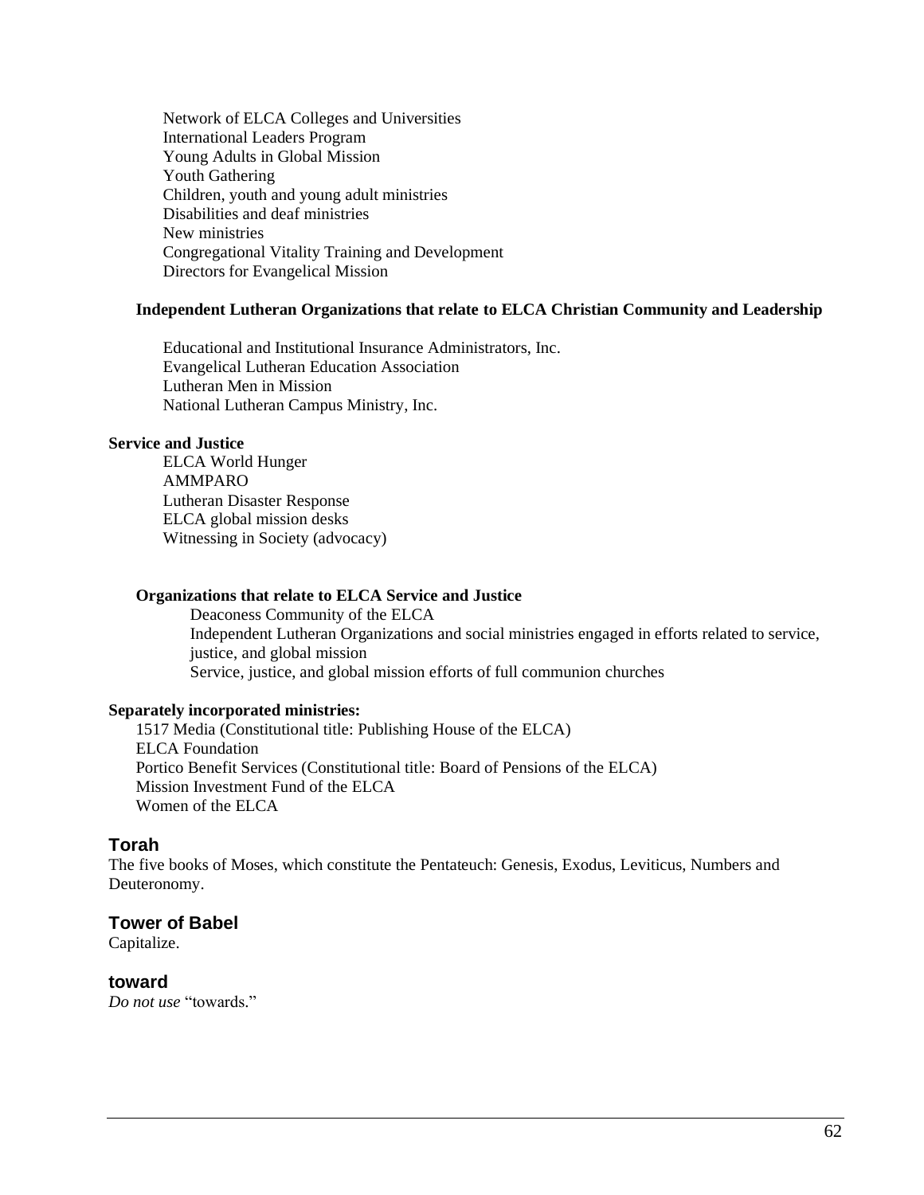Network of ELCA Colleges and Universities
International Leaders Program
Young Adults in Global Mission
Youth Gathering
Children, youth and young adult ministries
Disabilities and deaf ministries
New ministries
Congregational Vitality Training and Development
Directors for Evangelical Mission

**Independent Lutheran Organizations that relate to ELCA Christian Community and Leadership**

Educational and Institutional Insurance Administrators, Inc.
Evangelical Lutheran Education Association
Lutheran Men in Mission
National Lutheran Campus Ministry, Inc.

**Service and Justice**

ELCA World Hunger
AMMPARO
Lutheran Disaster Response
ELCA global mission desks
Witnessing in Society (advocacy)

**Organizations that relate to ELCA Service and Justice**

Deaconess Community of the ELCA
Independent Lutheran Organizations and social ministries engaged in efforts related to service, justice, and global mission
Service, justice, and global mission efforts of full communion churches

**Separately incorporated ministries:**

1517 Media (Constitutional title: Publishing House of the ELCA)
ELCA Foundation
Portico Benefit Services (Constitutional title: Board of Pensions of the ELCA)
Mission Investment Fund of the ELCA
Women of the ELCA

## Torah

The five books of Moses, which constitute the Pentateuch: Genesis, Exodus, Leviticus, Numbers and Deuteronomy.

## Tower of Babel

Capitalize.

## toward

*Do not use* "towards."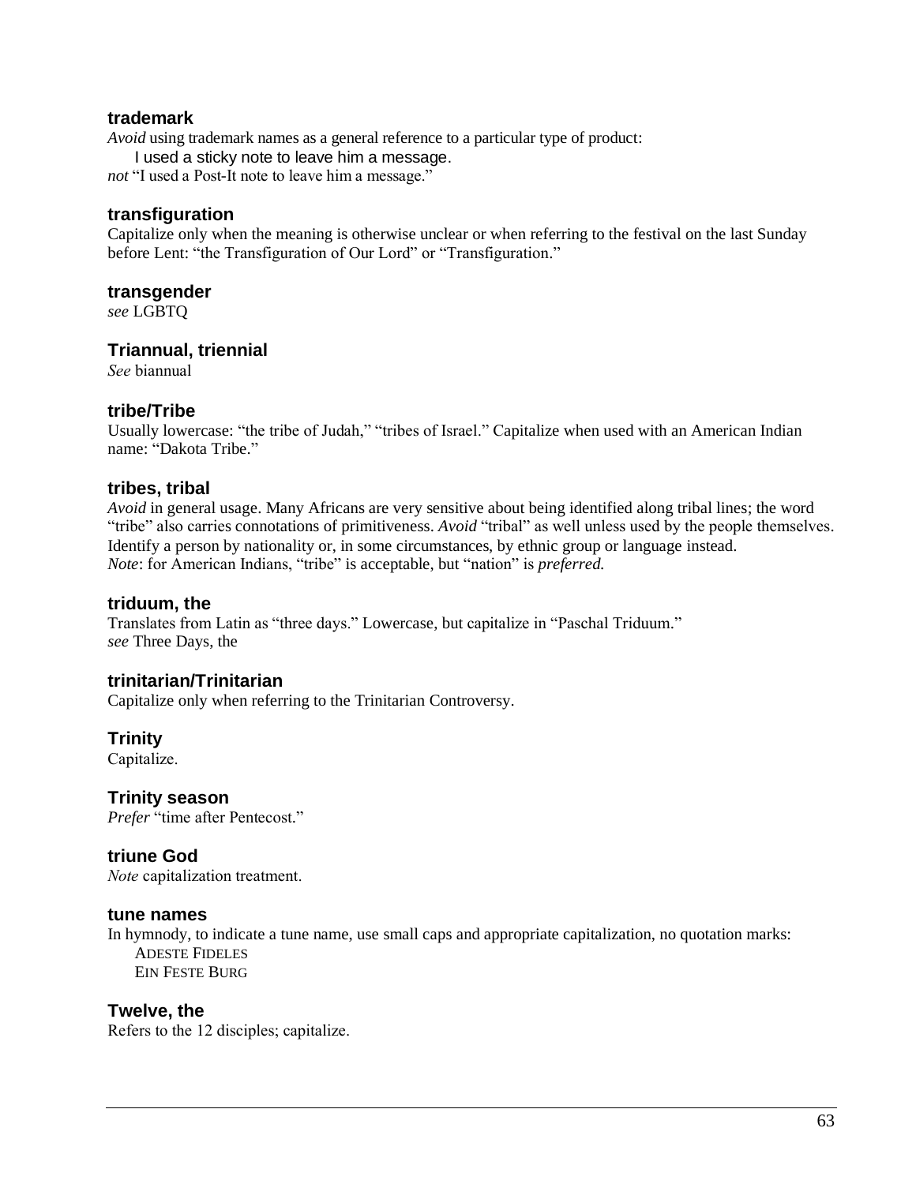### trademark

*Avoid* using trademark names as a general reference to a particular type of product:

I used a sticky note to leave him a message.

*not* "I used a Post-It note to leave him a message."

### transfiguration

Capitalize only when the meaning is otherwise unclear or when referring to the festival on the last Sunday before Lent: "the Transfiguration of Our Lord" or "Transfiguration."

### transgender

*see* LGBTQ

### Triannual, triennial

*See* biannual

### tribe/Tribe

Usually lowercase: "the tribe of Judah," "tribes of Israel." Capitalize when used with an American Indian name: "Dakota Tribe."

### tribes, tribal

*Avoid* in general usage. Many Africans are very sensitive about being identified along tribal lines; the word "tribe" also carries connotations of primitiveness. *Avoid* "tribal" as well unless used by the people themselves. Identify a person by nationality or, in some circumstances, by ethnic group or language instead.
*Note*: for American Indians, "tribe" is acceptable, but "nation" is *preferred.*

### triduum, the

Translates from Latin as "three days." Lowercase, but capitalize in "Paschal Triduum."
*see* Three Days, the

### trinitarian/Trinitarian

Capitalize only when referring to the Trinitarian Controversy.

### Trinity

Capitalize.

### Trinity season

*Prefer* "time after Pentecost."

### triune God

*Note* capitalization treatment.

### tune names

In hymnody, to indicate a tune name, use small caps and appropriate capitalization, no quotation marks:

ADESTE FIDELES
EIN FESTE BURG

### Twelve, the

Refers to the 12 disciples; capitalize.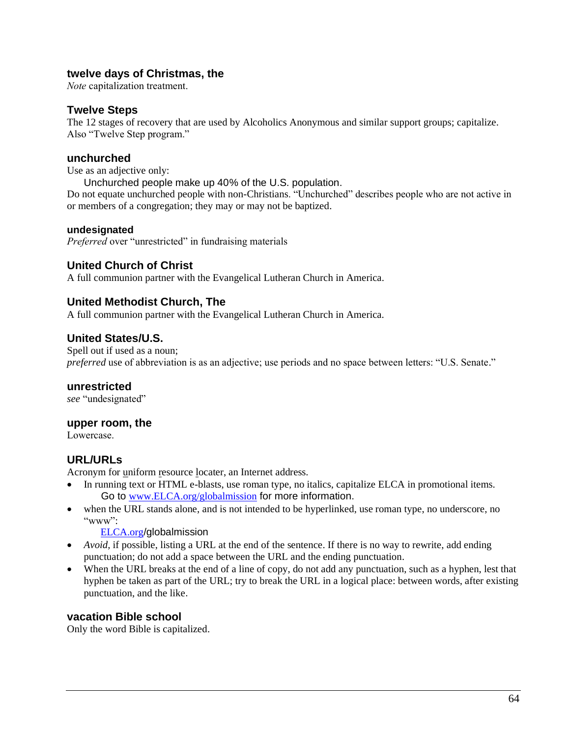### twelve days of Christmas, the

*Note* capitalization treatment.

### Twelve Steps

The 12 stages of recovery that are used by Alcoholics Anonymous and similar support groups; capitalize. Also "Twelve Step program."

### unchurched

Use as an adjective only:

> Unchurched people make up 40% of the U.S. population.

Do not equate unchurched people with non-Christians. "Unchurched" describes people who are not active in or members of a congregation; they may or may not be baptized.

#### undesignated

*Preferred* over "unrestricted" in fundraising materials

### United Church of Christ

A full communion partner with the Evangelical Lutheran Church in America.

### United Methodist Church, The

A full communion partner with the Evangelical Lutheran Church in America.

### United States/U.S.

Spell out if used as a noun;
*preferred* use of abbreviation is as an adjective; use periods and no space between letters: "U.S. Senate."

### unrestricted

*see* "undesignated"

### upper room, the

Lowercase.

### URL/URLs

Acronym for uniform resource locater, an Internet address.

- In running text or HTML e-blasts, use roman type, no italics, capitalize ELCA in promotional items.
  Go to www.ELCA.org/globalmission for more information.
- when the URL stands alone, and is not intended to be hyperlinked, use roman type, no underscore, no "www":
  ELCA.org/globalmission
- *Avoid,* if possible, listing a URL at the end of the sentence. If there is no way to rewrite, add ending punctuation; do not add a space between the URL and the ending punctuation.
- When the URL breaks at the end of a line of copy, do not add any punctuation, such as a hyphen, lest that hyphen be taken as part of the URL; try to break the URL in a logical place: between words, after existing punctuation, and the like.

### vacation Bible school

Only the word Bible is capitalized.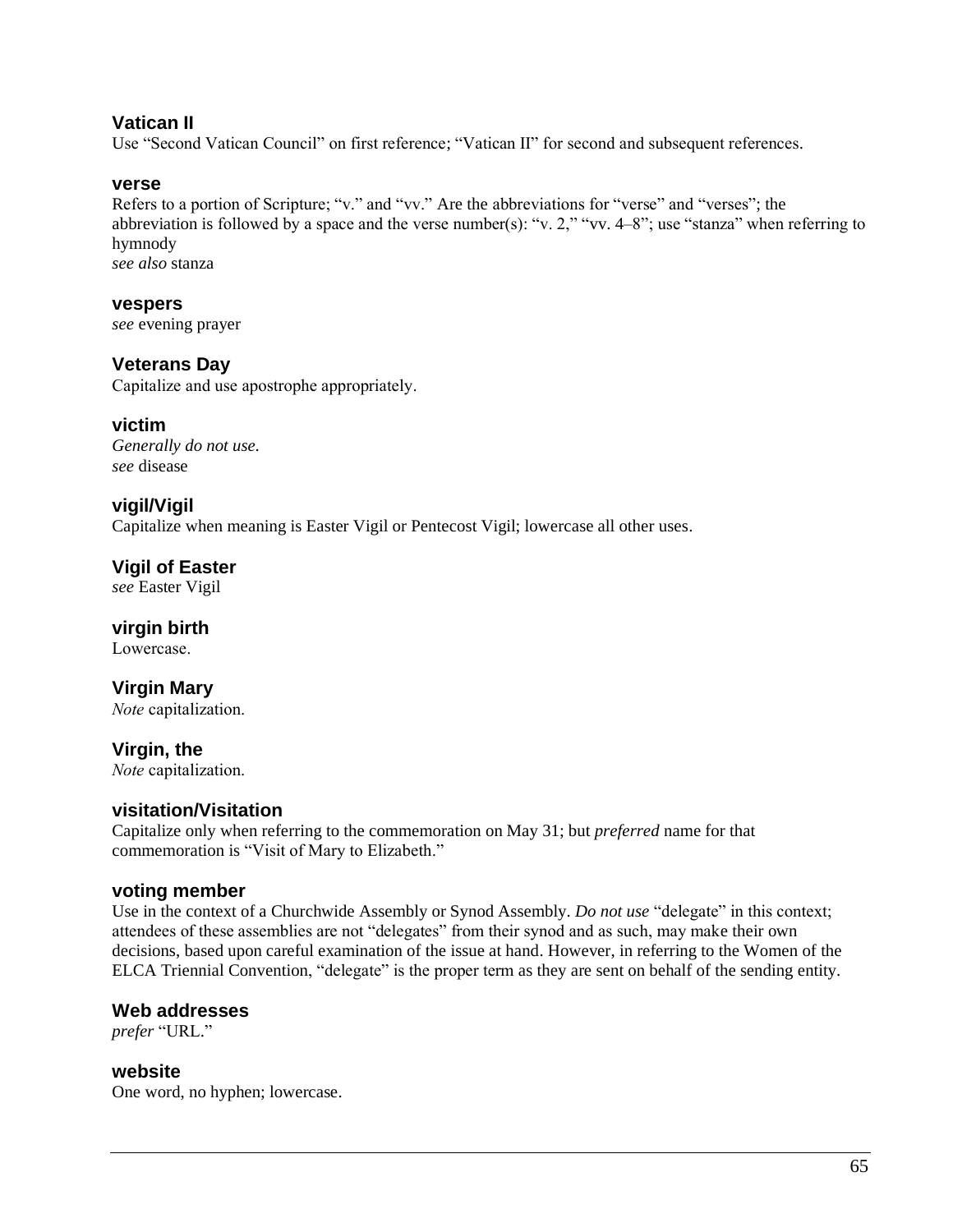### Vatican II

Use “Second Vatican Council” on first reference; “Vatican II” for second and subsequent references.

### verse

Refers to a portion of Scripture; “v.” and “vv.” Are the abbreviations for “verse” and “verses”; the abbreviation is followed by a space and the verse number(s): “v. 2,” “vv. 4–8”; use “stanza” when referring to hymnody
*see also* stanza

### vespers

*see* evening prayer

### Veterans Day

Capitalize and use apostrophe appropriately.

### victim

*Generally do not use.*
*see* disease

### vigil/Vigil

Capitalize when meaning is Easter Vigil or Pentecost Vigil; lowercase all other uses.

### Vigil of Easter

*see* Easter Vigil

### virgin birth

Lowercase.

### Virgin Mary

*Note* capitalization.

### Virgin, the

*Note* capitalization.

### visitation/Visitation

Capitalize only when referring to the commemoration on May 31; but *preferred* name for that commemoration is “Visit of Mary to Elizabeth.”

### voting member

Use in the context of a Churchwide Assembly or Synod Assembly. *Do not use* “delegate” in this context; attendees of these assemblies are not “delegates” from their synod and as such, may make their own decisions, based upon careful examination of the issue at hand. However, in referring to the Women of the ELCA Triennial Convention, “delegate” is the proper term as they are sent on behalf of the sending entity.

### Web addresses

*prefer* “URL.”

### website

One word, no hyphen; lowercase.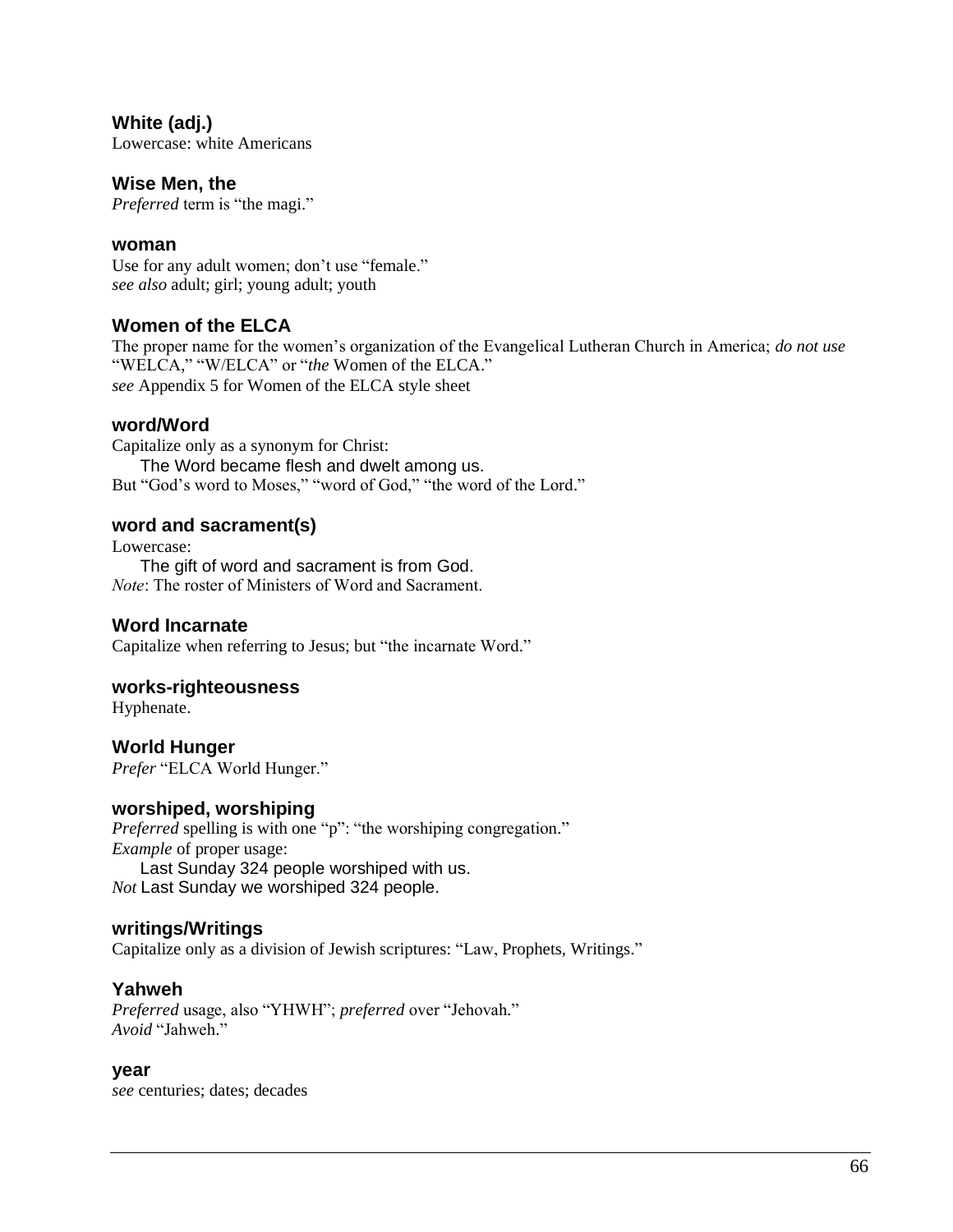### White (adj.)

Lowercase: white Americans

### Wise Men, the

*Preferred* term is "the magi."

### woman

Use for any adult women; don't use "female."
*see also* adult; girl; young adult; youth

### Women of the ELCA

The proper name for the women's organization of the Evangelical Lutheran Church in America; *do not use* "WELCA," "W/ELCA" or "*the* Women of the ELCA."
*see* Appendix 5 for Women of the ELCA style sheet

### word/Word

Capitalize only as a synonym for Christ:

> The Word became flesh and dwelt among us.

But "God's word to Moses," "word of God," "the word of the Lord."

### word and sacrament(s)

Lowercase:

> The gift of word and sacrament is from God.

*Note*: The roster of Ministers of Word and Sacrament.

### Word Incarnate

Capitalize when referring to Jesus; but "the incarnate Word."

### works-righteousness

Hyphenate.

### World Hunger

*Prefer* "ELCA World Hunger."

### worshiped, worshiping

*Preferred* spelling is with one "p": "the worshiping congregation."
*Example* of proper usage:

> Last Sunday 324 people worshiped with us.

*Not* Last Sunday we worshiped 324 people.

### writings/Writings

Capitalize only as a division of Jewish scriptures: "Law, Prophets, Writings."

### Yahweh

*Preferred* usage, also "YHWH"; *preferred* over "Jehovah."
*Avoid* "Jahweh."

### year

*see* centuries; dates; decades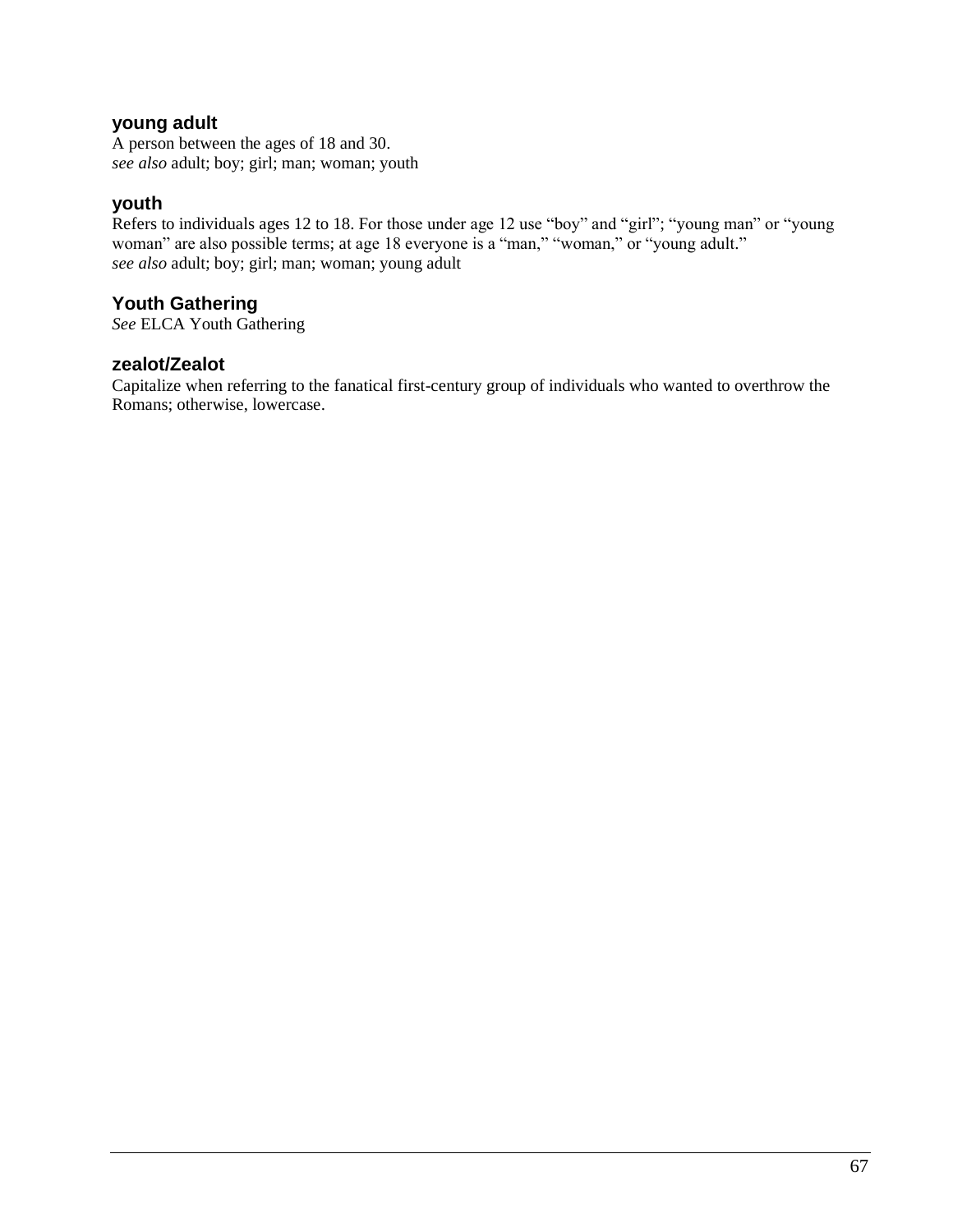### young adult

A person between the ages of 18 and 30.
*see also* adult; boy; girl; man; woman; youth

### youth

Refers to individuals ages 12 to 18. For those under age 12 use “boy” and “girl”; “young man” or “young woman” are also possible terms; at age 18 everyone is a “man,” “woman,” or “young adult.”
*see also* adult; boy; girl; man; woman; young adult

### Youth Gathering

*See* ELCA Youth Gathering

### zealot/Zealot

Capitalize when referring to the fanatical first-century group of individuals who wanted to overthrow the Romans; otherwise, lowercase.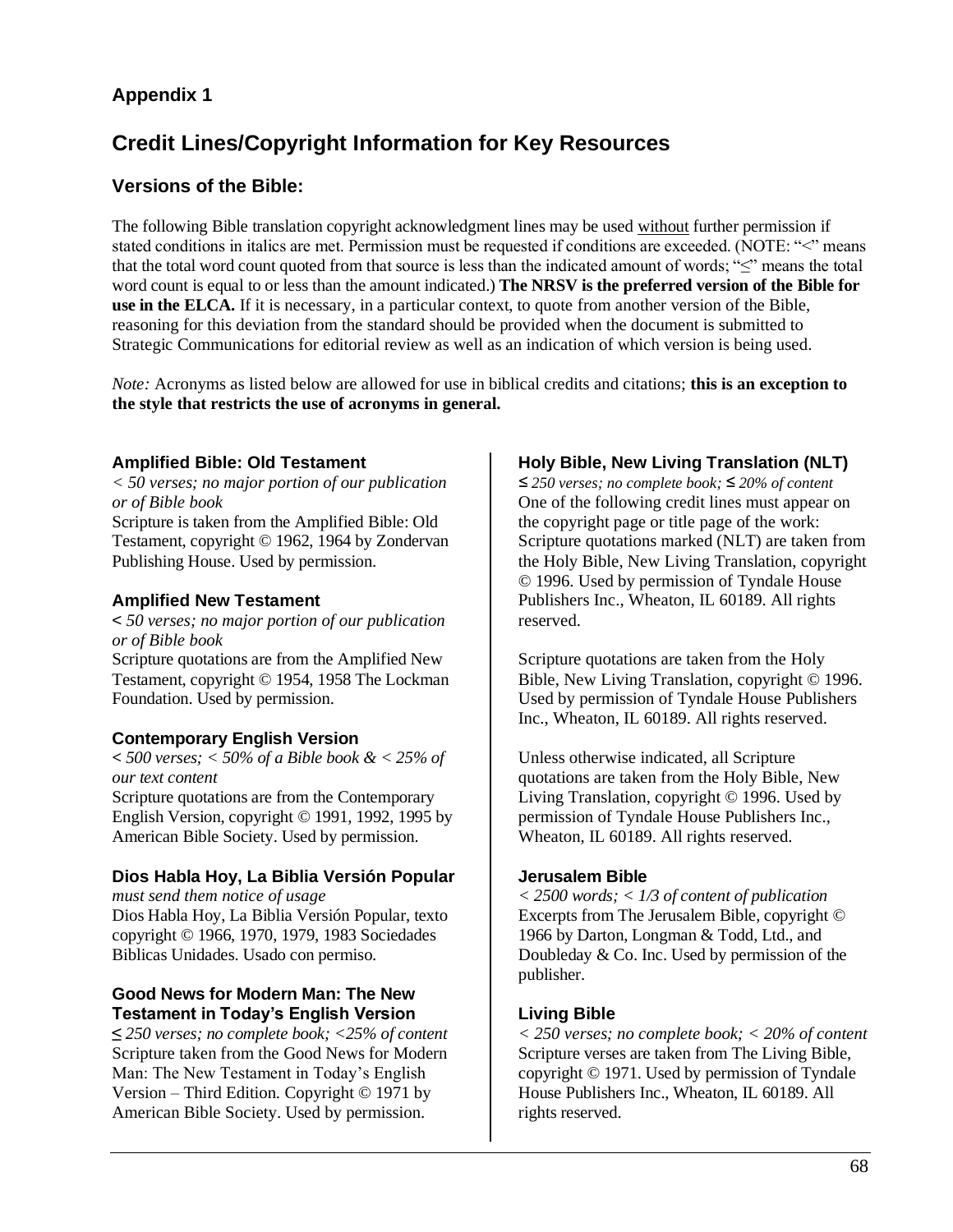## Appendix 1

# Credit Lines/Copyright Information for Key Resources

## Versions of the Bible:

The following Bible translation copyright acknowledgment lines may be used without further permission if stated conditions in italics are met. Permission must be requested if conditions are exceeded. (NOTE: "<" means that the total word count quoted from that source is less than the indicated amount of words; "≤" means the total word count is equal to or less than the amount indicated.) **The NRSV is the preferred version of the Bible for use in the ELCA.** If it is necessary, in a particular context, to quote from another version of the Bible, reasoning for this deviation from the standard should be provided when the document is submitted to Strategic Communications for editorial review as well as an indication of which version is being used.

*Note:* Acronyms as listed below are allowed for use in biblical credits and citations; **this is an exception to the style that restricts the use of acronyms in general.**

### Amplified Bible: Old Testament

*< 50 verses; no major portion of our publication or of Bible book*

Scripture is taken from the Amplified Bible: Old Testament, copyright © 1962, 1964 by Zondervan Publishing House. Used by permission.

### Amplified New Testament

*< 50 verses; no major portion of our publication or of Bible book*

Scripture quotations are from the Amplified New Testament, copyright © 1954, 1958 The Lockman Foundation. Used by permission.

### Contemporary English Version

*< 500 verses; < 50% of a Bible book & < 25% of our text content*

Scripture quotations are from the Contemporary English Version, copyright © 1991, 1992, 1995 by American Bible Society. Used by permission.

### Dios Habla Hoy, La Biblia Versión Popular

*must send them notice of usage*

Dios Habla Hoy, La Biblia Versión Popular, texto copyright © 1966, 1970, 1979, 1983 Sociedades Biblicas Unidades. Usado con permiso.

### Good News for Modern Man: The New Testament in Today's English Version

*≤ 250 verses; no complete book; <25% of content*

Scripture taken from the Good News for Modern Man: The New Testament in Today's English Version – Third Edition. Copyright © 1971 by American Bible Society. Used by permission.

### Holy Bible, New Living Translation (NLT)

*≤ 250 verses; no complete book; ≤ 20% of content*

One of the following credit lines must appear on the copyright page or title page of the work:

Scripture quotations marked (NLT) are taken from the Holy Bible, New Living Translation, copyright © 1996. Used by permission of Tyndale House Publishers Inc., Wheaton, IL 60189. All rights reserved.

Scripture quotations are taken from the Holy Bible, New Living Translation, copyright © 1996. Used by permission of Tyndale House Publishers Inc., Wheaton, IL 60189. All rights reserved.

Unless otherwise indicated, all Scripture quotations are taken from the Holy Bible, New Living Translation, copyright © 1996. Used by permission of Tyndale House Publishers Inc., Wheaton, IL 60189. All rights reserved.

### Jerusalem Bible

*< 2500 words; < 1/3 of content of publication*

Excerpts from The Jerusalem Bible, copyright © 1966 by Darton, Longman & Todd, Ltd., and Doubleday & Co. Inc. Used by permission of the publisher.

### Living Bible

*< 250 verses; no complete book; < 20% of content*

Scripture verses are taken from The Living Bible, copyright © 1971. Used by permission of Tyndale House Publishers Inc., Wheaton, IL 60189. All rights reserved.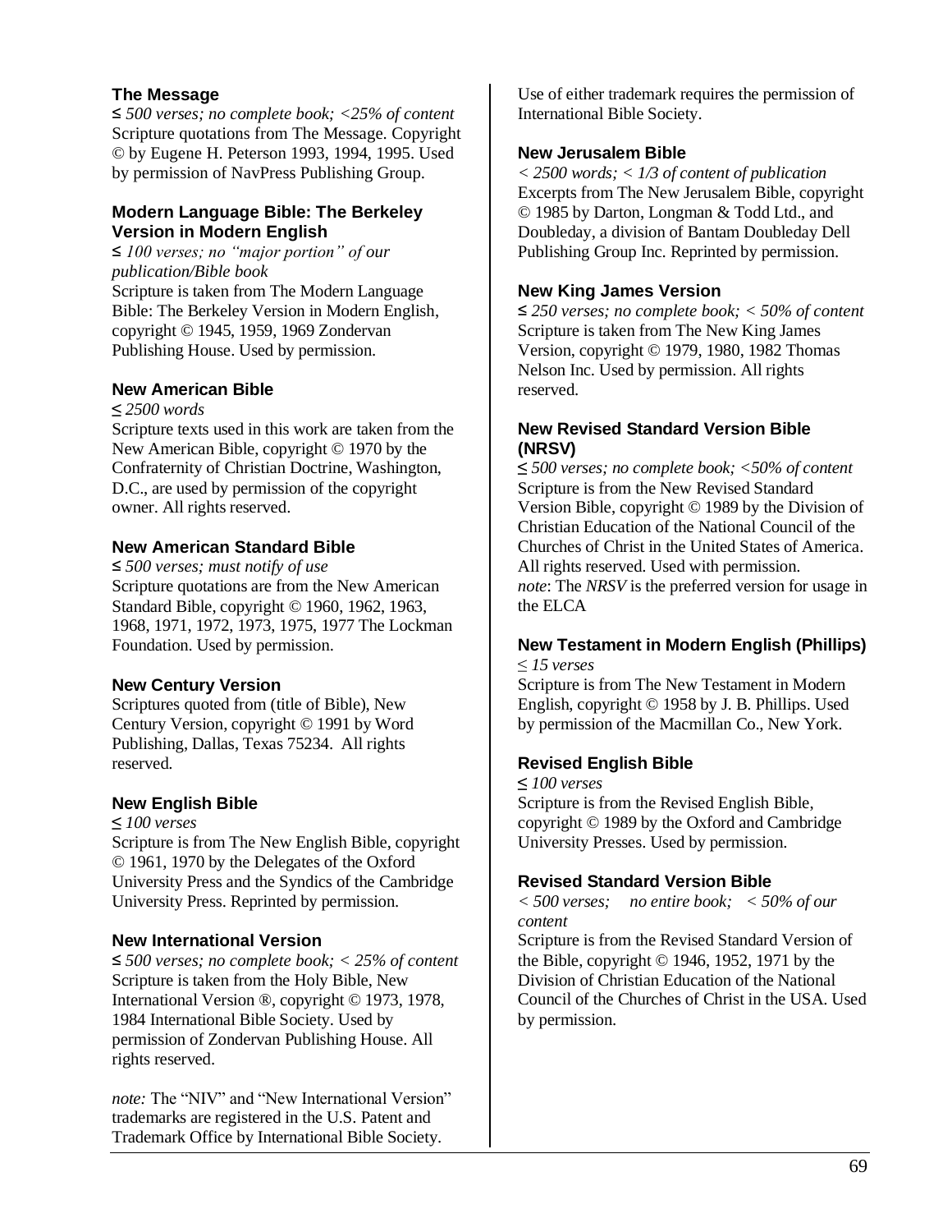### The Message

*≤ 500 verses; no complete book; <25% of content*
Scripture quotations from The Message. Copyright © by Eugene H. Peterson 1993, 1994, 1995. Used by permission of NavPress Publishing Group.

### Modern Language Bible: The Berkeley Version in Modern English

*≤ 100 verses; no "major portion" of our publication/Bible book*
Scripture is taken from The Modern Language Bible: The Berkeley Version in Modern English, copyright © 1945, 1959, 1969 Zondervan Publishing House. Used by permission.

### New American Bible

*≤ 2500 words*
Scripture texts used in this work are taken from the New American Bible, copyright © 1970 by the Confraternity of Christian Doctrine, Washington, D.C., are used by permission of the copyright owner. All rights reserved.

### New American Standard Bible

*≤ 500 verses; must notify of use*
Scripture quotations are from the New American Standard Bible, copyright © 1960, 1962, 1963, 1968, 1971, 1972, 1973, 1975, 1977 The Lockman Foundation. Used by permission.

### New Century Version

Scriptures quoted from (title of Bible), New Century Version, copyright © 1991 by Word Publishing, Dallas, Texas 75234. All rights reserved.

### New English Bible

*≤ 100 verses*
Scripture is from The New English Bible, copyright © 1961, 1970 by the Delegates of the Oxford University Press and the Syndics of the Cambridge University Press. Reprinted by permission.

### New International Version

*≤ 500 verses; no complete book; < 25% of content*
Scripture is taken from the Holy Bible, New International Version ®, copyright © 1973, 1978, 1984 International Bible Society. Used by permission of Zondervan Publishing House. All rights reserved.

*note:* The "NIV" and "New International Version" trademarks are registered in the U.S. Patent and Trademark Office by International Bible Society. Use of either trademark requires the permission of International Bible Society.

### New Jerusalem Bible

*< 2500 words; < 1/3 of content of publication*
Excerpts from The New Jerusalem Bible, copyright © 1985 by Darton, Longman & Todd Ltd., and Doubleday, a division of Bantam Doubleday Dell Publishing Group Inc. Reprinted by permission.

### New King James Version

*≤ 250 verses; no complete book; < 50% of content*
Scripture is taken from The New King James Version, copyright © 1979, 1980, 1982 Thomas Nelson Inc. Used by permission. All rights reserved.

### New Revised Standard Version Bible (NRSV)

*≤ 500 verses; no complete book; <50% of content*
Scripture is from the New Revised Standard Version Bible, copyright © 1989 by the Division of Christian Education of the National Council of the Churches of Christ in the United States of America. All rights reserved. Used with permission.
*note*: The *NRSV* is the preferred version for usage in the ELCA

### New Testament in Modern English (Phillips)

*≤ 15 verses*
Scripture is from The New Testament in Modern English, copyright © 1958 by J. B. Phillips. Used by permission of the Macmillan Co., New York.

### Revised English Bible

*≤ 100 verses*
Scripture is from the Revised English Bible, copyright © 1989 by the Oxford and Cambridge University Presses. Used by permission.

### Revised Standard Version Bible

*< 500 verses; no entire book; < 50% of our content*
Scripture is from the Revised Standard Version of the Bible, copyright © 1946, 1952, 1971 by the Division of Christian Education of the National Council of the Churches of Christ in the USA. Used by permission.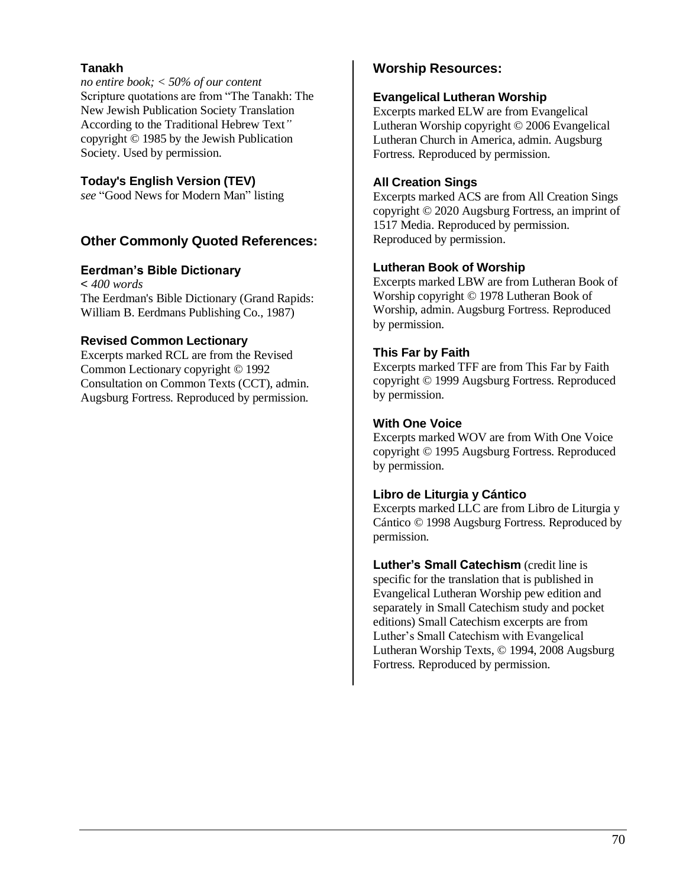### Tanakh

*no entire book; < 50% of our content*
Scripture quotations are from "The Tanakh: The New Jewish Publication Society Translation According to the Traditional Hebrew Text*"* copyright © 1985 by the Jewish Publication Society. Used by permission.

### Today's English Version (TEV)

*see* "Good News for Modern Man" listing

## Other Commonly Quoted References:

### Eerdman's Bible Dictionary

**<** *400 words*
The Eerdman's Bible Dictionary (Grand Rapids: William B. Eerdmans Publishing Co., 1987)

### Revised Common Lectionary

Excerpts marked RCL are from the Revised Common Lectionary copyright © 1992 Consultation on Common Texts (CCT), admin. Augsburg Fortress. Reproduced by permission.

## Worship Resources:

### Evangelical Lutheran Worship

Excerpts marked ELW are from Evangelical Lutheran Worship copyright © 2006 Evangelical Lutheran Church in America, admin. Augsburg Fortress. Reproduced by permission.

### All Creation Sings

Excerpts marked ACS are from All Creation Sings copyright © 2020 Augsburg Fortress, an imprint of 1517 Media. Reproduced by permission. Reproduced by permission.

### Lutheran Book of Worship

Excerpts marked LBW are from Lutheran Book of Worship copyright © 1978 Lutheran Book of Worship, admin. Augsburg Fortress. Reproduced by permission.

### This Far by Faith

Excerpts marked TFF are from This Far by Faith copyright © 1999 Augsburg Fortress. Reproduced by permission.

### With One Voice

Excerpts marked WOV are from With One Voice copyright © 1995 Augsburg Fortress. Reproduced by permission.

### Libro de Liturgia y Cántico

Excerpts marked LLC are from Libro de Liturgia y Cántico © 1998 Augsburg Fortress. Reproduced by permission.

**Luther's Small Catechism** (credit line is specific for the translation that is published in Evangelical Lutheran Worship pew edition and separately in Small Catechism study and pocket editions) Small Catechism excerpts are from Luther's Small Catechism with Evangelical Lutheran Worship Texts, © 1994, 2008 Augsburg Fortress. Reproduced by permission.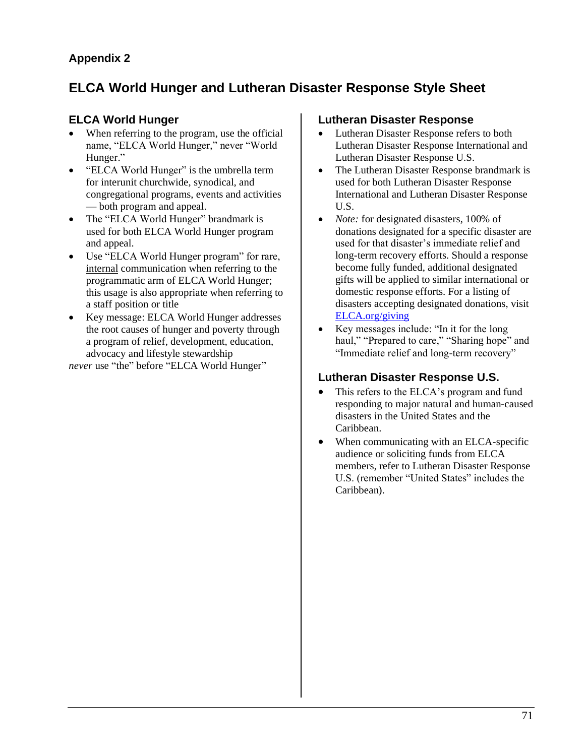## Appendix 2

# ELCA World Hunger and Lutheran Disaster Response Style Sheet

### ELCA World Hunger

- When referring to the program, use the official name, "ELCA World Hunger," never "World Hunger."
- "ELCA World Hunger" is the umbrella term for interunit churchwide, synodical, and congregational programs, events and activities — both program and appeal.
- The "ELCA World Hunger" brandmark is used for both ELCA World Hunger program and appeal.
- Use "ELCA World Hunger program" for rare, internal communication when referring to the programmatic arm of ELCA World Hunger; this usage is also appropriate when referring to a staff position or title
- Key message: ELCA World Hunger addresses the root causes of hunger and poverty through a program of relief, development, education, advocacy and lifestyle stewardship

*never* use "the" before "ELCA World Hunger"

### Lutheran Disaster Response

- Lutheran Disaster Response refers to both Lutheran Disaster Response International and Lutheran Disaster Response U.S.
- The Lutheran Disaster Response brandmark is used for both Lutheran Disaster Response International and Lutheran Disaster Response U.S.
- *Note:* for designated disasters, 100% of donations designated for a specific disaster are used for that disaster's immediate relief and long-term recovery efforts. Should a response become fully funded, additional designated gifts will be applied to similar international or domestic response efforts. For a listing of disasters accepting designated donations, visit ELCA.org/giving
- Key messages include: "In it for the long haul," "Prepared to care," "Sharing hope" and "Immediate relief and long-term recovery"

### Lutheran Disaster Response U.S.

- This refers to the ELCA's program and fund responding to major natural and human-caused disasters in the United States and the Caribbean.
- When communicating with an ELCA-specific audience or soliciting funds from ELCA members, refer to Lutheran Disaster Response U.S. (remember "United States" includes the Caribbean).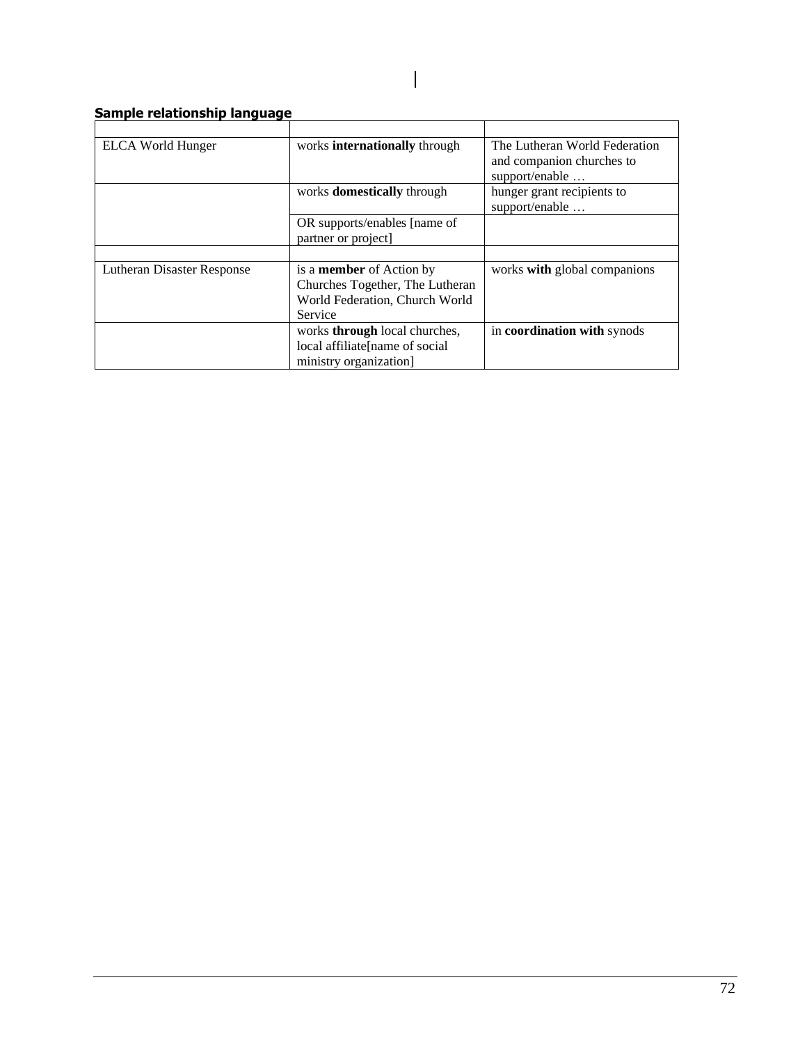**Sample relationship language**

| | | |
|---|---|---|
| ELCA World Hunger | works **internationally** through | The Lutheran World Federation and companion churches to support/enable … |
| | works **domestically** through | hunger grant recipients to support/enable … |
| | OR supports/enables [name of partner or project] | |
| | | |
| Lutheran Disaster Response | is a **member** of Action by Churches Together, The Lutheran World Federation, Church World Service | works **with** global companions |
| | works **through** local churches, local affiliate[name of social ministry organization] | in **coordination with** synods |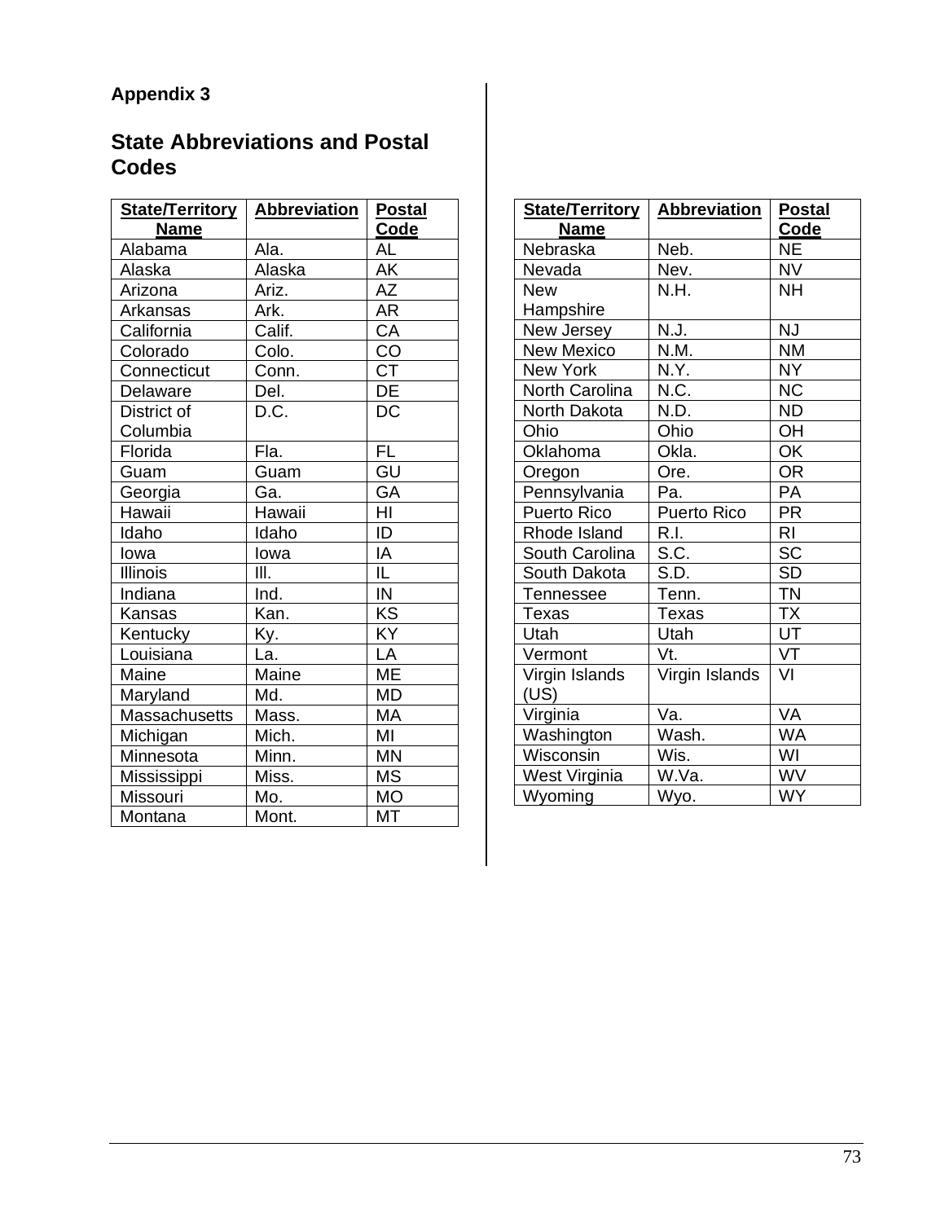**Appendix 3**

## State Abbreviations and Postal Codes

| State/Territory Name | Abbreviation | Postal Code |
|---|---|---|
| Alabama | Ala. | AL |
| Alaska | Alaska | AK |
| Arizona | Ariz. | AZ |
| Arkansas | Ark. | AR |
| California | Calif. | CA |
| Colorado | Colo. | CO |
| Connecticut | Conn. | CT |
| Delaware | Del. | DE |
| District of Columbia | D.C. | DC |
| Florida | Fla. | FL |
| Guam | Guam | GU |
| Georgia | Ga. | GA |
| Hawaii | Hawaii | HI |
| Idaho | Idaho | ID |
| Iowa | Iowa | IA |
| Illinois | Ill. | IL |
| Indiana | Ind. | IN |
| Kansas | Kan. | KS |
| Kentucky | Ky. | KY |
| Louisiana | La. | LA |
| Maine | Maine | ME |
| Maryland | Md. | MD |
| Massachusetts | Mass. | MA |
| Michigan | Mich. | MI |
| Minnesota | Minn. | MN |
| Mississippi | Miss. | MS |
| Missouri | Mo. | MO |
| Montana | Mont. | MT |
| Nebraska | Neb. | NE |
| Nevada | Nev. | NV |
| New Hampshire | N.H. | NH |
| New Jersey | N.J. | NJ |
| New Mexico | N.M. | NM |
| New York | N.Y. | NY |
| North Carolina | N.C. | NC |
| North Dakota | N.D. | ND |
| Ohio | Ohio | OH |
| Oklahoma | Okla. | OK |
| Oregon | Ore. | OR |
| Pennsylvania | Pa. | PA |
| Puerto Rico | Puerto Rico | PR |
| Rhode Island | R.I. | RI |
| South Carolina | S.C. | SC |
| South Dakota | S.D. | SD |
| Tennessee | Tenn. | TN |
| Texas | Texas | TX |
| Utah | Utah | UT |
| Vermont | Vt. | VT |
| Virgin Islands (US) | Virgin Islands | VI |
| Virginia | Va. | VA |
| Washington | Wash. | WA |
| Wisconsin | Wis. | WI |
| West Virginia | W.Va. | WV |
| Wyoming | Wyo. | WY |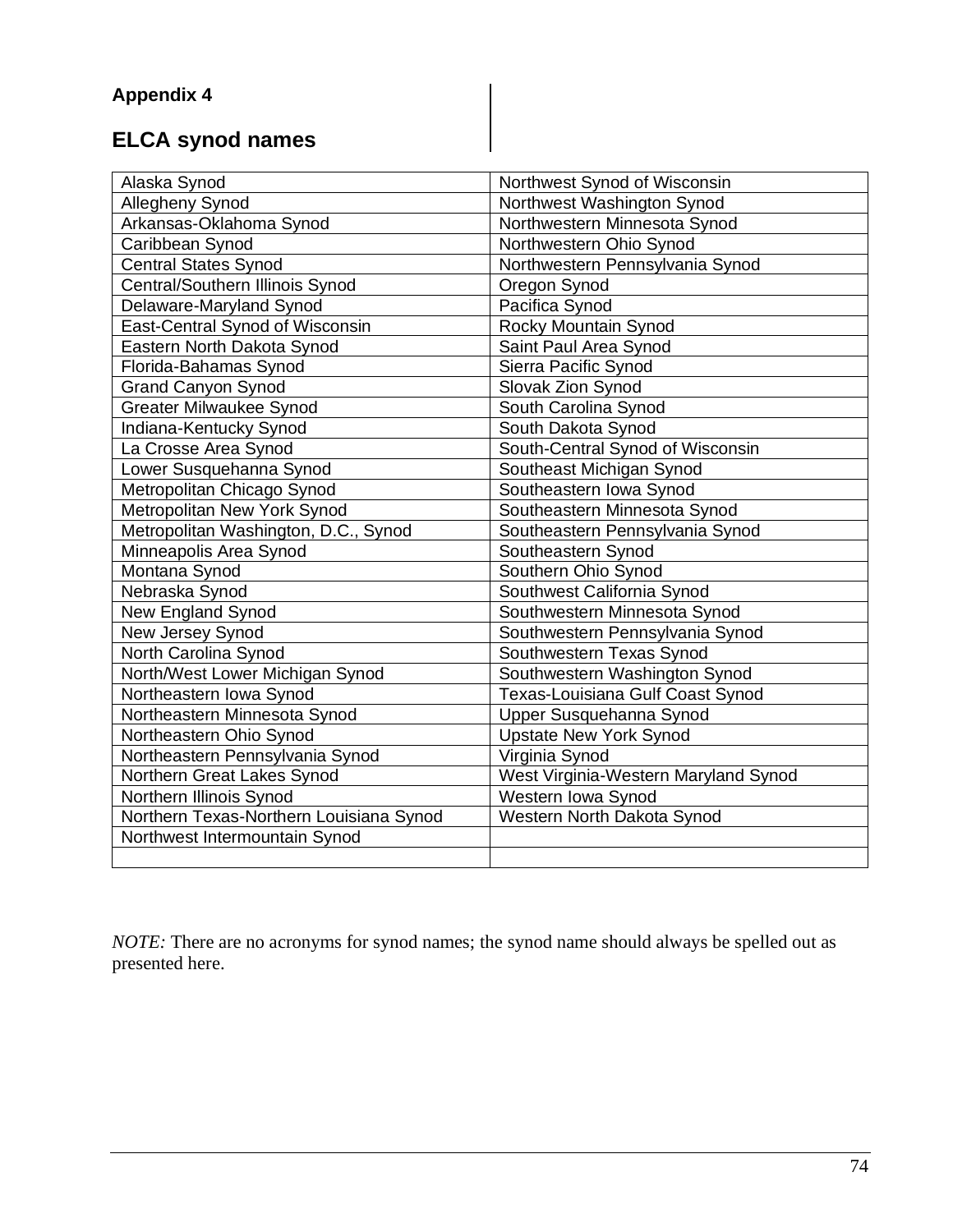**Appendix 4**

## ELCA synod names

| | |
|---|---|
| Alaska Synod | Northwest Synod of Wisconsin |
| Allegheny Synod | Northwest Washington Synod |
| Arkansas-Oklahoma Synod | Northwestern Minnesota Synod |
| Caribbean Synod | Northwestern Ohio Synod |
| Central States Synod | Northwestern Pennsylvania Synod |
| Central/Southern Illinois Synod | Oregon Synod |
| Delaware-Maryland Synod | Pacifica Synod |
| East-Central Synod of Wisconsin | Rocky Mountain Synod |
| Eastern North Dakota Synod | Saint Paul Area Synod |
| Florida-Bahamas Synod | Sierra Pacific Synod |
| Grand Canyon Synod | Slovak Zion Synod |
| Greater Milwaukee Synod | South Carolina Synod |
| Indiana-Kentucky Synod | South Dakota Synod |
| La Crosse Area Synod | South-Central Synod of Wisconsin |
| Lower Susquehanna Synod | Southeast Michigan Synod |
| Metropolitan Chicago Synod | Southeastern Iowa Synod |
| Metropolitan New York Synod | Southeastern Minnesota Synod |
| Metropolitan Washington, D.C., Synod | Southeastern Pennsylvania Synod |
| Minneapolis Area Synod | Southeastern Synod |
| Montana Synod | Southern Ohio Synod |
| Nebraska Synod | Southwest California Synod |
| New England Synod | Southwestern Minnesota Synod |
| New Jersey Synod | Southwestern Pennsylvania Synod |
| North Carolina Synod | Southwestern Texas Synod |
| North/West Lower Michigan Synod | Southwestern Washington Synod |
| Northeastern Iowa Synod | Texas-Louisiana Gulf Coast Synod |
| Northeastern Minnesota Synod | Upper Susquehanna Synod |
| Northeastern Ohio Synod | Upstate New York Synod |
| Northeastern Pennsylvania Synod | Virginia Synod |
| Northern Great Lakes Synod | West Virginia-Western Maryland Synod |
| Northern Illinois Synod | Western Iowa Synod |
| Northern Texas-Northern Louisiana Synod | Western North Dakota Synod |
| Northwest Intermountain Synod | |
| | |

*NOTE:* There are no acronyms for synod names; the synod name should always be spelled out as presented here.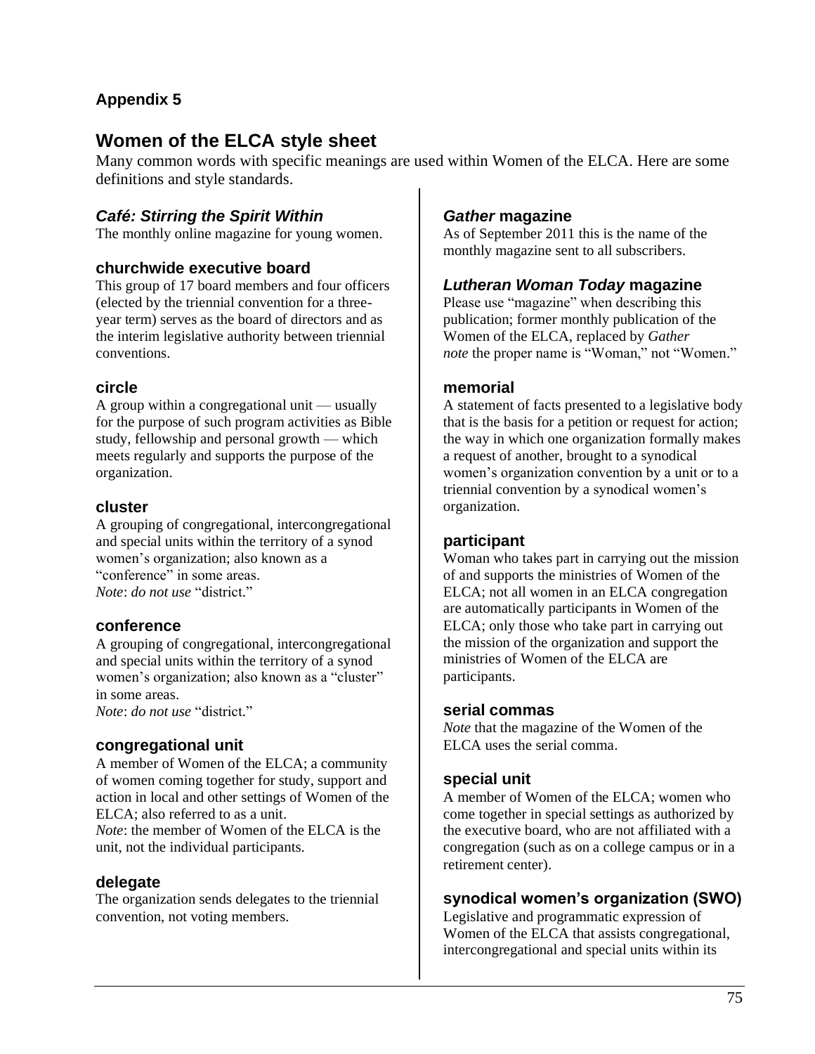## Appendix 5

# Women of the ELCA style sheet

Many common words with specific meanings are used within Women of the ELCA. Here are some definitions and style standards.

### *Café: Stirring the Spirit Within*

The monthly online magazine for young women.

### churchwide executive board

This group of 17 board members and four officers (elected by the triennial convention for a three-year term) serves as the board of directors and as the interim legislative authority between triennial conventions.

### circle

A group within a congregational unit — usually for the purpose of such program activities as Bible study, fellowship and personal growth — which meets regularly and supports the purpose of the organization.

### cluster

A grouping of congregational, intercongregational and special units within the territory of a synod women's organization; also known as a "conference" in some areas.
*Note*: *do not use* "district."

### conference

A grouping of congregational, intercongregational and special units within the territory of a synod women's organization; also known as a "cluster" in some areas.
*Note*: *do not use* "district."

### congregational unit

A member of Women of the ELCA; a community of women coming together for study, support and action in local and other settings of Women of the ELCA; also referred to as a unit.
*Note*: the member of Women of the ELCA is the unit, not the individual participants.

### delegate

The organization sends delegates to the triennial convention, not voting members.

### *Gather* magazine

As of September 2011 this is the name of the monthly magazine sent to all subscribers.

### *Lutheran Woman Today* magazine

Please use "magazine" when describing this publication; former monthly publication of the Women of the ELCA, replaced by *Gather*
*note* the proper name is "Woman," not "Women."

### memorial

A statement of facts presented to a legislative body that is the basis for a petition or request for action; the way in which one organization formally makes a request of another, brought to a synodical women's organization convention by a unit or to a triennial convention by a synodical women's organization.

### participant

Woman who takes part in carrying out the mission of and supports the ministries of Women of the ELCA; not all women in an ELCA congregation are automatically participants in Women of the ELCA; only those who take part in carrying out the mission of the organization and support the ministries of Women of the ELCA are participants.

### serial commas

*Note* that the magazine of the Women of the ELCA uses the serial comma.

### special unit

A member of Women of the ELCA; women who come together in special settings as authorized by the executive board, who are not affiliated with a congregation (such as on a college campus or in a retirement center).

### synodical women's organization (SWO)

Legislative and programmatic expression of Women of the ELCA that assists congregational, intercongregational and special units within its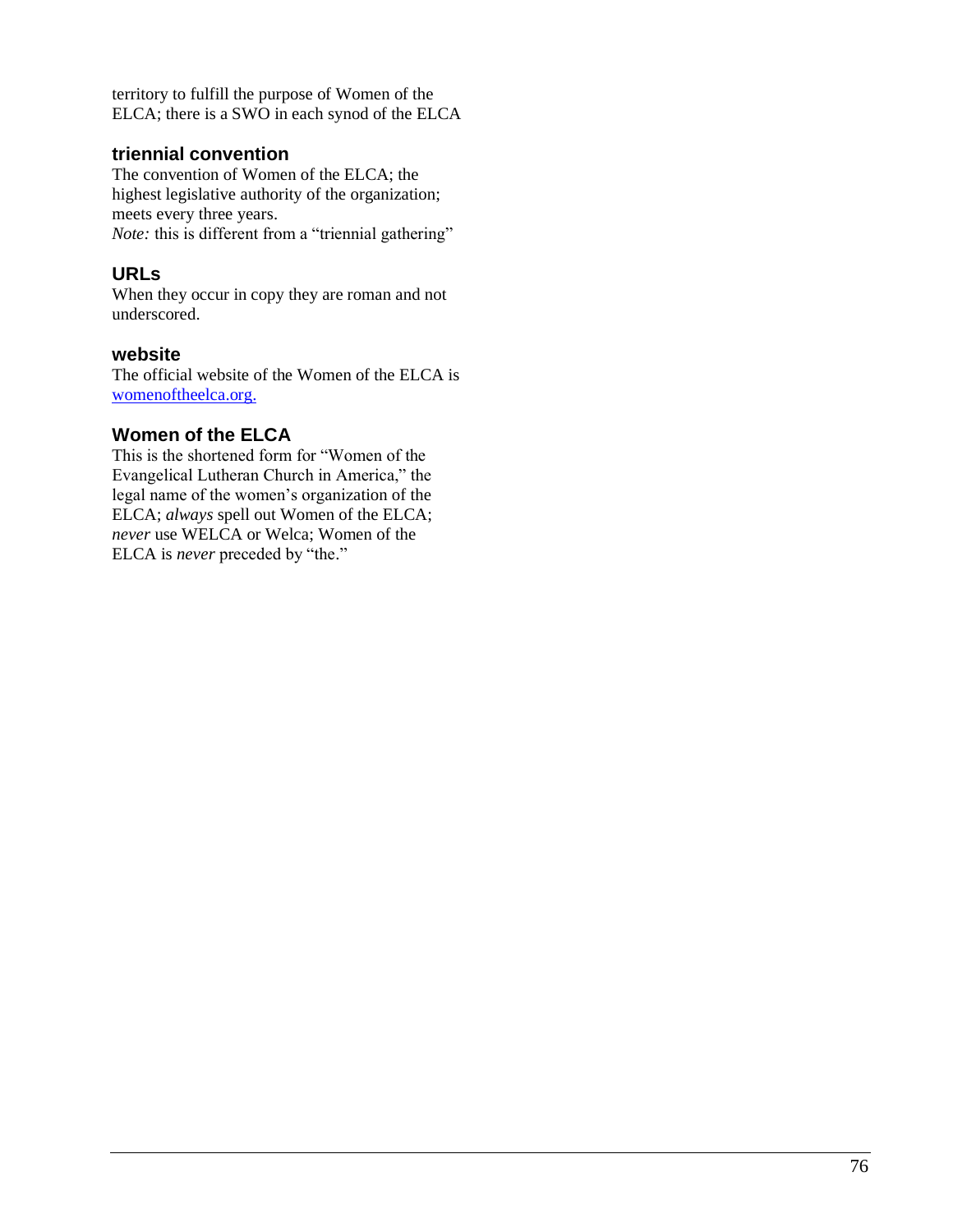territory to fulfill the purpose of Women of the ELCA; there is a SWO in each synod of the ELCA

### triennial convention

The convention of Women of the ELCA; the highest legislative authority of the organization; meets every three years.
*Note:* this is different from a "triennial gathering"

### URLs

When they occur in copy they are roman and not underscored.

### website

The official website of the Women of the ELCA is [womenoftheelca.org.](womenoftheelca.org)

### Women of the ELCA

This is the shortened form for "Women of the Evangelical Lutheran Church in America," the legal name of the women's organization of the ELCA; *always* spell out Women of the ELCA; *never* use WELCA or Welca; Women of the ELCA is *never* preceded by "the."